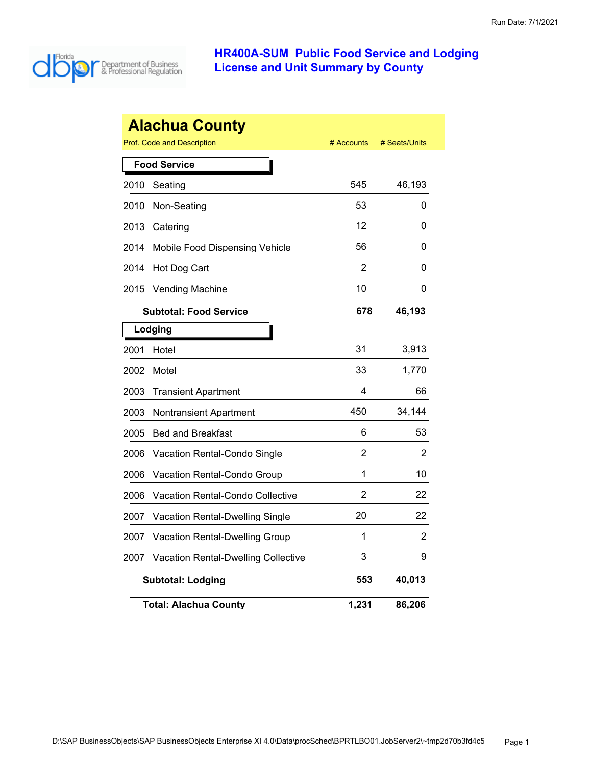# HR400A-SUM Public Food Service and Lodging License and Unit Summary by County

## Alachua County

| Prof. Code and Description | # Accounts | # Seats/Units |
|---|---|---|
| **Food Service** | | |
| 2010 Seating | 545 | 46,193 |
| 2010 Non-Seating | 53 | 0 |
| 2013 Catering | 12 | 0 |
| 2014 Mobile Food Dispensing Vehicle | 56 | 0 |
| 2014 Hot Dog Cart | 2 | 0 |
| 2015 Vending Machine | 10 | 0 |
| **Subtotal: Food Service** | **678** | **46,193** |
| **Lodging** | | |
| 2001 Hotel | 31 | 3,913 |
| 2002 Motel | 33 | 1,770 |
| 2003 Transient Apartment | 4 | 66 |
| 2003 Nontransient Apartment | 450 | 34,144 |
| 2005 Bed and Breakfast | 6 | 53 |
| 2006 Vacation Rental-Condo Single | 2 | 2 |
| 2006 Vacation Rental-Condo Group | 1 | 10 |
| 2006 Vacation Rental-Condo Collective | 2 | 22 |
| 2007 Vacation Rental-Dwelling Single | 20 | 22 |
| 2007 Vacation Rental-Dwelling Group | 1 | 2 |
| 2007 Vacation Rental-Dwelling Collective | 3 | 9 |
| **Subtotal: Lodging** | **553** | **40,013** |
| **Total: Alachua County** | **1,231** | **86,206** |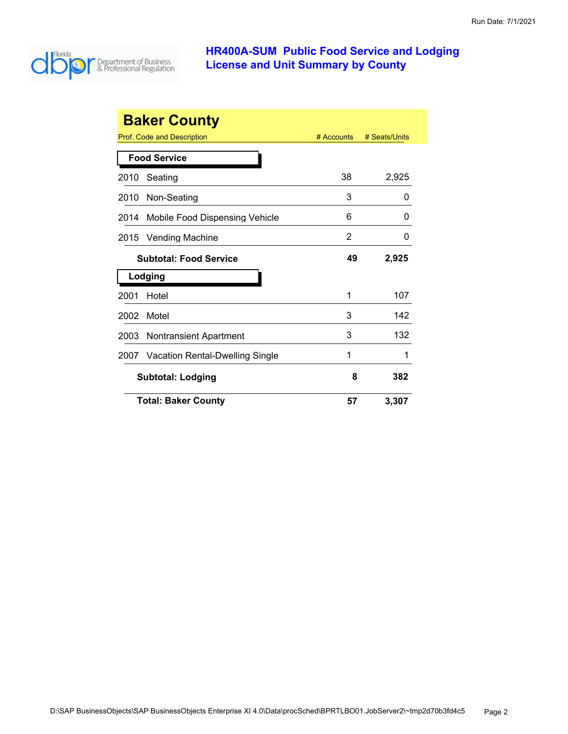# HR400A-SUM Public Food Service and Lodging License and Unit Summary by County

## Baker County

| Prof. Code and Description | # Accounts | # Seats/Units |
|---|---|---|
| **Food Service** | | |
| 2010 Seating | 38 | 2,925 |
| 2010 Non-Seating | 3 | 0 |
| 2014 Mobile Food Dispensing Vehicle | 6 | 0 |
| 2015 Vending Machine | 2 | 0 |
| **Subtotal: Food Service** | **49** | **2,925** |
| **Lodging** | | |
| 2001 Hotel | 1 | 107 |
| 2002 Motel | 3 | 142 |
| 2003 Nontransient Apartment | 3 | 132 |
| 2007 Vacation Rental-Dwelling Single | 1 | 1 |
| **Subtotal: Lodging** | **8** | **382** |
| **Total: Baker County** | **57** | **3,307** |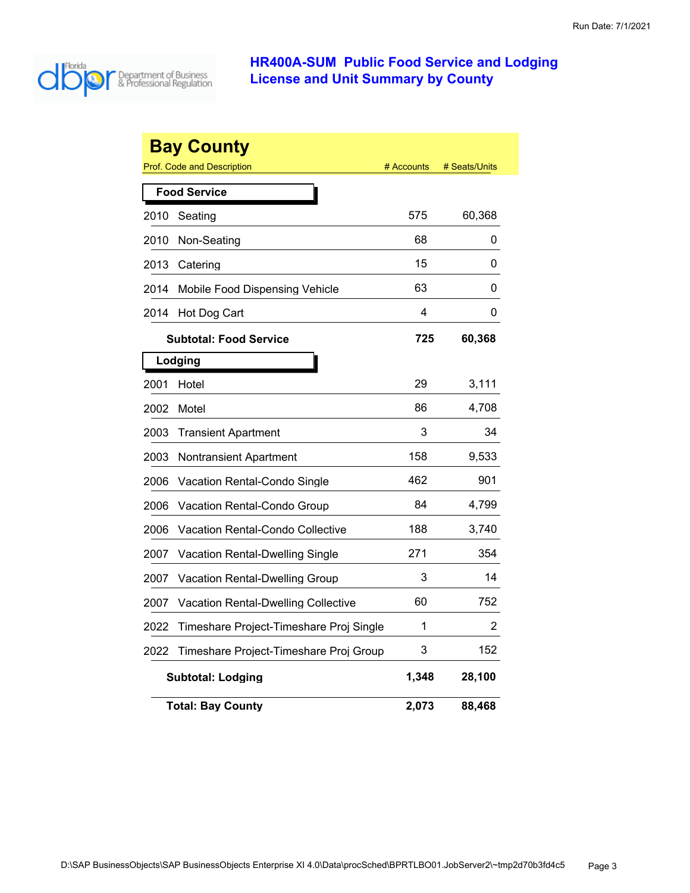# HR400A-SUM Public Food Service and Lodging License and Unit Summary by County

## Bay County

| Prof. Code and Description | | # Accounts | # Seats/Units |
|---|---|---|---|
| **Food Service** | | | |
| 2010 | Seating | 575 | 60,368 |
| 2010 | Non-Seating | 68 | 0 |
| 2013 | Catering | 15 | 0 |
| 2014 | Mobile Food Dispensing Vehicle | 63 | 0 |
| 2014 | Hot Dog Cart | 4 | 0 |
| | **Subtotal: Food Service** | **725** | **60,368** |
| **Lodging** | | | |
| 2001 | Hotel | 29 | 3,111 |
| 2002 | Motel | 86 | 4,708 |
| 2003 | Transient Apartment | 3 | 34 |
| 2003 | Nontransient Apartment | 158 | 9,533 |
| 2006 | Vacation Rental-Condo Single | 462 | 901 |
| 2006 | Vacation Rental-Condo Group | 84 | 4,799 |
| 2006 | Vacation Rental-Condo Collective | 188 | 3,740 |
| 2007 | Vacation Rental-Dwelling Single | 271 | 354 |
| 2007 | Vacation Rental-Dwelling Group | 3 | 14 |
| 2007 | Vacation Rental-Dwelling Collective | 60 | 752 |
| 2022 | Timeshare Project-Timeshare Proj Single | 1 | 2 |
| 2022 | Timeshare Project-Timeshare Proj Group | 3 | 152 |
| | **Subtotal: Lodging** | **1,348** | **28,100** |
| | **Total: Bay County** | **2,073** | **88,468** |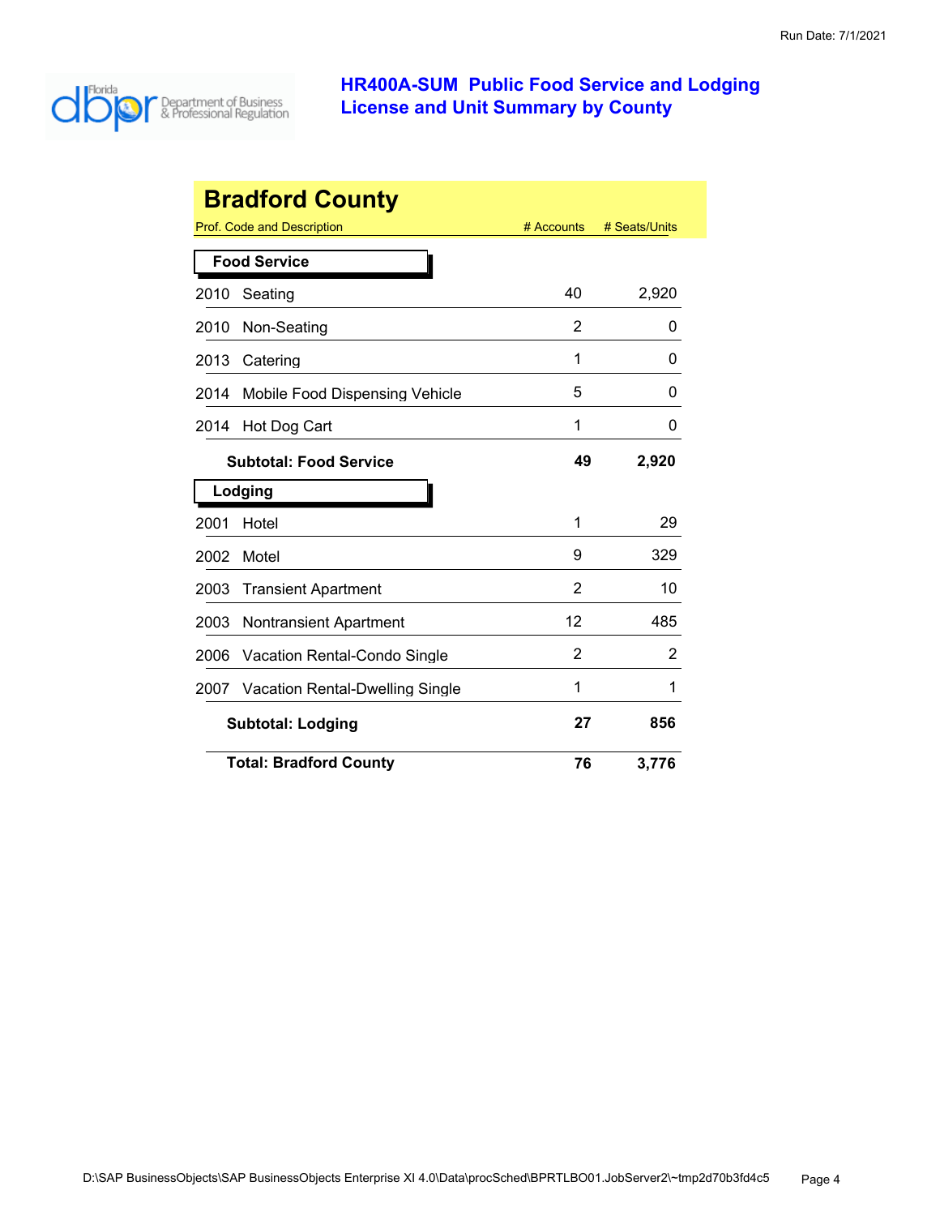# HR400A-SUM Public Food Service and Lodging License and Unit Summary by County

## Bradford County

| Prof. Code and Description | # Accounts | # Seats/Units |
|---|---|---|
| **Food Service** | | |
| 2010 Seating | 40 | 2,920 |
| 2010 Non-Seating | 2 | 0 |
| 2013 Catering | 1 | 0 |
| 2014 Mobile Food Dispensing Vehicle | 5 | 0 |
| 2014 Hot Dog Cart | 1 | 0 |
| **Subtotal: Food Service** | **49** | **2,920** |
| **Lodging** | | |
| 2001 Hotel | 1 | 29 |
| 2002 Motel | 9 | 329 |
| 2003 Transient Apartment | 2 | 10 |
| 2003 Nontransient Apartment | 12 | 485 |
| 2006 Vacation Rental-Condo Single | 2 | 2 |
| 2007 Vacation Rental-Dwelling Single | 1 | 1 |
| **Subtotal: Lodging** | **27** | **856** |
| **Total: Bradford County** | **76** | **3,776** |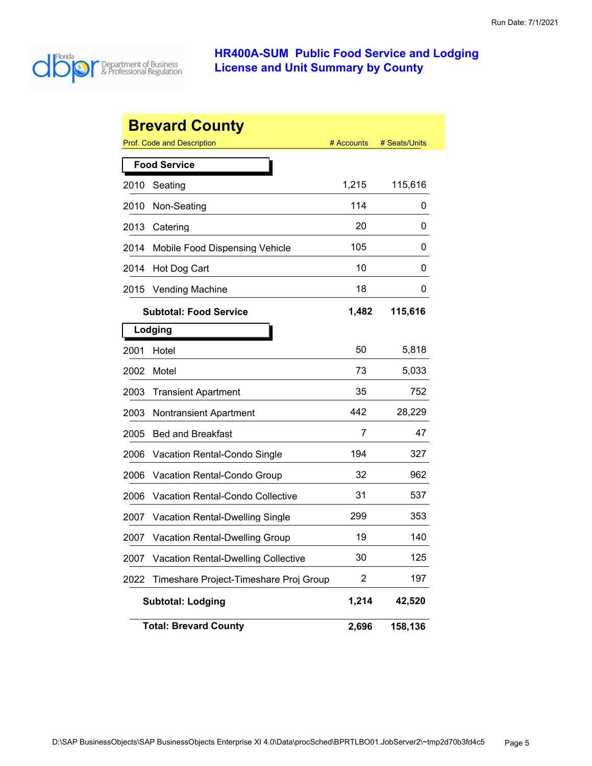# HR400A-SUM Public Food Service and Lodging License and Unit Summary by County

## Brevard County

| Prof. Code and Description | | # Accounts | # Seats/Units |
|---|---|---|---|
| **Food Service** | | | |
| 2010 | Seating | 1,215 | 115,616 |
| 2010 | Non-Seating | 114 | 0 |
| 2013 | Catering | 20 | 0 |
| 2014 | Mobile Food Dispensing Vehicle | 105 | 0 |
| 2014 | Hot Dog Cart | 10 | 0 |
| 2015 | Vending Machine | 18 | 0 |
| **Subtotal: Food Service** | | **1,482** | **115,616** |
| **Lodging** | | | |
| 2001 | Hotel | 50 | 5,818 |
| 2002 | Motel | 73 | 5,033 |
| 2003 | Transient Apartment | 35 | 752 |
| 2003 | Nontransient Apartment | 442 | 28,229 |
| 2005 | Bed and Breakfast | 7 | 47 |
| 2006 | Vacation Rental-Condo Single | 194 | 327 |
| 2006 | Vacation Rental-Condo Group | 32 | 962 |
| 2006 | Vacation Rental-Condo Collective | 31 | 537 |
| 2007 | Vacation Rental-Dwelling Single | 299 | 353 |
| 2007 | Vacation Rental-Dwelling Group | 19 | 140 |
| 2007 | Vacation Rental-Dwelling Collective | 30 | 125 |
| 2022 | Timeshare Project-Timeshare Proj Group | 2 | 197 |
| **Subtotal: Lodging** | | **1,214** | **42,520** |
| **Total: Brevard County** | | **2,696** | **158,136** |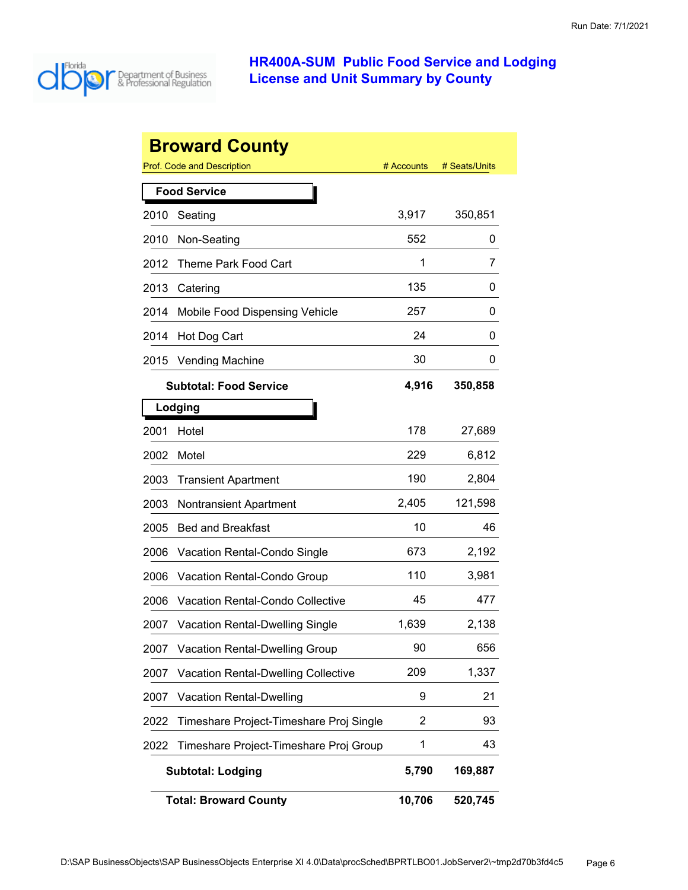# HR400A-SUM Public Food Service and Lodging License and Unit Summary by County

Run Date: 7/1/2021

Florida Department of Business & Professional Regulation

## Broward County

| Prof. Code and Description | | # Accounts | # Seats/Units |
|---|---|---|---|
| **Food Service** | | | |
| 2010 | Seating | 3,917 | 350,851 |
| 2010 | Non-Seating | 552 | 0 |
| 2012 | Theme Park Food Cart | 1 | 7 |
| 2013 | Catering | 135 | 0 |
| 2014 | Mobile Food Dispensing Vehicle | 257 | 0 |
| 2014 | Hot Dog Cart | 24 | 0 |
| 2015 | Vending Machine | 30 | 0 |
| | **Subtotal: Food Service** | **4,916** | **350,858** |
| **Lodging** | | | |
| 2001 | Hotel | 178 | 27,689 |
| 2002 | Motel | 229 | 6,812 |
| 2003 | Transient Apartment | 190 | 2,804 |
| 2003 | Nontransient Apartment | 2,405 | 121,598 |
| 2005 | Bed and Breakfast | 10 | 46 |
| 2006 | Vacation Rental-Condo Single | 673 | 2,192 |
| 2006 | Vacation Rental-Condo Group | 110 | 3,981 |
| 2006 | Vacation Rental-Condo Collective | 45 | 477 |
| 2007 | Vacation Rental-Dwelling Single | 1,639 | 2,138 |
| 2007 | Vacation Rental-Dwelling Group | 90 | 656 |
| 2007 | Vacation Rental-Dwelling Collective | 209 | 1,337 |
| 2007 | Vacation Rental-Dwelling | 9 | 21 |
| 2022 | Timeshare Project-Timeshare Proj Single | 2 | 93 |
| 2022 | Timeshare Project-Timeshare Proj Group | 1 | 43 |
| | **Subtotal: Lodging** | **5,790** | **169,887** |
| | **Total: Broward County** | **10,706** | **520,745** |

D:\SAP BusinessObjects\SAP BusinessObjects Enterprise XI 4.0\Data\procSched\BPRTLBO01.JobServer2\~tmp2d70b3fd4c5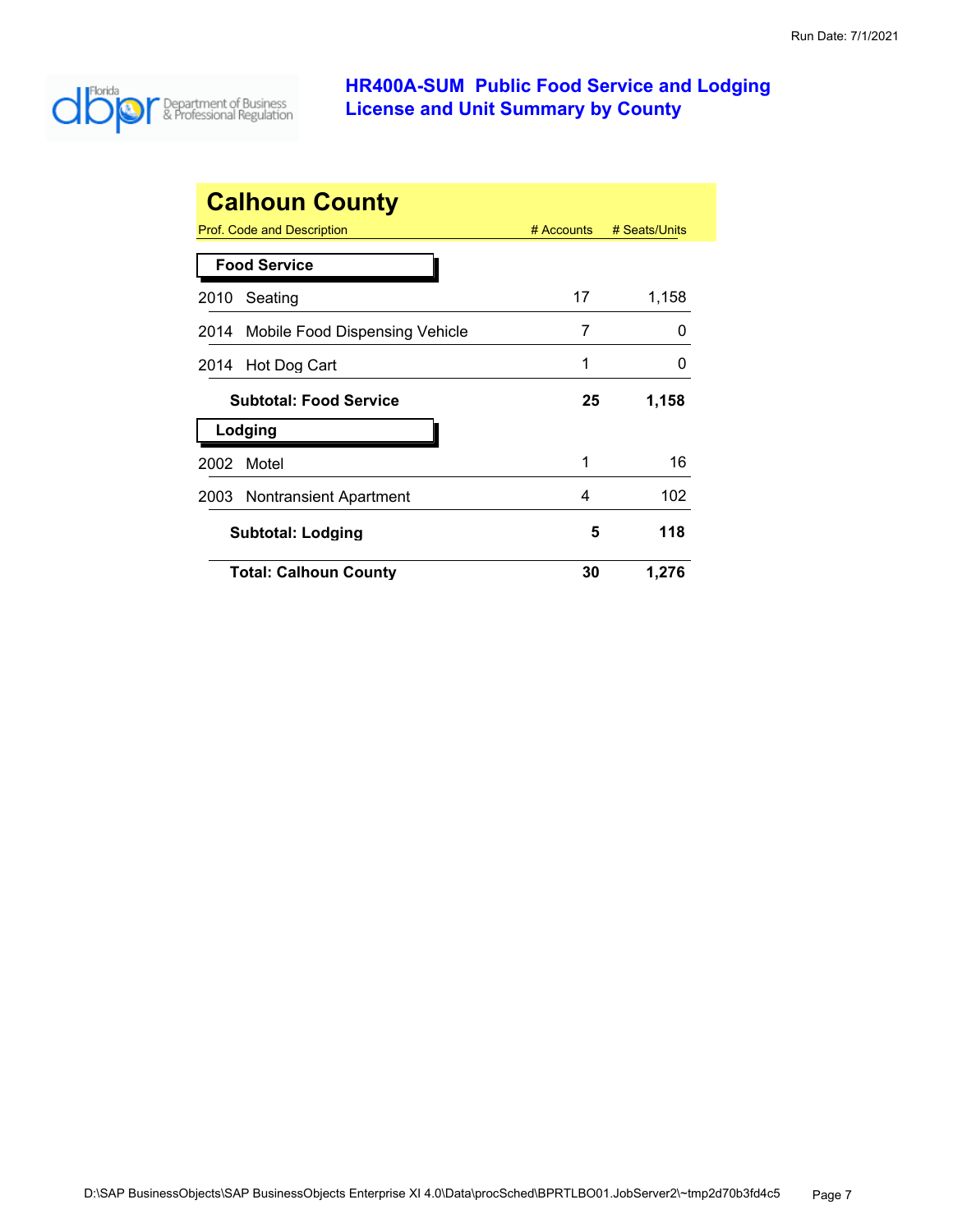# HR400A-SUM Public Food Service and Lodging License and Unit Summary by County

## Calhoun County

| Prof. Code and Description | # Accounts | # Seats/Units |
|---|---|---|
| **Food Service** | | |
| 2010 Seating | 17 | 1,158 |
| 2014 Mobile Food Dispensing Vehicle | 7 | 0 |
| 2014 Hot Dog Cart | 1 | 0 |
| **Subtotal: Food Service** | **25** | **1,158** |
| **Lodging** | | |
| 2002 Motel | 1 | 16 |
| 2003 Nontransient Apartment | 4 | 102 |
| **Subtotal: Lodging** | **5** | **118** |
| **Total: Calhoun County** | **30** | **1,276** |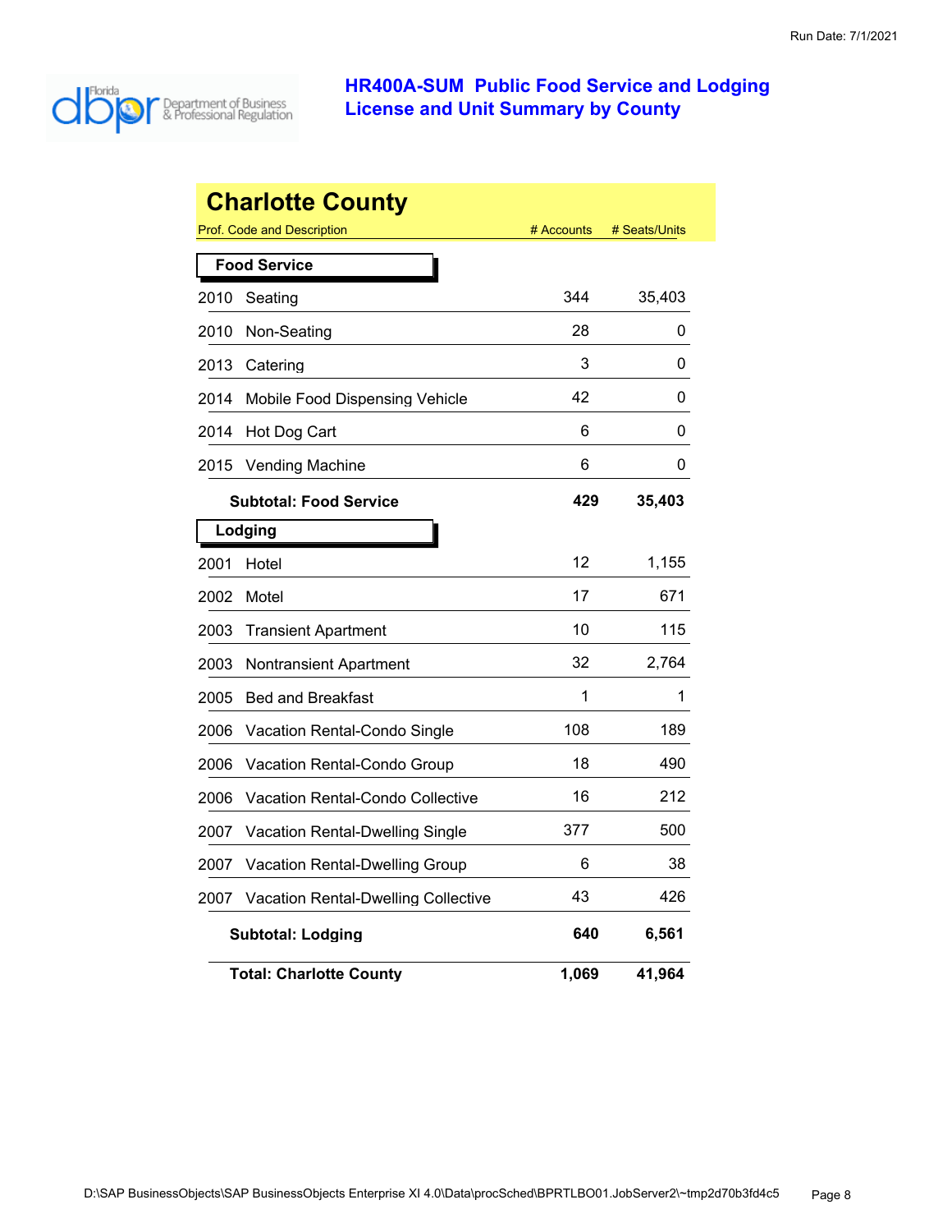# HR400A-SUM Public Food Service and Lodging License and Unit Summary by County

Run Date: 7/1/2021

## Charlotte County

| Prof. Code and Description | # Accounts | # Seats/Units |
|---|---|---|
| **Food Service** | | |
| 2010 Seating | 344 | 35,403 |
| 2010 Non-Seating | 28 | 0 |
| 2013 Catering | 3 | 0 |
| 2014 Mobile Food Dispensing Vehicle | 42 | 0 |
| 2014 Hot Dog Cart | 6 | 0 |
| 2015 Vending Machine | 6 | 0 |
| **Subtotal: Food Service** | **429** | **35,403** |
| **Lodging** | | |
| 2001 Hotel | 12 | 1,155 |
| 2002 Motel | 17 | 671 |
| 2003 Transient Apartment | 10 | 115 |
| 2003 Nontransient Apartment | 32 | 2,764 |
| 2005 Bed and Breakfast | 1 | 1 |
| 2006 Vacation Rental-Condo Single | 108 | 189 |
| 2006 Vacation Rental-Condo Group | 18 | 490 |
| 2006 Vacation Rental-Condo Collective | 16 | 212 |
| 2007 Vacation Rental-Dwelling Single | 377 | 500 |
| 2007 Vacation Rental-Dwelling Group | 6 | 38 |
| 2007 Vacation Rental-Dwelling Collective | 43 | 426 |
| **Subtotal: Lodging** | **640** | **6,561** |
| **Total: Charlotte County** | **1,069** | **41,964** |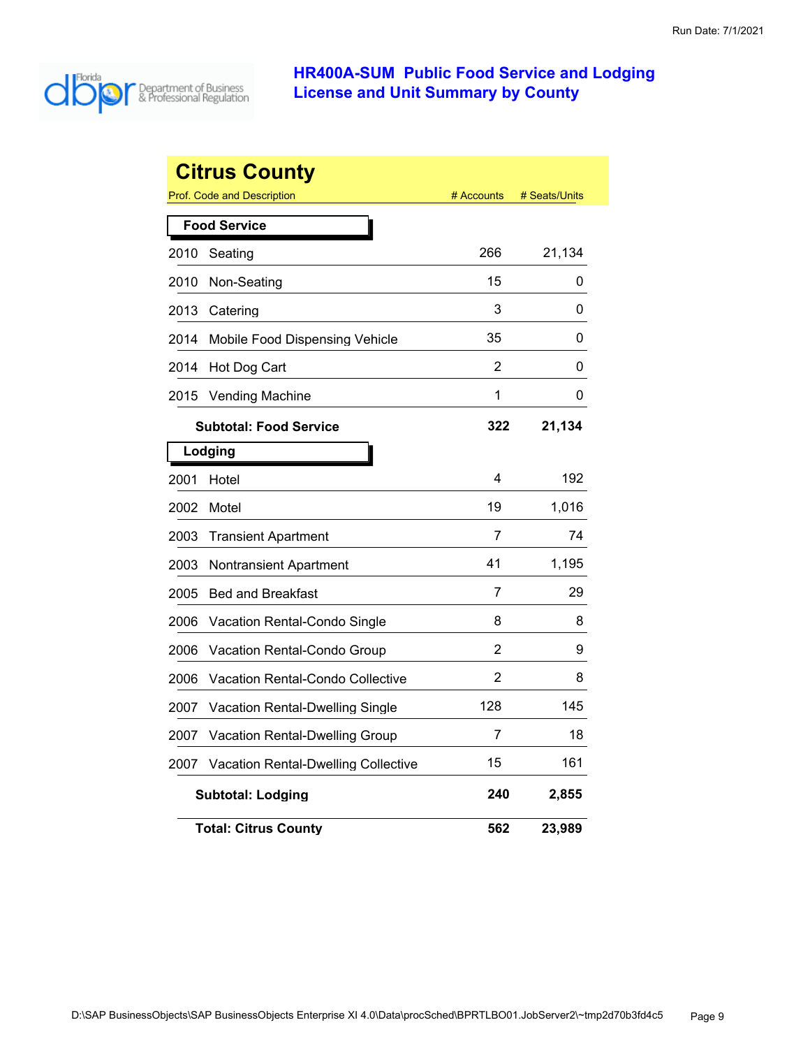Run Date: 7/1/2021

## HR400A-SUM Public Food Service and Lodging License and Unit Summary by County

# Citrus County

| Prof. Code and Description | # Accounts | # Seats/Units |
|---|---|---|
| **Food Service** | | |
| 2010 Seating | 266 | 21,134 |
| 2010 Non-Seating | 15 | 0 |
| 2013 Catering | 3 | 0 |
| 2014 Mobile Food Dispensing Vehicle | 35 | 0 |
| 2014 Hot Dog Cart | 2 | 0 |
| 2015 Vending Machine | 1 | 0 |
| **Subtotal: Food Service** | **322** | **21,134** |
| **Lodging** | | |
| 2001 Hotel | 4 | 192 |
| 2002 Motel | 19 | 1,016 |
| 2003 Transient Apartment | 7 | 74 |
| 2003 Nontransient Apartment | 41 | 1,195 |
| 2005 Bed and Breakfast | 7 | 29 |
| 2006 Vacation Rental-Condo Single | 8 | 8 |
| 2006 Vacation Rental-Condo Group | 2 | 9 |
| 2006 Vacation Rental-Condo Collective | 2 | 8 |
| 2007 Vacation Rental-Dwelling Single | 128 | 145 |
| 2007 Vacation Rental-Dwelling Group | 7 | 18 |
| 2007 Vacation Rental-Dwelling Collective | 15 | 161 |
| **Subtotal: Lodging** | **240** | **2,855** |
| **Total: Citrus County** | **562** | **23,989** |

D:\SAP BusinessObjects\SAP BusinessObjects Enterprise XI 4.0\Data\procSched\BPRTLBO01.JobServer2\~tmp2d70b3fd4c5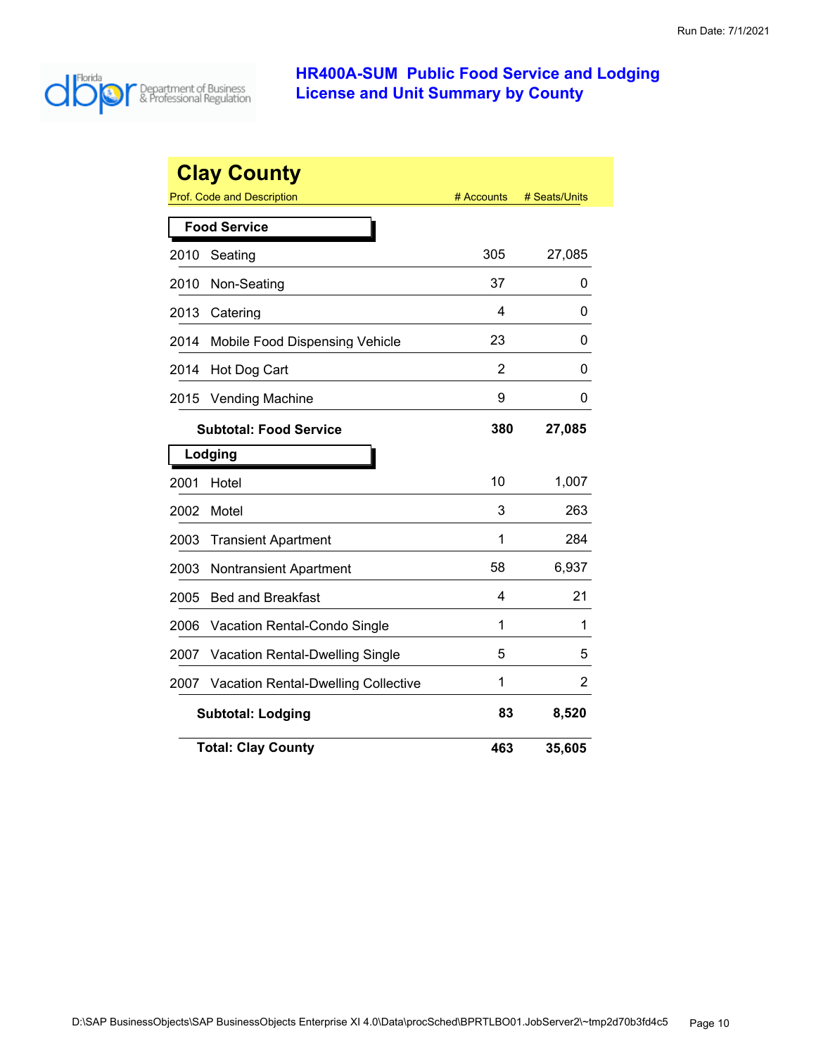# HR400A-SUM Public Food Service and Lodging License and Unit Summary by County

## Clay County

| Prof. Code and Description | # Accounts | # Seats/Units |
|---|---|---|
| **Food Service** | | |
| 2010 Seating | 305 | 27,085 |
| 2010 Non-Seating | 37 | 0 |
| 2013 Catering | 4 | 0 |
| 2014 Mobile Food Dispensing Vehicle | 23 | 0 |
| 2014 Hot Dog Cart | 2 | 0 |
| 2015 Vending Machine | 9 | 0 |
| **Subtotal: Food Service** | **380** | **27,085** |
| **Lodging** | | |
| 2001 Hotel | 10 | 1,007 |
| 2002 Motel | 3 | 263 |
| 2003 Transient Apartment | 1 | 284 |
| 2003 Nontransient Apartment | 58 | 6,937 |
| 2005 Bed and Breakfast | 4 | 21 |
| 2006 Vacation Rental-Condo Single | 1 | 1 |
| 2007 Vacation Rental-Dwelling Single | 5 | 5 |
| 2007 Vacation Rental-Dwelling Collective | 1 | 2 |
| **Subtotal: Lodging** | **83** | **8,520** |
| **Total: Clay County** | **463** | **35,605** |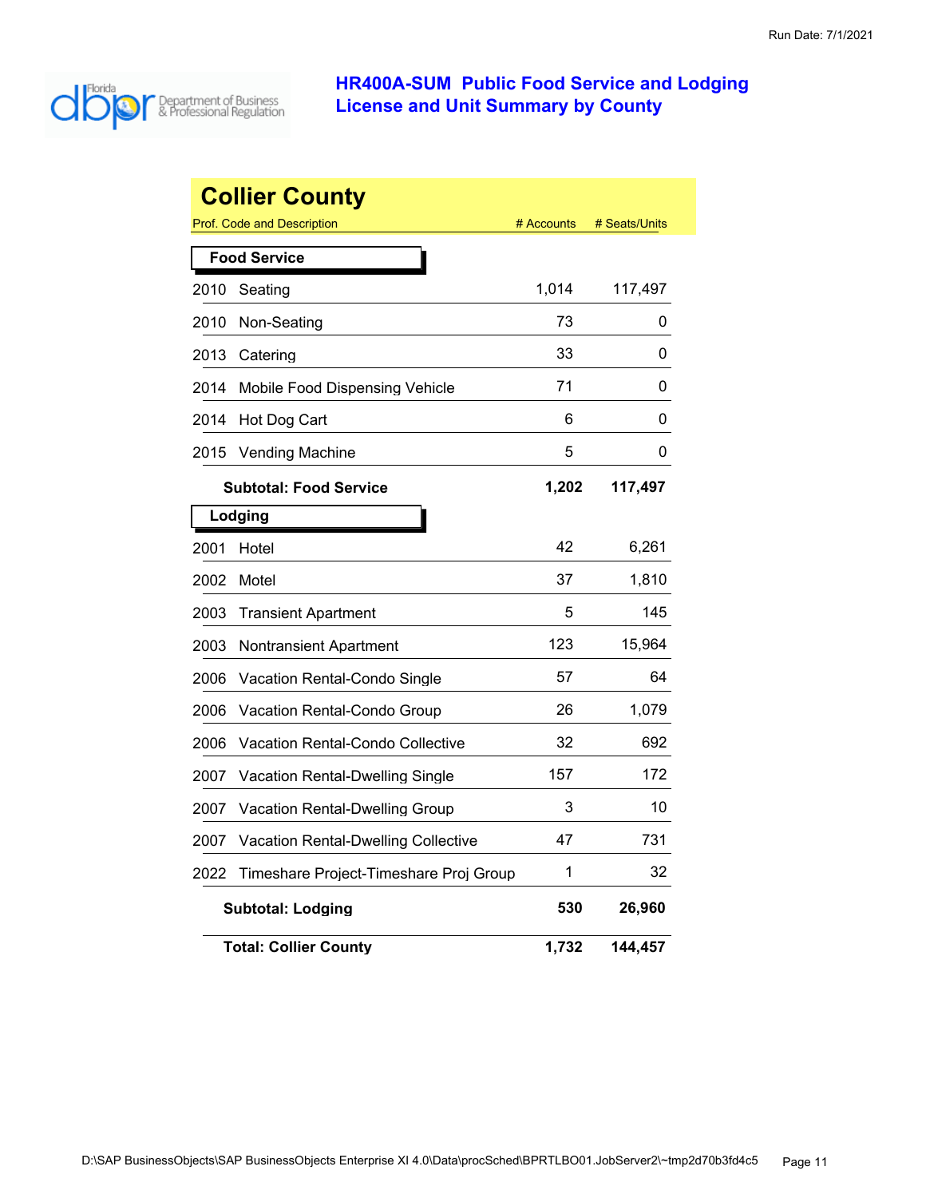# HR400A-SUM Public Food Service and Lodging License and Unit Summary by County

## Collier County

| Prof. Code and Description | # Accounts | # Seats/Units |
|---|---|---|
| **Food Service** | | |
| 2010 Seating | 1,014 | 117,497 |
| 2010 Non-Seating | 73 | 0 |
| 2013 Catering | 33 | 0 |
| 2014 Mobile Food Dispensing Vehicle | 71 | 0 |
| 2014 Hot Dog Cart | 6 | 0 |
| 2015 Vending Machine | 5 | 0 |
| **Subtotal: Food Service** | **1,202** | **117,497** |
| **Lodging** | | |
| 2001 Hotel | 42 | 6,261 |
| 2002 Motel | 37 | 1,810 |
| 2003 Transient Apartment | 5 | 145 |
| 2003 Nontransient Apartment | 123 | 15,964 |
| 2006 Vacation Rental-Condo Single | 57 | 64 |
| 2006 Vacation Rental-Condo Group | 26 | 1,079 |
| 2006 Vacation Rental-Condo Collective | 32 | 692 |
| 2007 Vacation Rental-Dwelling Single | 157 | 172 |
| 2007 Vacation Rental-Dwelling Group | 3 | 10 |
| 2007 Vacation Rental-Dwelling Collective | 47 | 731 |
| 2022 Timeshare Project-Timeshare Proj Group | 1 | 32 |
| **Subtotal: Lodging** | **530** | **26,960** |
| **Total: Collier County** | **1,732** | **144,457** |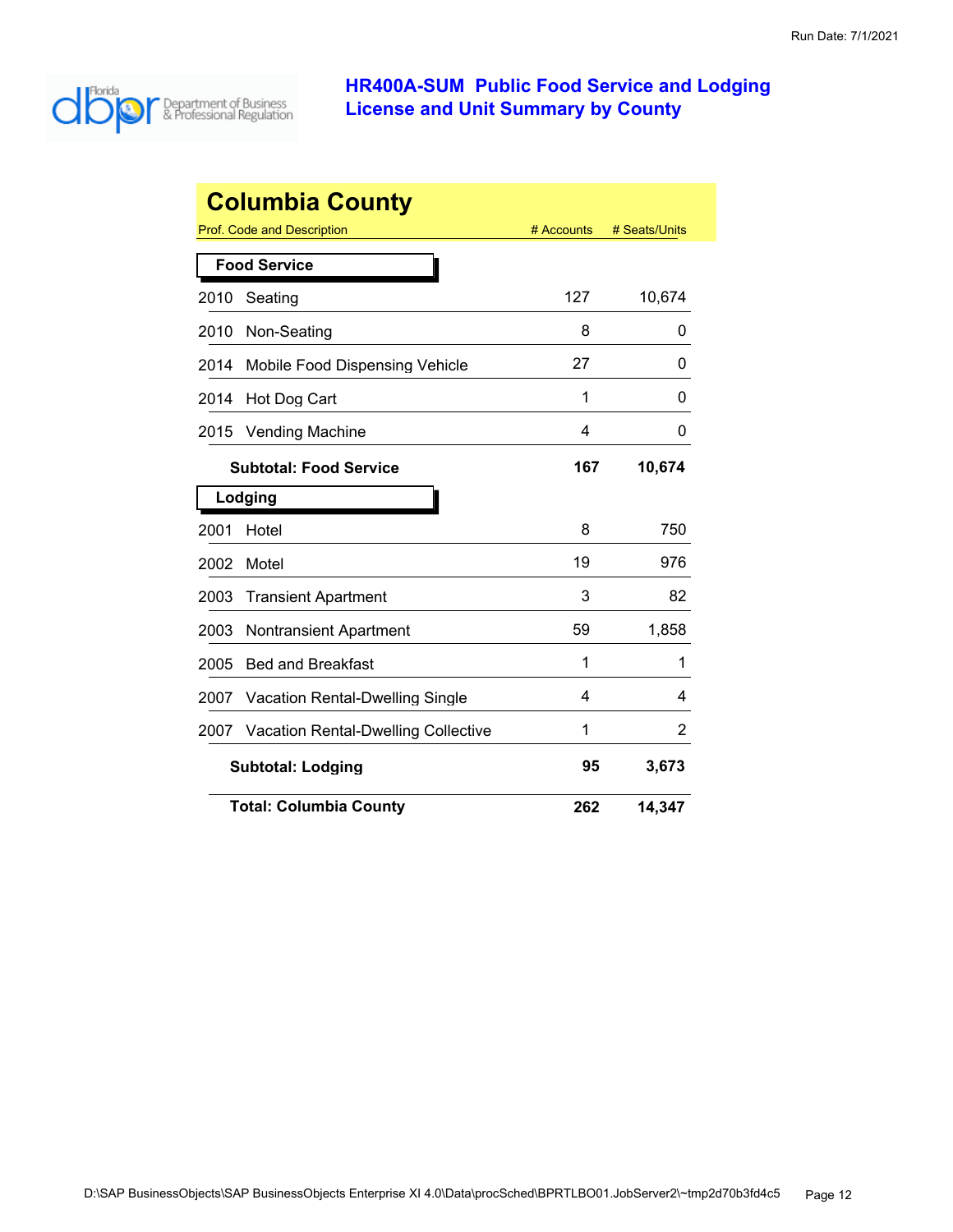# HR400A-SUM Public Food Service and Lodging License and Unit Summary by County

## Columbia County

| Prof. Code and Description | # Accounts | # Seats/Units |
|---|---|---|
| **Food Service** | | |
| 2010 Seating | 127 | 10,674 |
| 2010 Non-Seating | 8 | 0 |
| 2014 Mobile Food Dispensing Vehicle | 27 | 0 |
| 2014 Hot Dog Cart | 1 | 0 |
| 2015 Vending Machine | 4 | 0 |
| **Subtotal: Food Service** | **167** | **10,674** |
| **Lodging** | | |
| 2001 Hotel | 8 | 750 |
| 2002 Motel | 19 | 976 |
| 2003 Transient Apartment | 3 | 82 |
| 2003 Nontransient Apartment | 59 | 1,858 |
| 2005 Bed and Breakfast | 1 | 1 |
| 2007 Vacation Rental-Dwelling Single | 4 | 4 |
| 2007 Vacation Rental-Dwelling Collective | 1 | 2 |
| **Subtotal: Lodging** | **95** | **3,673** |
| **Total: Columbia County** | **262** | **14,347** |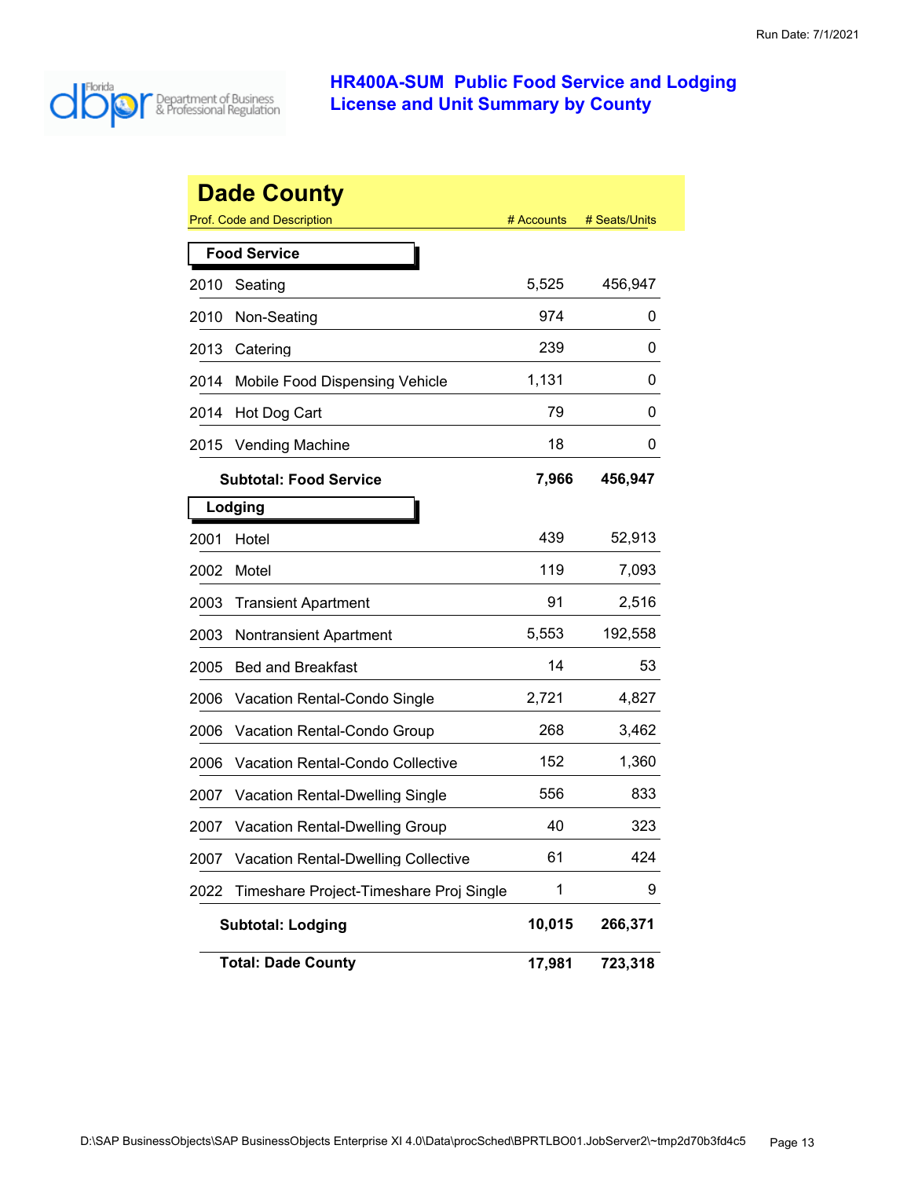Run Date: 7/1/2021

# HR400A-SUM Public Food Service and Lodging License and Unit Summary by County

## Dade County

| Prof. Code and Description | | # Accounts | # Seats/Units |
|---|---|---|---|
| **Food Service** | | | |
| 2010 | Seating | 5,525 | 456,947 |
| 2010 | Non-Seating | 974 | 0 |
| 2013 | Catering | 239 | 0 |
| 2014 | Mobile Food Dispensing Vehicle | 1,131 | 0 |
| 2014 | Hot Dog Cart | 79 | 0 |
| 2015 | Vending Machine | 18 | 0 |
| | **Subtotal: Food Service** | **7,966** | **456,947** |
| **Lodging** | | | |
| 2001 | Hotel | 439 | 52,913 |
| 2002 | Motel | 119 | 7,093 |
| 2003 | Transient Apartment | 91 | 2,516 |
| 2003 | Nontransient Apartment | 5,553 | 192,558 |
| 2005 | Bed and Breakfast | 14 | 53 |
| 2006 | Vacation Rental-Condo Single | 2,721 | 4,827 |
| 2006 | Vacation Rental-Condo Group | 268 | 3,462 |
| 2006 | Vacation Rental-Condo Collective | 152 | 1,360 |
| 2007 | Vacation Rental-Dwelling Single | 556 | 833 |
| 2007 | Vacation Rental-Dwelling Group | 40 | 323 |
| 2007 | Vacation Rental-Dwelling Collective | 61 | 424 |
| 2022 | Timeshare Project-Timeshare Proj Single | 1 | 9 |
| | **Subtotal: Lodging** | **10,015** | **266,371** |
| | **Total: Dade County** | **17,981** | **723,318** |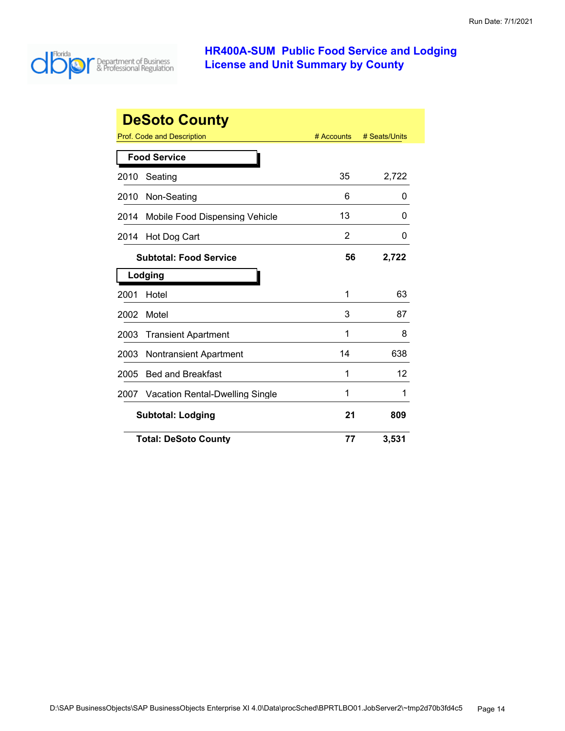# HR400A-SUM Public Food Service and Lodging License and Unit Summary by County

Run Date: 7/1/2021

## DeSoto County

| Prof. Code and Description | # Accounts | # Seats/Units |
|---|---|---|
| **Food Service** | | |
| 2010 Seating | 35 | 2,722 |
| 2010 Non-Seating | 6 | 0 |
| 2014 Mobile Food Dispensing Vehicle | 13 | 0 |
| 2014 Hot Dog Cart | 2 | 0 |
| **Subtotal: Food Service** | **56** | **2,722** |
| **Lodging** | | |
| 2001 Hotel | 1 | 63 |
| 2002 Motel | 3 | 87 |
| 2003 Transient Apartment | 1 | 8 |
| 2003 Nontransient Apartment | 14 | 638 |
| 2005 Bed and Breakfast | 1 | 12 |
| 2007 Vacation Rental-Dwelling Single | 1 | 1 |
| **Subtotal: Lodging** | **21** | **809** |
| **Total: DeSoto County** | **77** | **3,531** |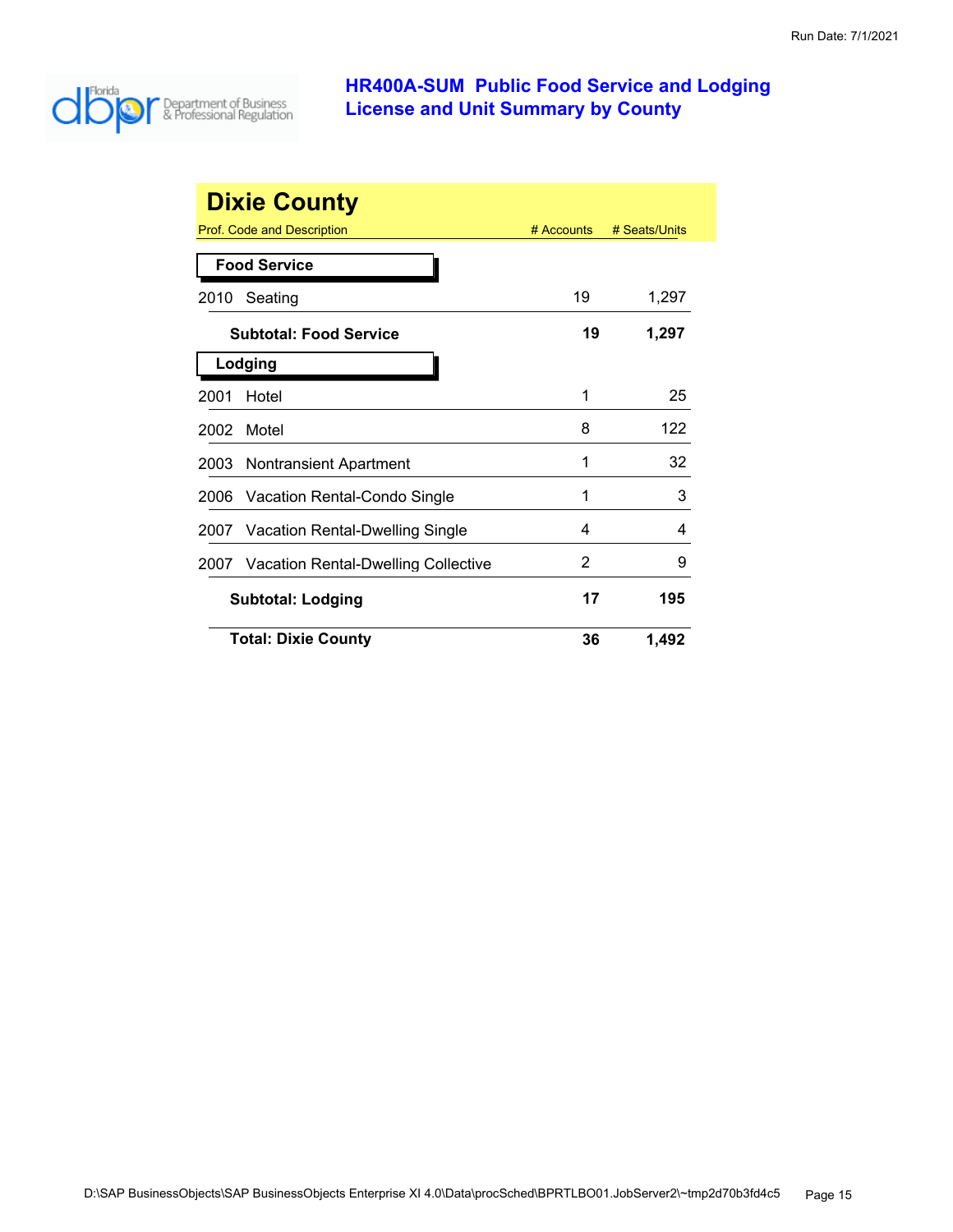# HR400A-SUM Public Food Service and Lodging License and Unit Summary by County

## Dixie County

| Prof. Code and Description | # Accounts | # Seats/Units |
|---|---|---|
| **Food Service** | | |
| 2010 Seating | 19 | 1,297 |
| **Subtotal: Food Service** | **19** | **1,297** |
| **Lodging** | | |
| 2001 Hotel | 1 | 25 |
| 2002 Motel | 8 | 122 |
| 2003 Nontransient Apartment | 1 | 32 |
| 2006 Vacation Rental-Condo Single | 1 | 3 |
| 2007 Vacation Rental-Dwelling Single | 4 | 4 |
| 2007 Vacation Rental-Dwelling Collective | 2 | 9 |
| **Subtotal: Lodging** | **17** | **195** |
| **Total: Dixie County** | **36** | **1,492** |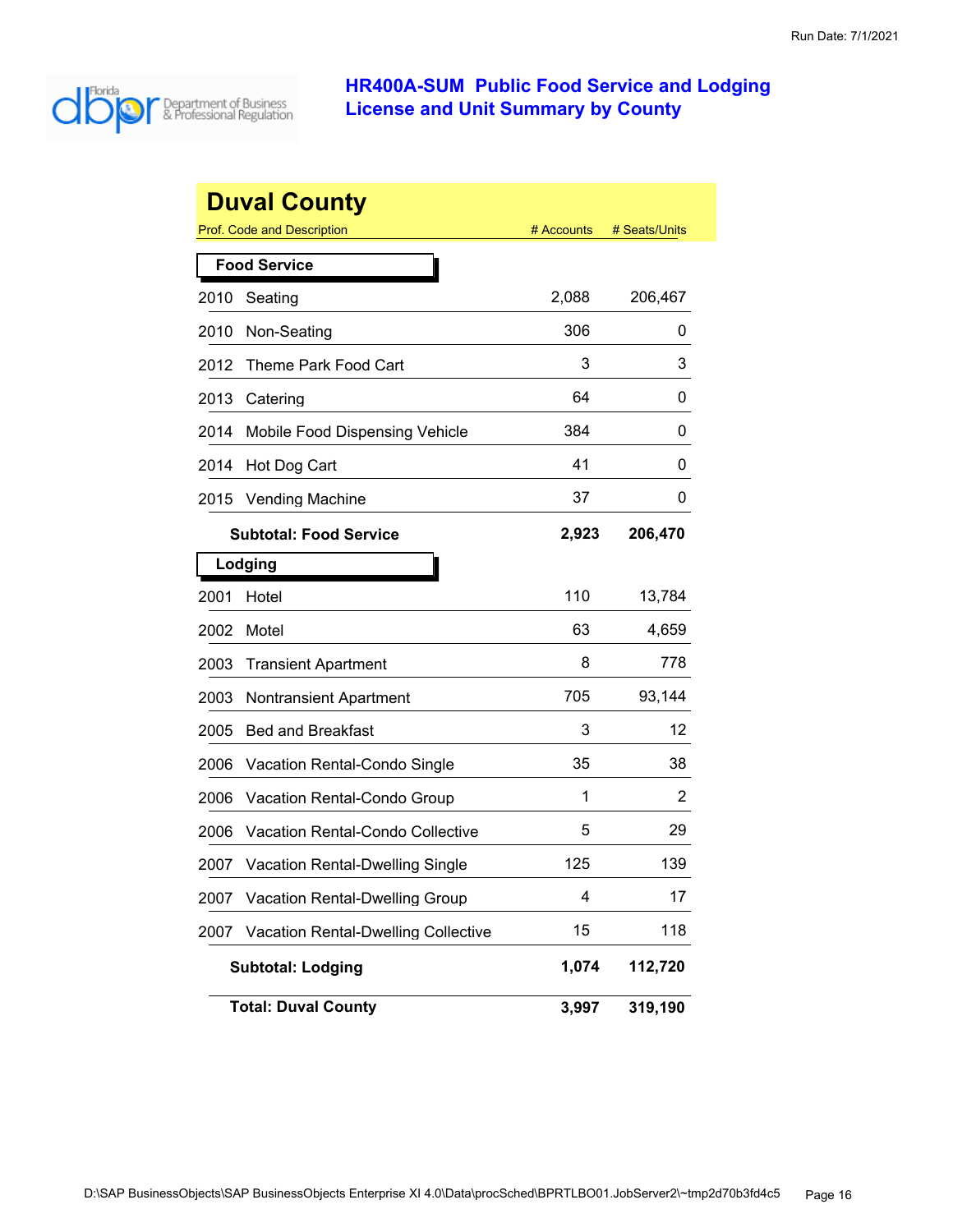# HR400A-SUM Public Food Service and Lodging License and Unit Summary by County

## Duval County

| Prof. Code and Description | | # Accounts | # Seats/Units |
|---|---|---|---|
| **Food Service** | | | |
| 2010 | Seating | 2,088 | 206,467 |
| 2010 | Non-Seating | 306 | 0 |
| 2012 | Theme Park Food Cart | 3 | 3 |
| 2013 | Catering | 64 | 0 |
| 2014 | Mobile Food Dispensing Vehicle | 384 | 0 |
| 2014 | Hot Dog Cart | 41 | 0 |
| 2015 | Vending Machine | 37 | 0 |
| | **Subtotal: Food Service** | **2,923** | **206,470** |
| **Lodging** | | | |
| 2001 | Hotel | 110 | 13,784 |
| 2002 | Motel | 63 | 4,659 |
| 2003 | Transient Apartment | 8 | 778 |
| 2003 | Nontransient Apartment | 705 | 93,144 |
| 2005 | Bed and Breakfast | 3 | 12 |
| 2006 | Vacation Rental-Condo Single | 35 | 38 |
| 2006 | Vacation Rental-Condo Group | 1 | 2 |
| 2006 | Vacation Rental-Condo Collective | 5 | 29 |
| 2007 | Vacation Rental-Dwelling Single | 125 | 139 |
| 2007 | Vacation Rental-Dwelling Group | 4 | 17 |
| 2007 | Vacation Rental-Dwelling Collective | 15 | 118 |
| | **Subtotal: Lodging** | **1,074** | **112,720** |
| | **Total: Duval County** | **3,997** | **319,190** |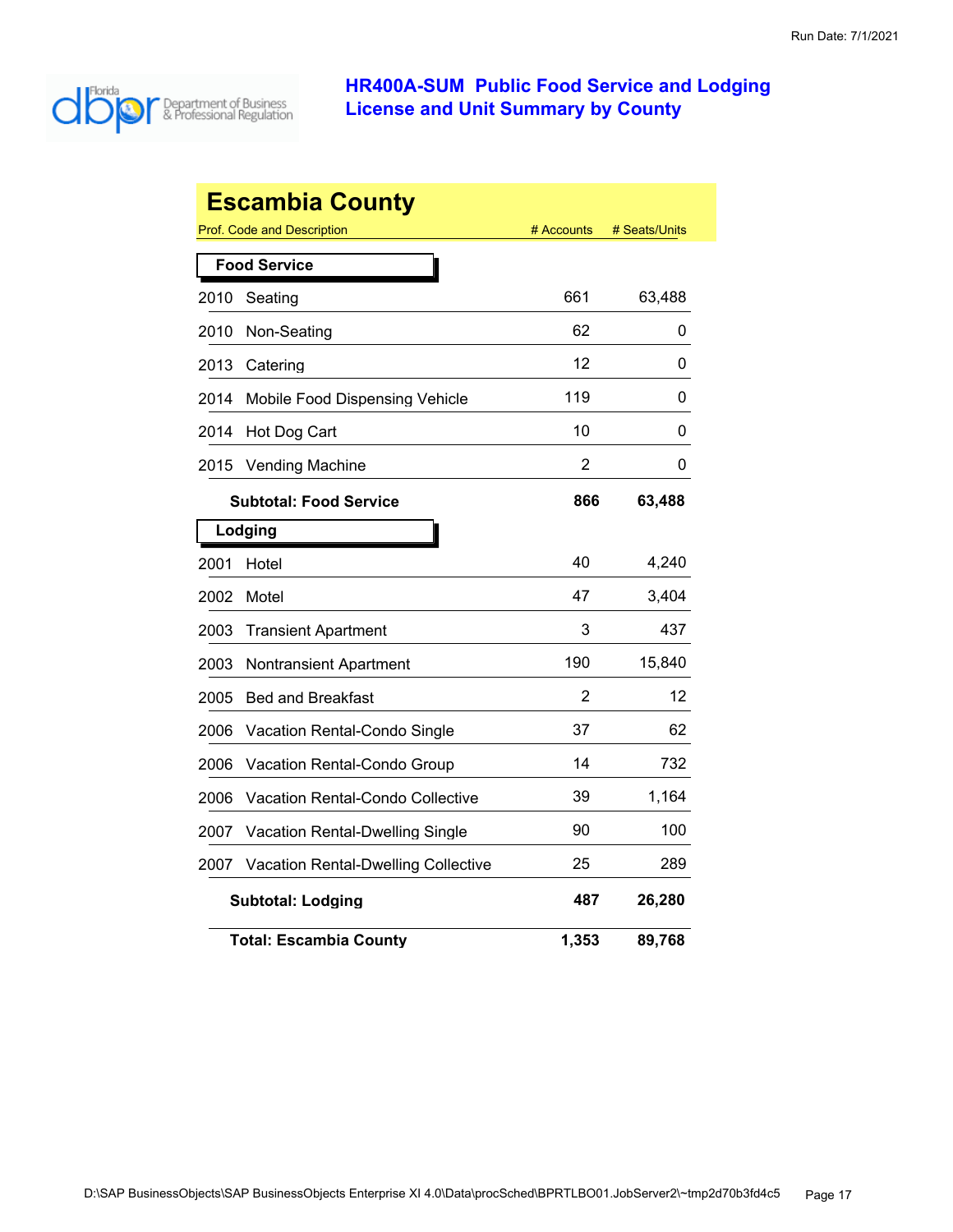# HR400A-SUM Public Food Service and Lodging License and Unit Summary by County

## Escambia County

| Prof. Code and Description | # Accounts | # Seats/Units |
|---|---|---|
| **Food Service** | | |
| 2010 Seating | 661 | 63,488 |
| 2010 Non-Seating | 62 | 0 |
| 2013 Catering | 12 | 0 |
| 2014 Mobile Food Dispensing Vehicle | 119 | 0 |
| 2014 Hot Dog Cart | 10 | 0 |
| 2015 Vending Machine | 2 | 0 |
| **Subtotal: Food Service** | **866** | **63,488** |
| **Lodging** | | |
| 2001 Hotel | 40 | 4,240 |
| 2002 Motel | 47 | 3,404 |
| 2003 Transient Apartment | 3 | 437 |
| 2003 Nontransient Apartment | 190 | 15,840 |
| 2005 Bed and Breakfast | 2 | 12 |
| 2006 Vacation Rental-Condo Single | 37 | 62 |
| 2006 Vacation Rental-Condo Group | 14 | 732 |
| 2006 Vacation Rental-Condo Collective | 39 | 1,164 |
| 2007 Vacation Rental-Dwelling Single | 90 | 100 |
| 2007 Vacation Rental-Dwelling Collective | 25 | 289 |
| **Subtotal: Lodging** | **487** | **26,280** |
| **Total: Escambia County** | **1,353** | **89,768** |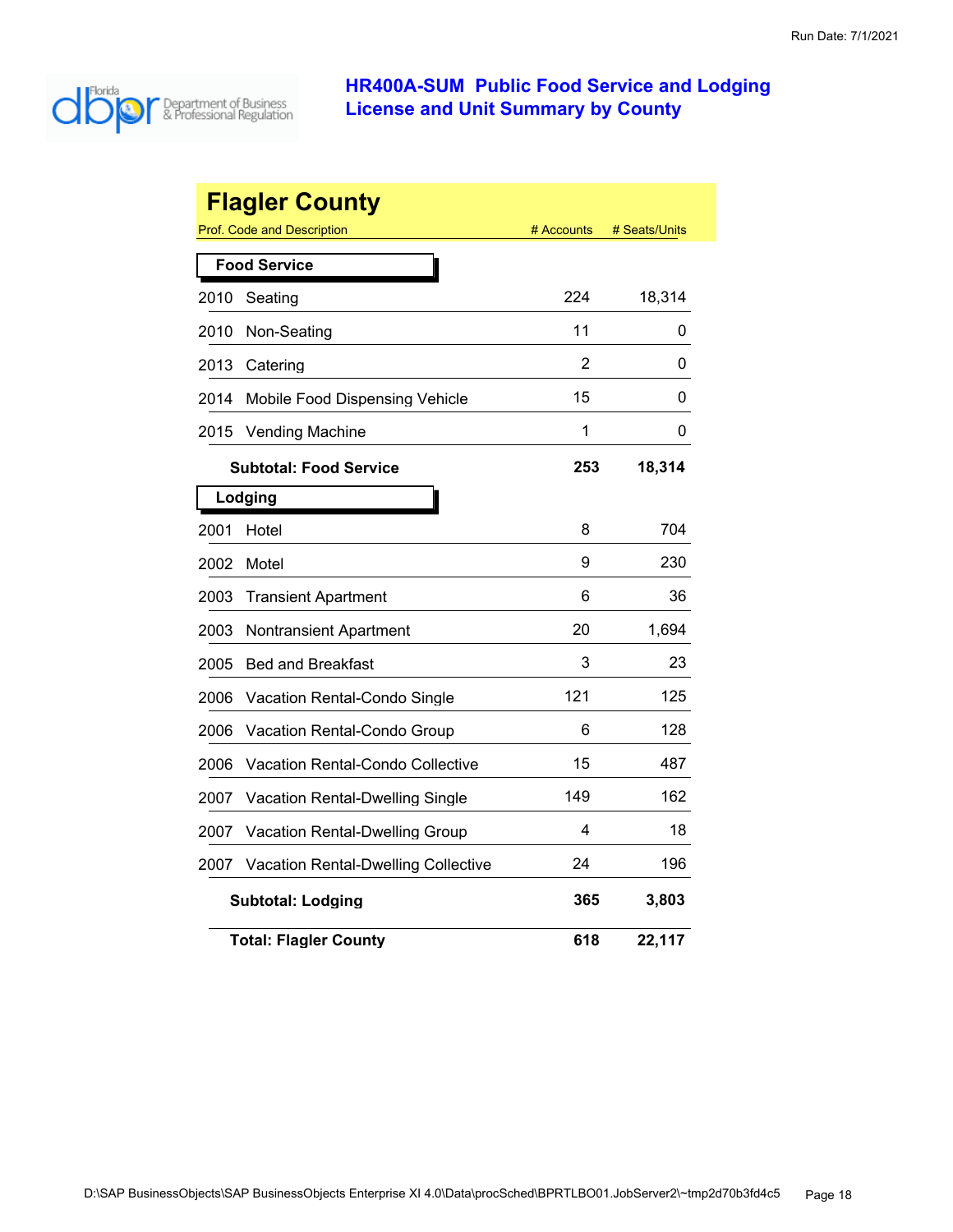Run Date: 7/1/2021

# HR400A-SUM Public Food Service and Lodging License and Unit Summary by County

## Flagler County

| Prof. Code and Description | # Accounts | # Seats/Units |
|---|---|---|
| **Food Service** | | |
| 2010 Seating | 224 | 18,314 |
| 2010 Non-Seating | 11 | 0 |
| 2013 Catering | 2 | 0 |
| 2014 Mobile Food Dispensing Vehicle | 15 | 0 |
| 2015 Vending Machine | 1 | 0 |
| **Subtotal: Food Service** | **253** | **18,314** |
| **Lodging** | | |
| 2001 Hotel | 8 | 704 |
| 2002 Motel | 9 | 230 |
| 2003 Transient Apartment | 6 | 36 |
| 2003 Nontransient Apartment | 20 | 1,694 |
| 2005 Bed and Breakfast | 3 | 23 |
| 2006 Vacation Rental-Condo Single | 121 | 125 |
| 2006 Vacation Rental-Condo Group | 6 | 128 |
| 2006 Vacation Rental-Condo Collective | 15 | 487 |
| 2007 Vacation Rental-Dwelling Single | 149 | 162 |
| 2007 Vacation Rental-Dwelling Group | 4 | 18 |
| 2007 Vacation Rental-Dwelling Collective | 24 | 196 |
| **Subtotal: Lodging** | **365** | **3,803** |
| **Total: Flagler County** | **618** | **22,117** |

D:\SAP BusinessObjects\SAP BusinessObjects Enterprise XI 4.0\Data\procSched\BPRTLBO01.JobServer2\~tmp2d70b3fd4c5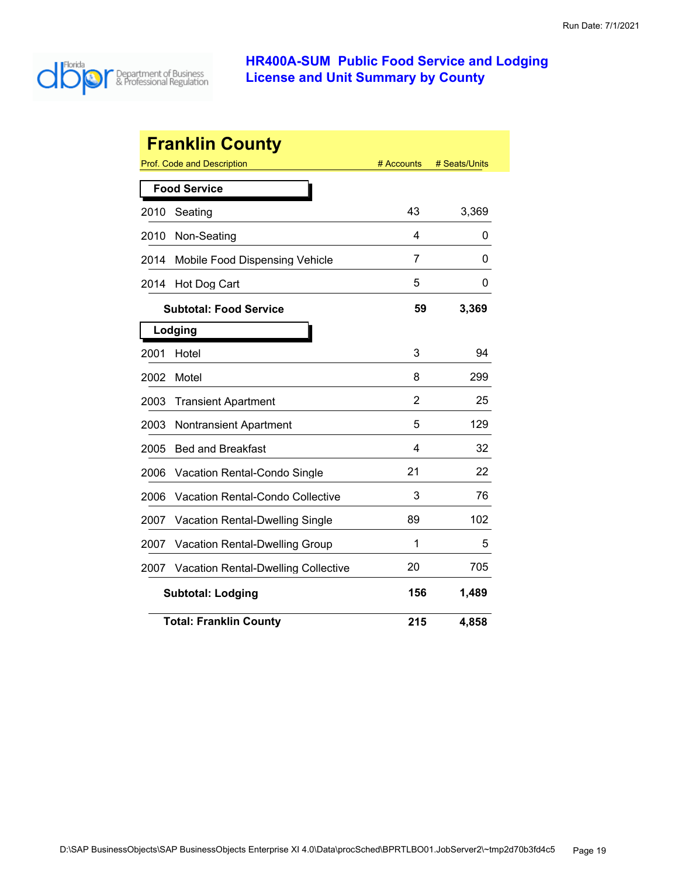# HR400A-SUM Public Food Service and Lodging License and Unit Summary by County

## Franklin County

| Prof. Code and Description | # Accounts | # Seats/Units |
|---|---|---|
| **Food Service** | | |
| 2010 Seating | 43 | 3,369 |
| 2010 Non-Seating | 4 | 0 |
| 2014 Mobile Food Dispensing Vehicle | 7 | 0 |
| 2014 Hot Dog Cart | 5 | 0 |
| **Subtotal: Food Service** | **59** | **3,369** |
| **Lodging** | | |
| 2001 Hotel | 3 | 94 |
| 2002 Motel | 8 | 299 |
| 2003 Transient Apartment | 2 | 25 |
| 2003 Nontransient Apartment | 5 | 129 |
| 2005 Bed and Breakfast | 4 | 32 |
| 2006 Vacation Rental-Condo Single | 21 | 22 |
| 2006 Vacation Rental-Condo Collective | 3 | 76 |
| 2007 Vacation Rental-Dwelling Single | 89 | 102 |
| 2007 Vacation Rental-Dwelling Group | 1 | 5 |
| 2007 Vacation Rental-Dwelling Collective | 20 | 705 |
| **Subtotal: Lodging** | **156** | **1,489** |
| **Total: Franklin County** | **215** | **4,858** |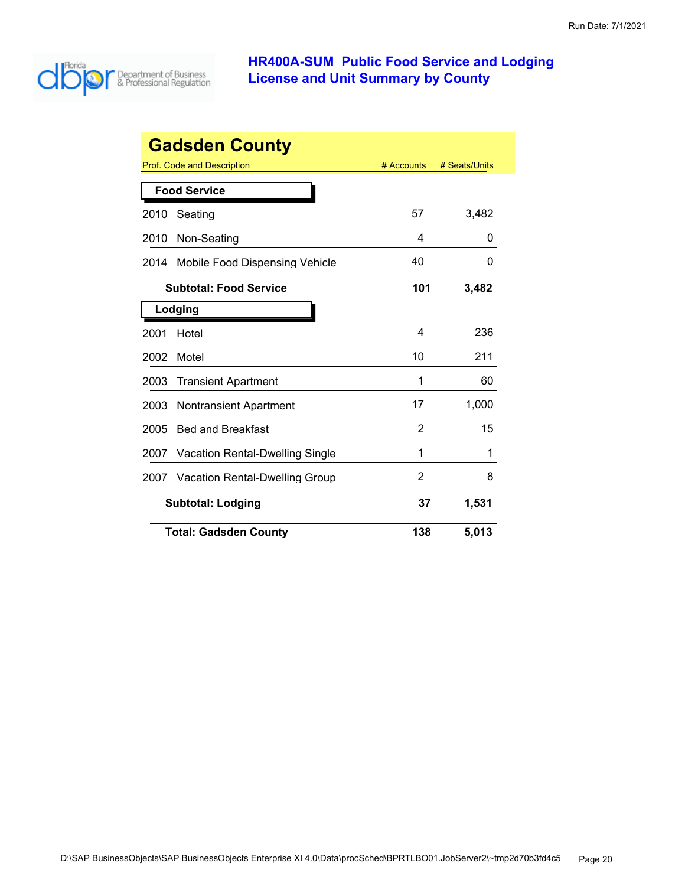Run Date: 7/1/2021

# HR400A-SUM Public Food Service and Lodging License and Unit Summary by County

## Gadsden County

| Prof. Code and Description | # Accounts | # Seats/Units |
|---|---|---|
| **Food Service** | | |
| 2010 Seating | 57 | 3,482 |
| 2010 Non-Seating | 4 | 0 |
| 2014 Mobile Food Dispensing Vehicle | 40 | 0 |
| **Subtotal: Food Service** | **101** | **3,482** |
| **Lodging** | | |
| 2001 Hotel | 4 | 236 |
| 2002 Motel | 10 | 211 |
| 2003 Transient Apartment | 1 | 60 |
| 2003 Nontransient Apartment | 17 | 1,000 |
| 2005 Bed and Breakfast | 2 | 15 |
| 2007 Vacation Rental-Dwelling Single | 1 | 1 |
| 2007 Vacation Rental-Dwelling Group | 2 | 8 |
| **Subtotal: Lodging** | **37** | **1,531** |
| **Total: Gadsden County** | **138** | **5,013** |

D:\SAP BusinessObjects\SAP BusinessObjects Enterprise XI 4.0\Data\procSched\BPRTLBO01.JobServer2\~tmp2d70b3fd4c5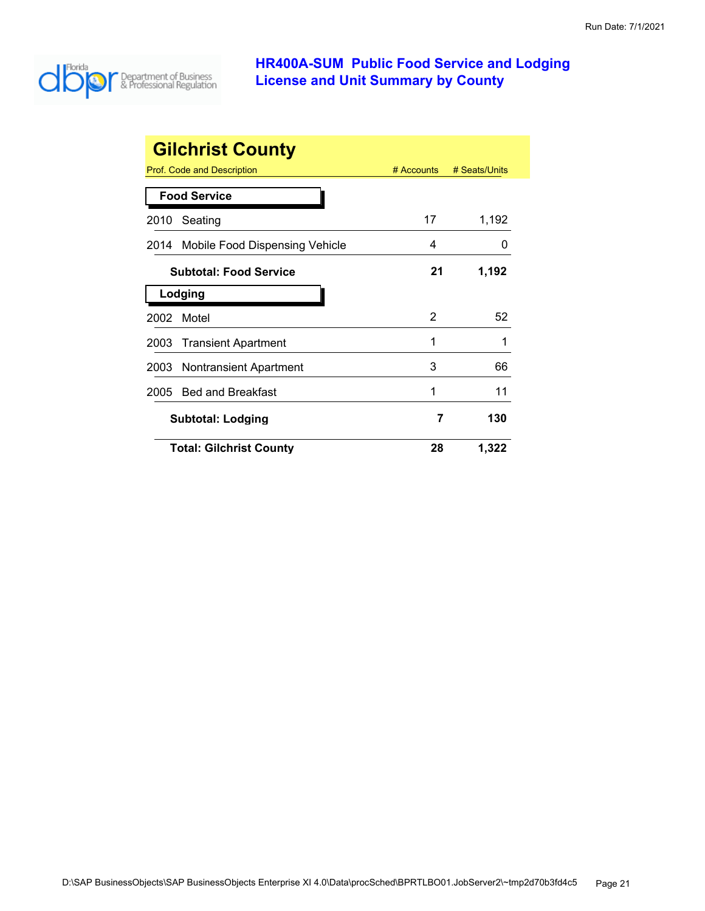# HR400A-SUM Public Food Service and Lodging License and Unit Summary by County

Run Date: 7/1/2021

## Gilchrist County

| Prof. Code and Description | # Accounts | # Seats/Units |
|---|---|---|
| **Food Service** | | |
| 2010 Seating | 17 | 1,192 |
| 2014 Mobile Food Dispensing Vehicle | 4 | 0 |
| **Subtotal: Food Service** | **21** | **1,192** |
| **Lodging** | | |
| 2002 Motel | 2 | 52 |
| 2003 Transient Apartment | 1 | 1 |
| 2003 Nontransient Apartment | 3 | 66 |
| 2005 Bed and Breakfast | 1 | 11 |
| **Subtotal: Lodging** | **7** | **130** |
| **Total: Gilchrist County** | **28** | **1,322** |

D:\SAP BusinessObjects\SAP BusinessObjects Enterprise XI 4.0\Data\procSched\BPRTLBO01.JobServer2\~tmp2d70b3fd4c5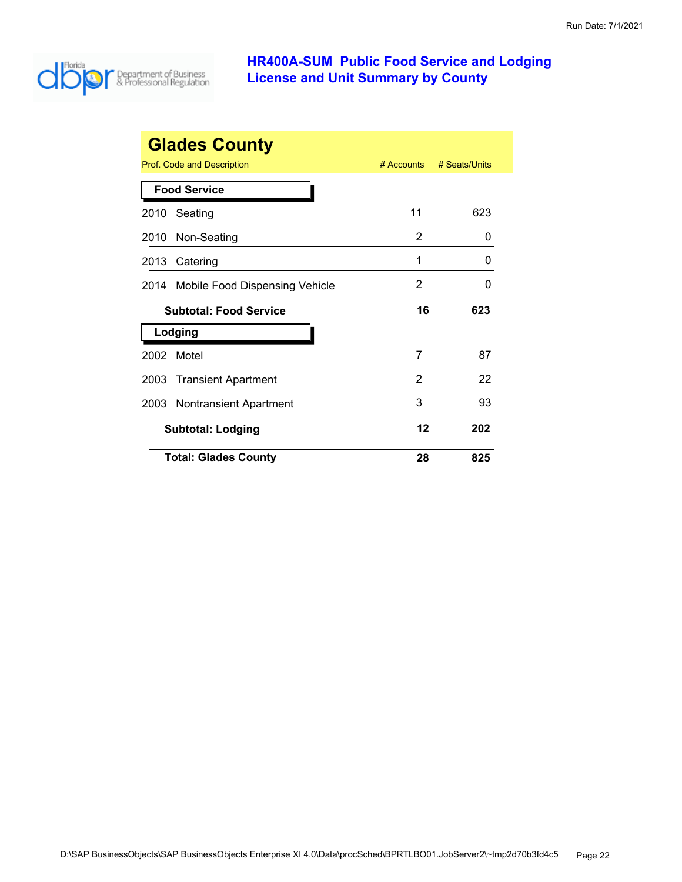# HR400A-SUM Public Food Service and Lodging License and Unit Summary by County

Run Date: 7/1/2021

## Glades County

| Prof. Code and Description | # Accounts | # Seats/Units |
|---|---|---|
| **Food Service** | | |
| 2010 Seating | 11 | 623 |
| 2010 Non-Seating | 2 | 0 |
| 2013 Catering | 1 | 0 |
| 2014 Mobile Food Dispensing Vehicle | 2 | 0 |
| **Subtotal: Food Service** | **16** | **623** |
| **Lodging** | | |
| 2002 Motel | 7 | 87 |
| 2003 Transient Apartment | 2 | 22 |
| 2003 Nontransient Apartment | 3 | 93 |
| **Subtotal: Lodging** | **12** | **202** |
| **Total: Glades County** | **28** | **825** |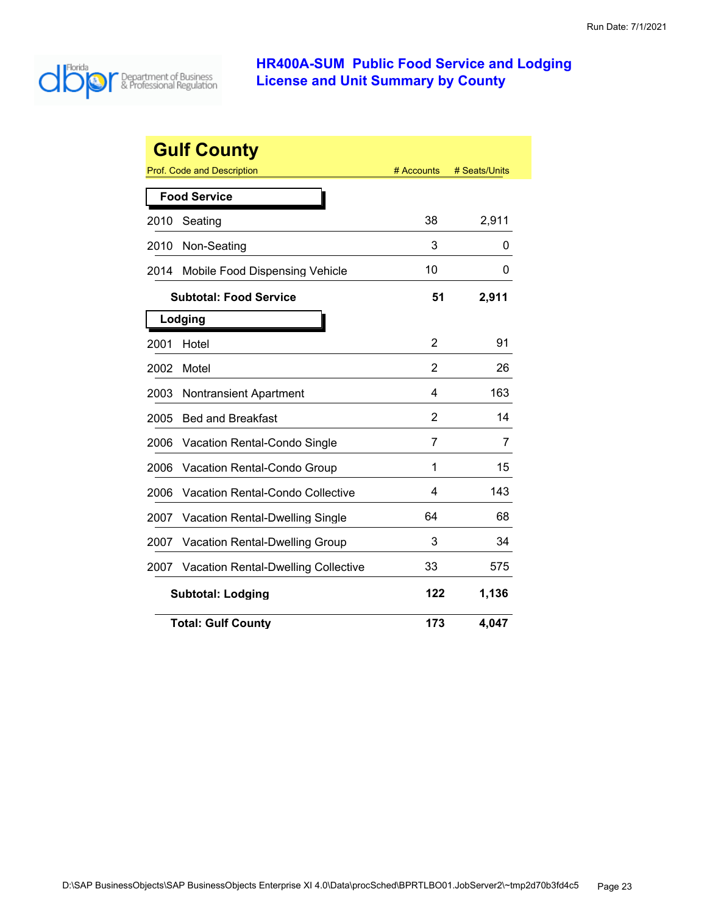# HR400A-SUM Public Food Service and Lodging License and Unit Summary by County

## Gulf County

| Prof. Code and Description | # Accounts | # Seats/Units |
|---|---|---|
| **Food Service** | | |
| 2010 Seating | 38 | 2,911 |
| 2010 Non-Seating | 3 | 0 |
| 2014 Mobile Food Dispensing Vehicle | 10 | 0 |
| **Subtotal: Food Service** | **51** | **2,911** |
| **Lodging** | | |
| 2001 Hotel | 2 | 91 |
| 2002 Motel | 2 | 26 |
| 2003 Nontransient Apartment | 4 | 163 |
| 2005 Bed and Breakfast | 2 | 14 |
| 2006 Vacation Rental-Condo Single | 7 | 7 |
| 2006 Vacation Rental-Condo Group | 1 | 15 |
| 2006 Vacation Rental-Condo Collective | 4 | 143 |
| 2007 Vacation Rental-Dwelling Single | 64 | 68 |
| 2007 Vacation Rental-Dwelling Group | 3 | 34 |
| 2007 Vacation Rental-Dwelling Collective | 33 | 575 |
| **Subtotal: Lodging** | **122** | **1,136** |
| **Total: Gulf County** | **173** | **4,047** |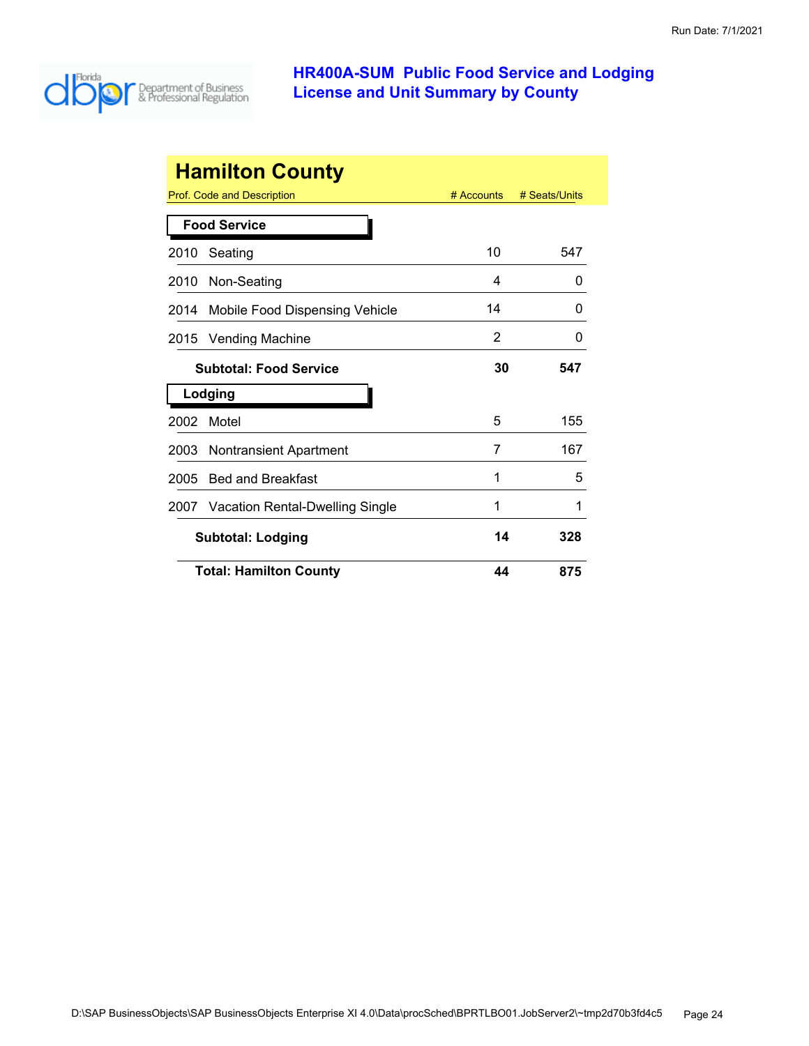# HR400A-SUM Public Food Service and Lodging License and Unit Summary by County

## Hamilton County

| Prof. Code and Description | # Accounts | # Seats/Units |
|---|---|---|
| **Food Service** | | |
| 2010 Seating | 10 | 547 |
| 2010 Non-Seating | 4 | 0 |
| 2014 Mobile Food Dispensing Vehicle | 14 | 0 |
| 2015 Vending Machine | 2 | 0 |
| **Subtotal: Food Service** | **30** | **547** |
| **Lodging** | | |
| 2002 Motel | 5 | 155 |
| 2003 Nontransient Apartment | 7 | 167 |
| 2005 Bed and Breakfast | 1 | 5 |
| 2007 Vacation Rental-Dwelling Single | 1 | 1 |
| **Subtotal: Lodging** | **14** | **328** |
| **Total: Hamilton County** | **44** | **875** |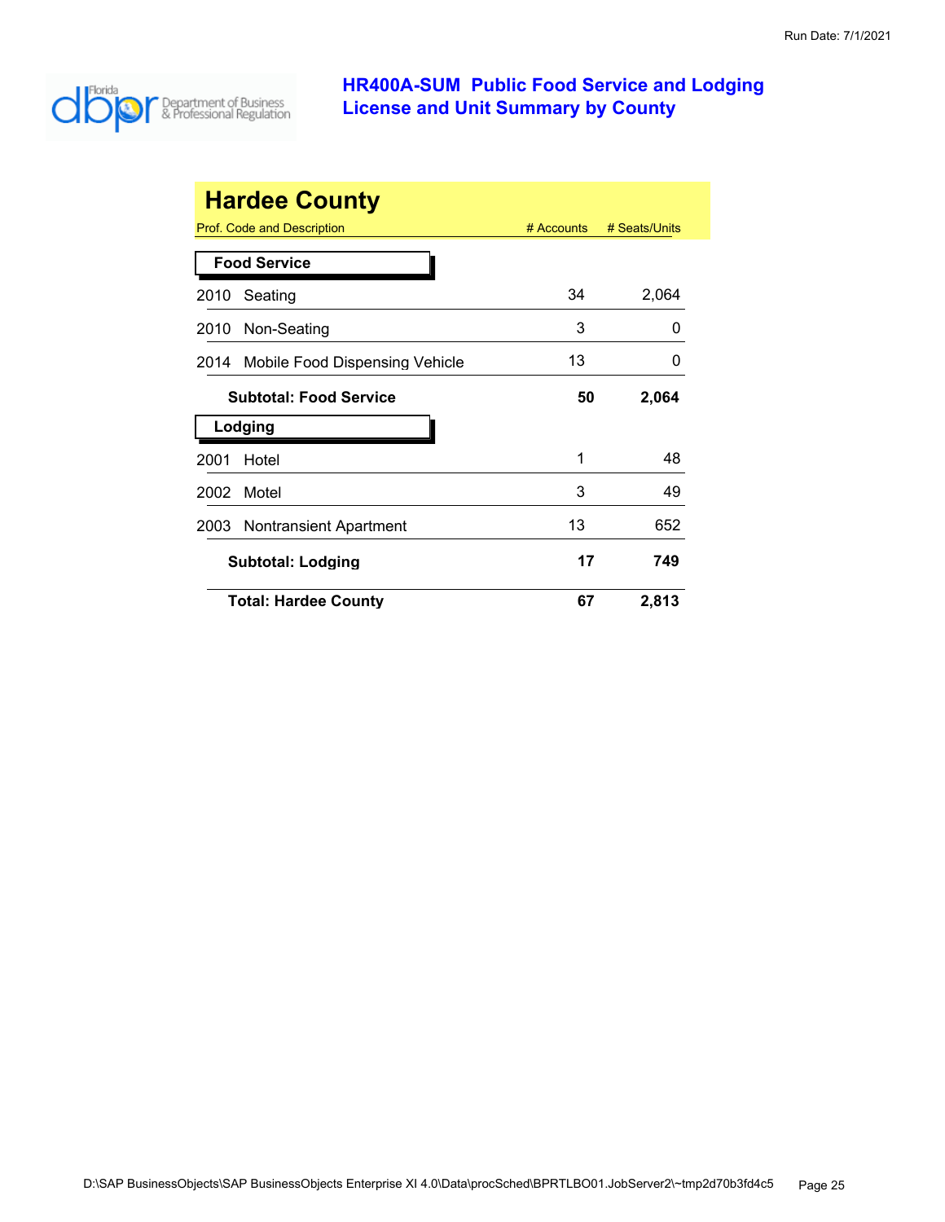Run Date: 7/1/2021

# HR400A-SUM Public Food Service and Lodging License and Unit Summary by County

## Hardee County

| Prof. Code and Description | # Accounts | # Seats/Units |
|---|---|---|
| **Food Service** | | |
| 2010 Seating | 34 | 2,064 |
| 2010 Non-Seating | 3 | 0 |
| 2014 Mobile Food Dispensing Vehicle | 13 | 0 |
| **Subtotal: Food Service** | **50** | **2,064** |
| **Lodging** | | |
| 2001 Hotel | 1 | 48 |
| 2002 Motel | 3 | 49 |
| 2003 Nontransient Apartment | 13 | 652 |
| **Subtotal: Lodging** | **17** | **749** |
| **Total: Hardee County** | **67** | **2,813** |

D:\SAP BusinessObjects\SAP BusinessObjects Enterprise XI 4.0\Data\procSched\BPRTLBO01.JobServer2\~tmp2d70b3fd4c5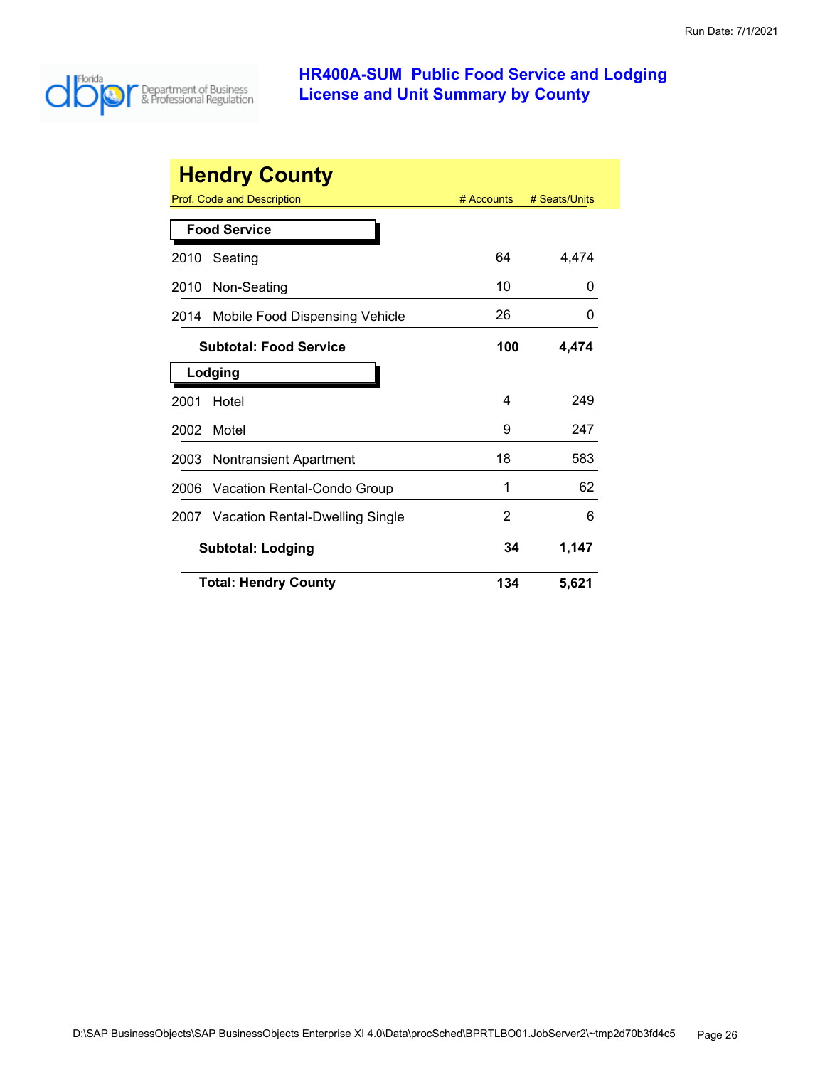## HR400A-SUM Public Food Service and Lodging License and Unit Summary by County

### Hendry County

| Prof. Code and Description | # Accounts | # Seats/Units |
|---|---|---|
| **Food Service** | | |
| 2010 Seating | 64 | 4,474 |
| 2010 Non-Seating | 10 | 0 |
| 2014 Mobile Food Dispensing Vehicle | 26 | 0 |
| **Subtotal: Food Service** | **100** | **4,474** |
| **Lodging** | | |
| 2001 Hotel | 4 | 249 |
| 2002 Motel | 9 | 247 |
| 2003 Nontransient Apartment | 18 | 583 |
| 2006 Vacation Rental-Condo Group | 1 | 62 |
| 2007 Vacation Rental-Dwelling Single | 2 | 6 |
| **Subtotal: Lodging** | **34** | **1,147** |
| **Total: Hendry County** | **134** | **5,621** |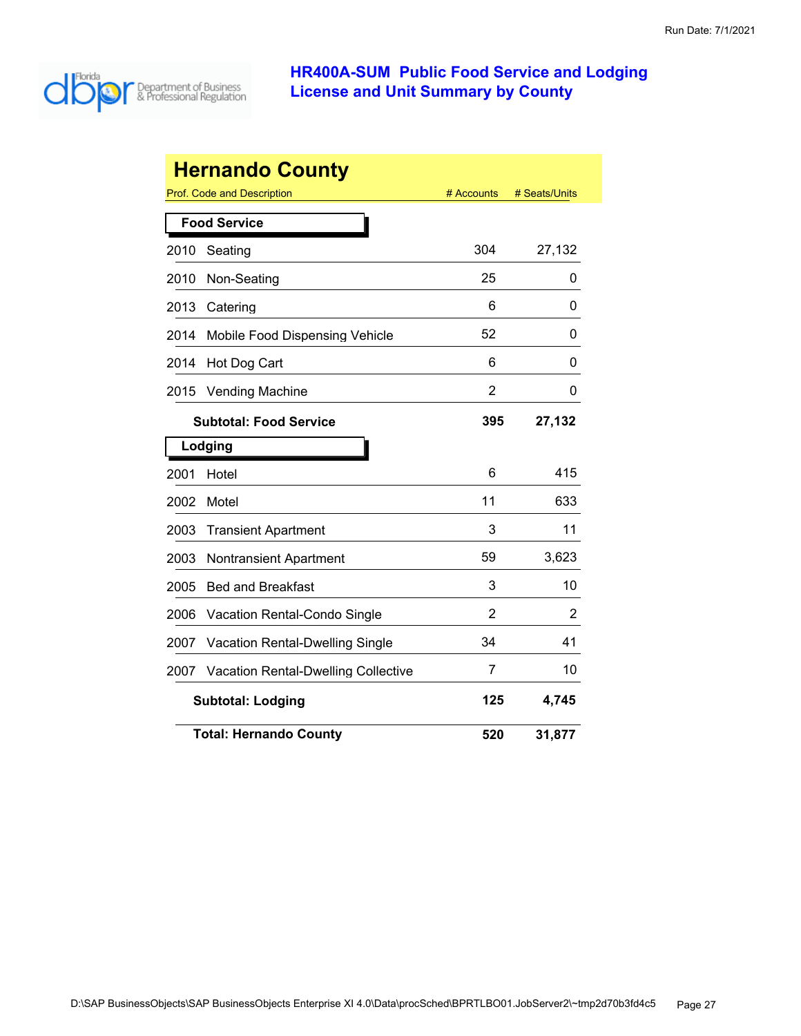# HR400A-SUM Public Food Service and Lodging License and Unit Summary by County

## Hernando County

| Prof. Code and Description | | # Accounts | # Seats/Units |
|---|---|---|---|
| **Food Service** | | | |
| 2010 | Seating | 304 | 27,132 |
| 2010 | Non-Seating | 25 | 0 |
| 2013 | Catering | 6 | 0 |
| 2014 | Mobile Food Dispensing Vehicle | 52 | 0 |
| 2014 | Hot Dog Cart | 6 | 0 |
| 2015 | Vending Machine | 2 | 0 |
| | **Subtotal: Food Service** | **395** | **27,132** |
| **Lodging** | | | |
| 2001 | Hotel | 6 | 415 |
| 2002 | Motel | 11 | 633 |
| 2003 | Transient Apartment | 3 | 11 |
| 2003 | Nontransient Apartment | 59 | 3,623 |
| 2005 | Bed and Breakfast | 3 | 10 |
| 2006 | Vacation Rental-Condo Single | 2 | 2 |
| 2007 | Vacation Rental-Dwelling Single | 34 | 41 |
| 2007 | Vacation Rental-Dwelling Collective | 7 | 10 |
| | **Subtotal: Lodging** | **125** | **4,745** |
| | **Total: Hernando County** | **520** | **31,877** |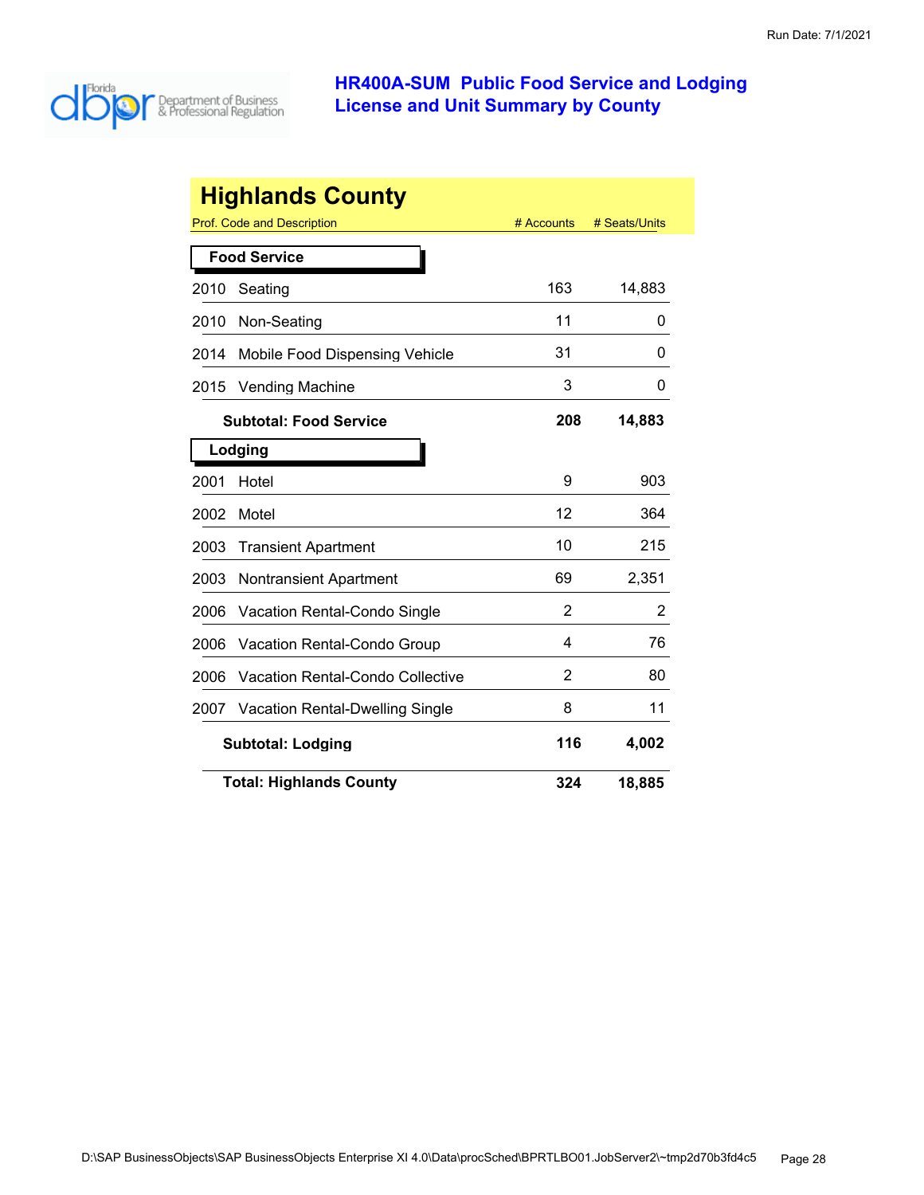# HR400A-SUM Public Food Service and Lodging License and Unit Summary by County

## Highlands County

| Prof. Code and Description | # Accounts | # Seats/Units |
|---|---|---|
| **Food Service** | | |
| 2010 Seating | 163 | 14,883 |
| 2010 Non-Seating | 11 | 0 |
| 2014 Mobile Food Dispensing Vehicle | 31 | 0 |
| 2015 Vending Machine | 3 | 0 |
| **Subtotal: Food Service** | **208** | **14,883** |
| **Lodging** | | |
| 2001 Hotel | 9 | 903 |
| 2002 Motel | 12 | 364 |
| 2003 Transient Apartment | 10 | 215 |
| 2003 Nontransient Apartment | 69 | 2,351 |
| 2006 Vacation Rental-Condo Single | 2 | 2 |
| 2006 Vacation Rental-Condo Group | 4 | 76 |
| 2006 Vacation Rental-Condo Collective | 2 | 80 |
| 2007 Vacation Rental-Dwelling Single | 8 | 11 |
| **Subtotal: Lodging** | **116** | **4,002** |
| **Total: Highlands County** | **324** | **18,885** |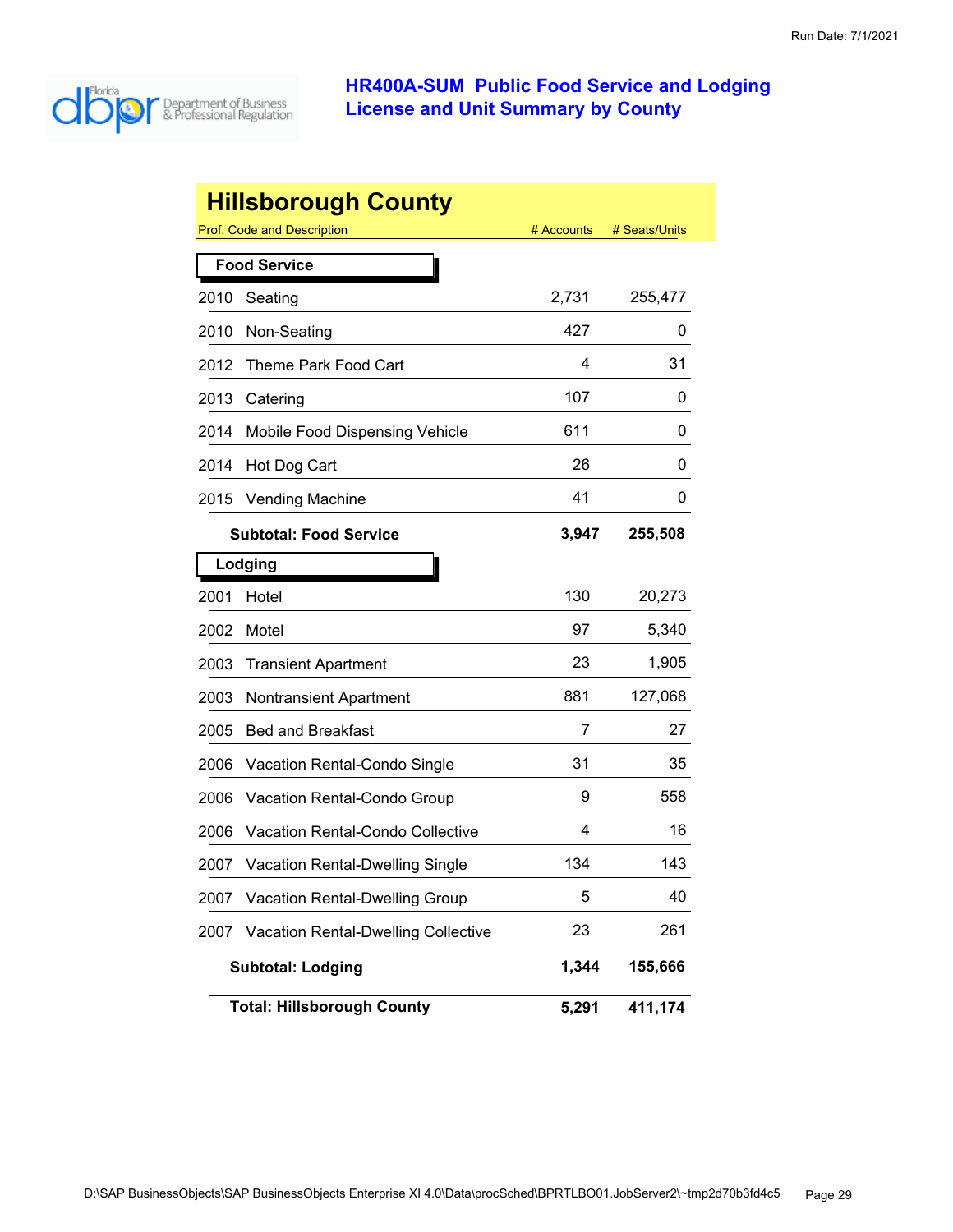# HR400A-SUM Public Food Service and Lodging License and Unit Summary by County

## Hillsborough County

| Prof. Code and Description | | # Accounts | # Seats/Units |
|---|---|---|---|
| **Food Service** | | | |
| 2010 | Seating | 2,731 | 255,477 |
| 2010 | Non-Seating | 427 | 0 |
| 2012 | Theme Park Food Cart | 4 | 31 |
| 2013 | Catering | 107 | 0 |
| 2014 | Mobile Food Dispensing Vehicle | 611 | 0 |
| 2014 | Hot Dog Cart | 26 | 0 |
| 2015 | Vending Machine | 41 | 0 |
| | **Subtotal: Food Service** | **3,947** | **255,508** |
| **Lodging** | | | |
| 2001 | Hotel | 130 | 20,273 |
| 2002 | Motel | 97 | 5,340 |
| 2003 | Transient Apartment | 23 | 1,905 |
| 2003 | Nontransient Apartment | 881 | 127,068 |
| 2005 | Bed and Breakfast | 7 | 27 |
| 2006 | Vacation Rental-Condo Single | 31 | 35 |
| 2006 | Vacation Rental-Condo Group | 9 | 558 |
| 2006 | Vacation Rental-Condo Collective | 4 | 16 |
| 2007 | Vacation Rental-Dwelling Single | 134 | 143 |
| 2007 | Vacation Rental-Dwelling Group | 5 | 40 |
| 2007 | Vacation Rental-Dwelling Collective | 23 | 261 |
| | **Subtotal: Lodging** | **1,344** | **155,666** |
| | **Total: Hillsborough County** | **5,291** | **411,174** |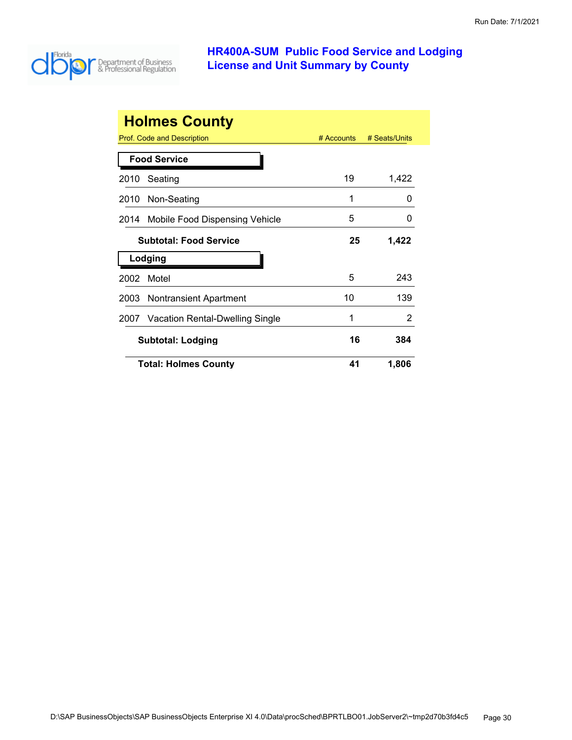## HR400A-SUM Public Food Service and Lodging License and Unit Summary by County

Run Date: 7/1/2021

# Holmes County

| Prof. Code and Description | # Accounts | # Seats/Units |
|---|---|---|
| **Food Service** | | |
| 2010 Seating | 19 | 1,422 |
| 2010 Non-Seating | 1 | 0 |
| 2014 Mobile Food Dispensing Vehicle | 5 | 0 |
| **Subtotal: Food Service** | **25** | **1,422** |
| **Lodging** | | |
| 2002 Motel | 5 | 243 |
| 2003 Nontransient Apartment | 10 | 139 |
| 2007 Vacation Rental-Dwelling Single | 1 | 2 |
| **Subtotal: Lodging** | **16** | **384** |
| **Total: Holmes County** | **41** | **1,806** |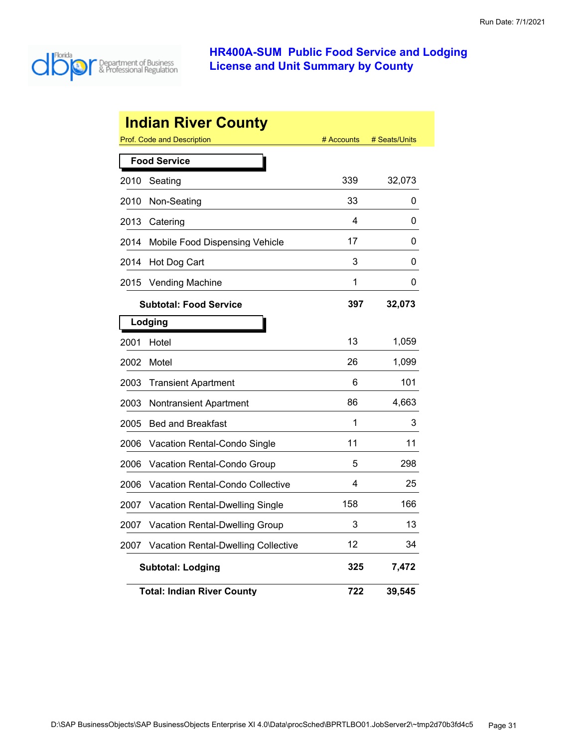# HR400A-SUM Public Food Service and Lodging License and Unit Summary by County

## Indian River County

| Prof. Code and Description | | # Accounts | # Seats/Units |
|---|---|---|---|
| **Food Service** | | | |
| 2010 | Seating | 339 | 32,073 |
| 2010 | Non-Seating | 33 | 0 |
| 2013 | Catering | 4 | 0 |
| 2014 | Mobile Food Dispensing Vehicle | 17 | 0 |
| 2014 | Hot Dog Cart | 3 | 0 |
| 2015 | Vending Machine | 1 | 0 |
| | **Subtotal: Food Service** | **397** | **32,073** |
| **Lodging** | | | |
| 2001 | Hotel | 13 | 1,059 |
| 2002 | Motel | 26 | 1,099 |
| 2003 | Transient Apartment | 6 | 101 |
| 2003 | Nontransient Apartment | 86 | 4,663 |
| 2005 | Bed and Breakfast | 1 | 3 |
| 2006 | Vacation Rental-Condo Single | 11 | 11 |
| 2006 | Vacation Rental-Condo Group | 5 | 298 |
| 2006 | Vacation Rental-Condo Collective | 4 | 25 |
| 2007 | Vacation Rental-Dwelling Single | 158 | 166 |
| 2007 | Vacation Rental-Dwelling Group | 3 | 13 |
| 2007 | Vacation Rental-Dwelling Collective | 12 | 34 |
| | **Subtotal: Lodging** | **325** | **7,472** |
| | **Total: Indian River County** | **722** | **39,545** |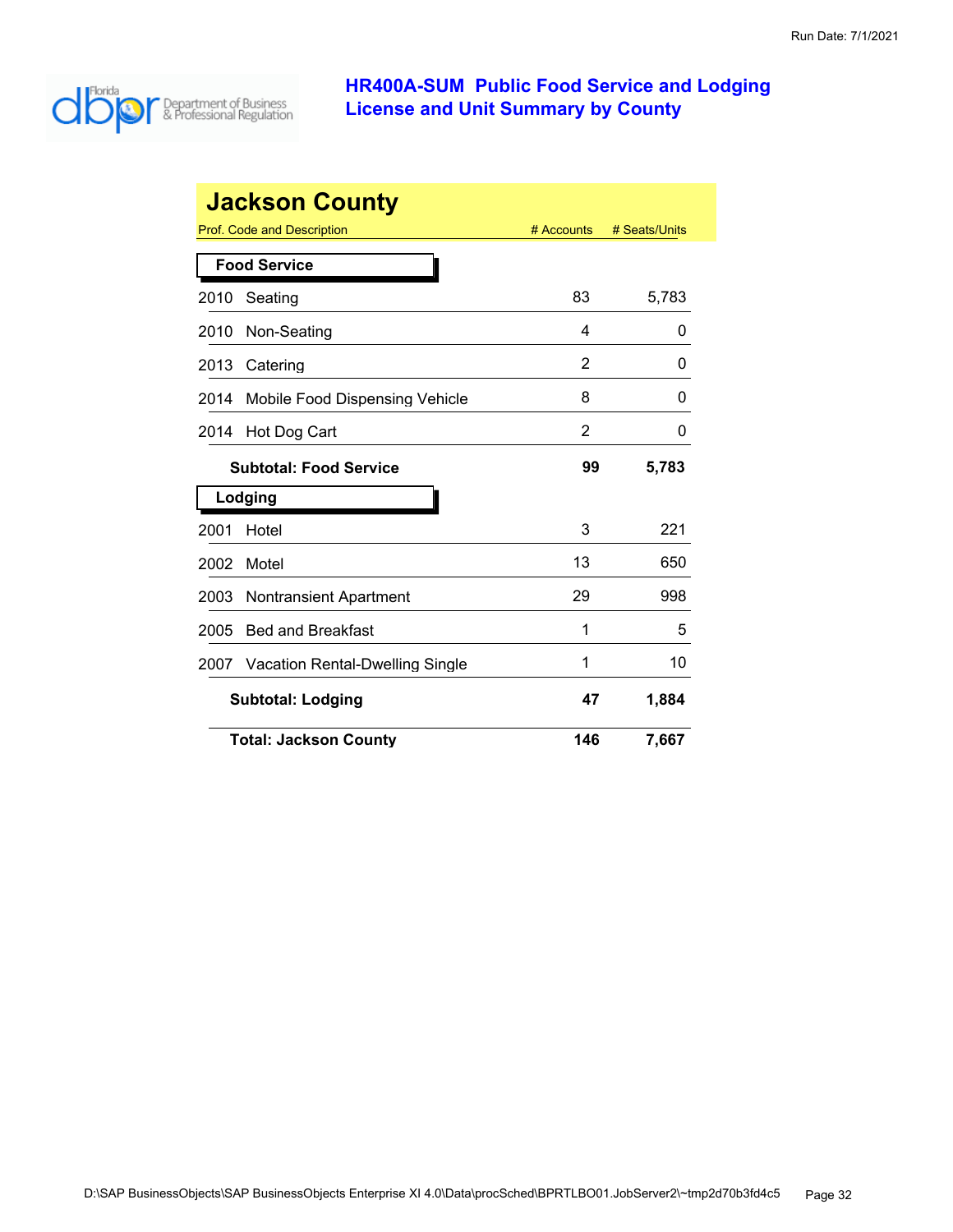Run Date: 7/1/2021

# HR400A-SUM Public Food Service and Lodging License and Unit Summary by County

## Jackson County

| Prof. Code and Description | # Accounts | # Seats/Units |
|---|---|---|
| **Food Service** | | |
| 2010 Seating | 83 | 5,783 |
| 2010 Non-Seating | 4 | 0 |
| 2013 Catering | 2 | 0 |
| 2014 Mobile Food Dispensing Vehicle | 8 | 0 |
| 2014 Hot Dog Cart | 2 | 0 |
| **Subtotal: Food Service** | **99** | **5,783** |
| **Lodging** | | |
| 2001 Hotel | 3 | 221 |
| 2002 Motel | 13 | 650 |
| 2003 Nontransient Apartment | 29 | 998 |
| 2005 Bed and Breakfast | 1 | 5 |
| 2007 Vacation Rental-Dwelling Single | 1 | 10 |
| **Subtotal: Lodging** | **47** | **1,884** |
| **Total: Jackson County** | **146** | **7,667** |

D:\SAP BusinessObjects\SAP BusinessObjects Enterprise XI 4.0\Data\procSched\BPRTLBO01.JobServer2\~tmp2d70b3fd4c5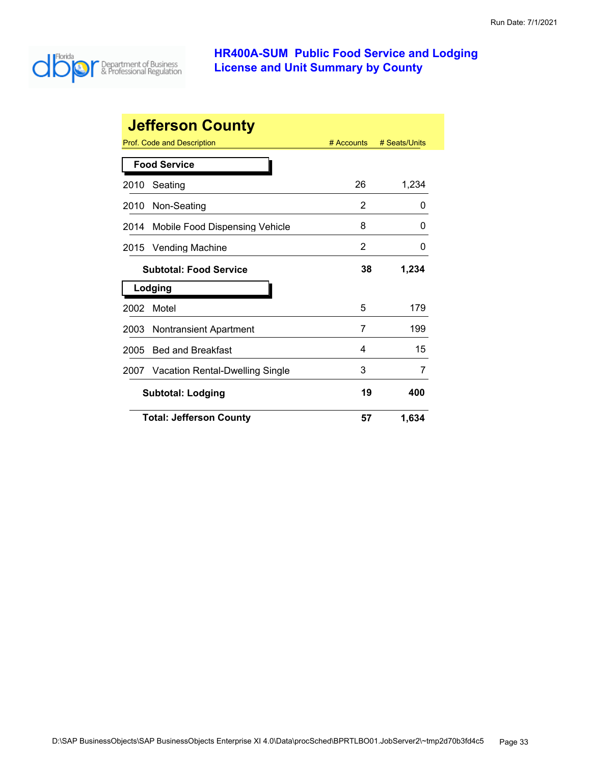# HR400A-SUM Public Food Service and Lodging License and Unit Summary by County

Run Date: 7/1/2021

## Jefferson County

| Prof. Code and Description | # Accounts | # Seats/Units |
|---|---|---|
| **Food Service** | | |
| 2010 Seating | 26 | 1,234 |
| 2010 Non-Seating | 2 | 0 |
| 2014 Mobile Food Dispensing Vehicle | 8 | 0 |
| 2015 Vending Machine | 2 | 0 |
| **Subtotal: Food Service** | **38** | **1,234** |
| **Lodging** | | |
| 2002 Motel | 5 | 179 |
| 2003 Nontransient Apartment | 7 | 199 |
| 2005 Bed and Breakfast | 4 | 15 |
| 2007 Vacation Rental-Dwelling Single | 3 | 7 |
| **Subtotal: Lodging** | **19** | **400** |
| **Total: Jefferson County** | **57** | **1,634** |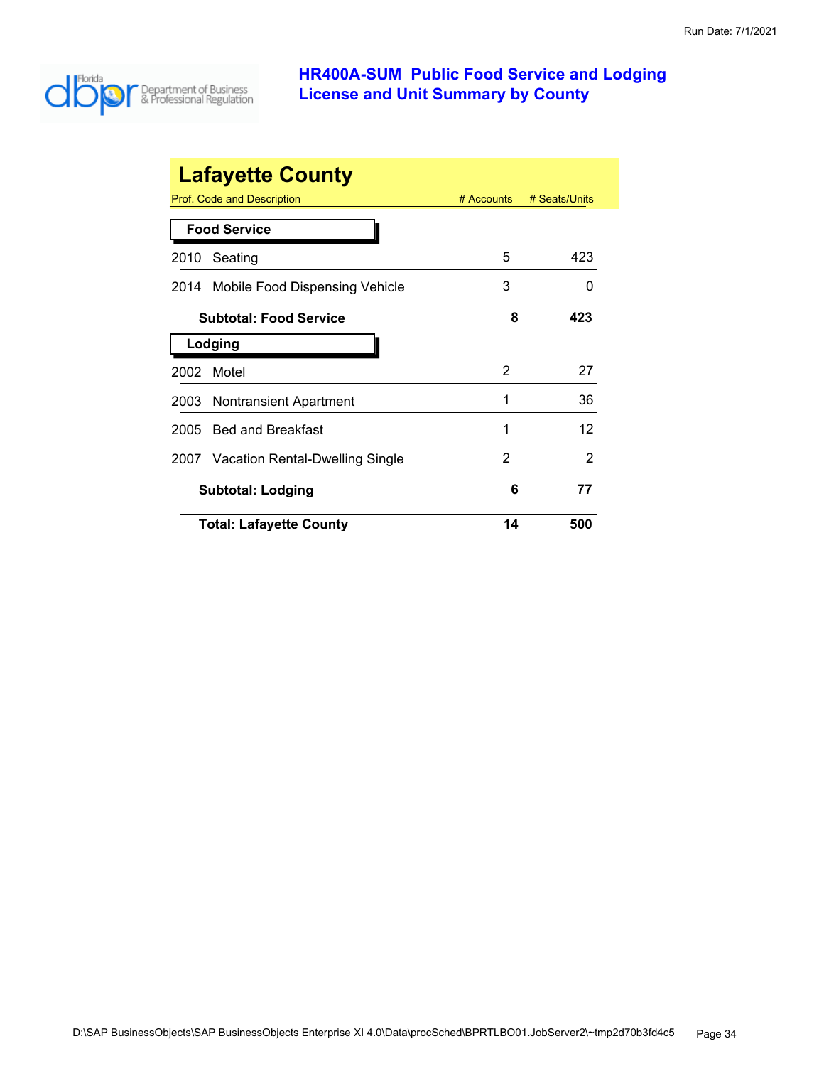Run Date: 7/1/2021

# HR400A-SUM Public Food Service and Lodging License and Unit Summary by County

## Lafayette County

| Prof. Code and Description | # Accounts | # Seats/Units |
|---|---|---|
| **Food Service** | | |
| 2010 Seating | 5 | 423 |
| 2014 Mobile Food Dispensing Vehicle | 3 | 0 |
| **Subtotal: Food Service** | **8** | **423** |
| **Lodging** | | |
| 2002 Motel | 2 | 27 |
| 2003 Nontransient Apartment | 1 | 36 |
| 2005 Bed and Breakfast | 1 | 12 |
| 2007 Vacation Rental-Dwelling Single | 2 | 2 |
| **Subtotal: Lodging** | **6** | **77** |
| **Total: Lafayette County** | **14** | **500** |

D:\SAP BusinessObjects\SAP BusinessObjects Enterprise XI 4.0\Data\procSched\BPRTLBO01.JobServer2\~tmp2d70b3fd4c5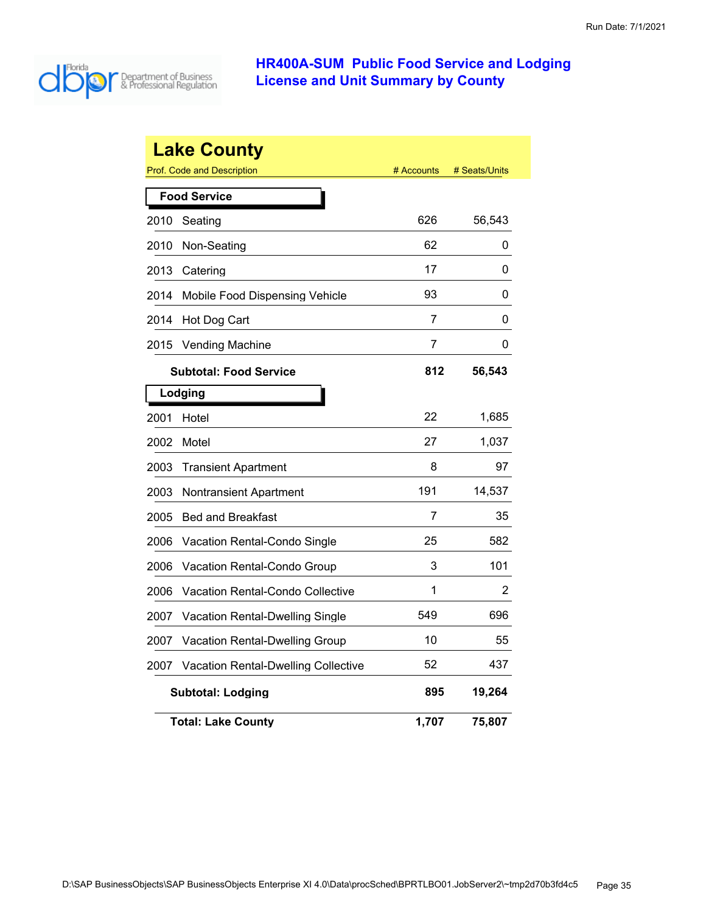Run Date: 7/1/2021

# HR400A-SUM Public Food Service and Lodging License and Unit Summary by County

## Lake County

| Prof. Code and Description | | # Accounts | # Seats/Units |
|---|---|---|---|
| **Food Service** | | | |
| 2010 | Seating | 626 | 56,543 |
| 2010 | Non-Seating | 62 | 0 |
| 2013 | Catering | 17 | 0 |
| 2014 | Mobile Food Dispensing Vehicle | 93 | 0 |
| 2014 | Hot Dog Cart | 7 | 0 |
| 2015 | Vending Machine | 7 | 0 |
| | **Subtotal: Food Service** | **812** | **56,543** |
| **Lodging** | | | |
| 2001 | Hotel | 22 | 1,685 |
| 2002 | Motel | 27 | 1,037 |
| 2003 | Transient Apartment | 8 | 97 |
| 2003 | Nontransient Apartment | 191 | 14,537 |
| 2005 | Bed and Breakfast | 7 | 35 |
| 2006 | Vacation Rental-Condo Single | 25 | 582 |
| 2006 | Vacation Rental-Condo Group | 3 | 101 |
| 2006 | Vacation Rental-Condo Collective | 1 | 2 |
| 2007 | Vacation Rental-Dwelling Single | 549 | 696 |
| 2007 | Vacation Rental-Dwelling Group | 10 | 55 |
| 2007 | Vacation Rental-Dwelling Collective | 52 | 437 |
| | **Subtotal: Lodging** | **895** | **19,264** |
| | **Total: Lake County** | **1,707** | **75,807** |

D:\SAP BusinessObjects\SAP BusinessObjects Enterprise XI 4.0\Data\procSched\BPRTLBO01.JobServer2\~tmp2d70b3fd4c5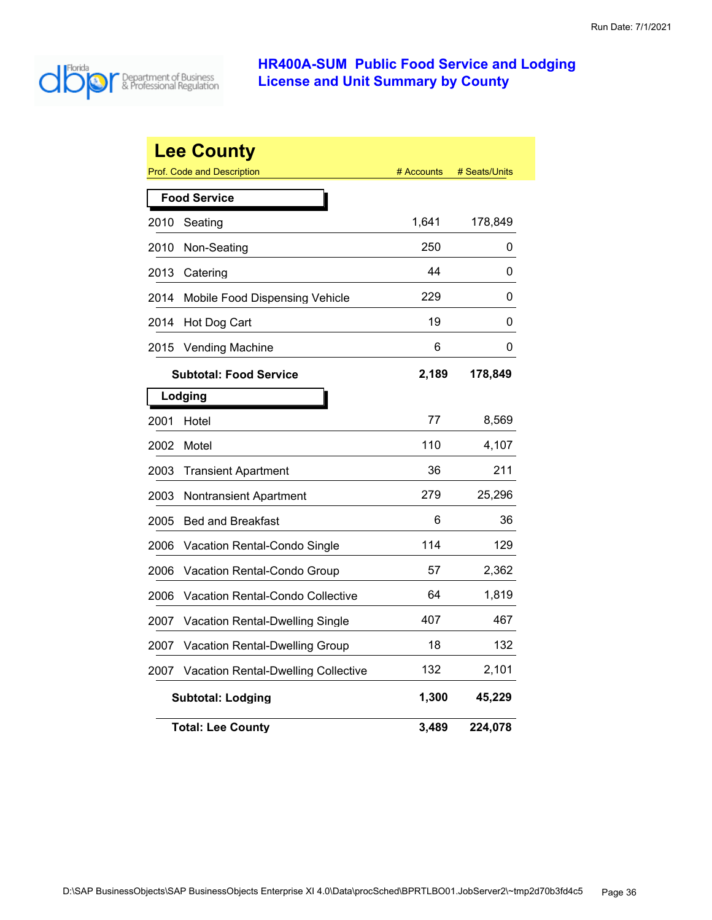Run Date: 7/1/2021

Florida Department of Business & Professional Regulation

# HR400A-SUM Public Food Service and Lodging License and Unit Summary by County

## Lee County

| Prof. Code and Description | | # Accounts | # Seats/Units |
|---|---|---|---|
| **Food Service** | | | |
| 2010 | Seating | 1,641 | 178,849 |
| 2010 | Non-Seating | 250 | 0 |
| 2013 | Catering | 44 | 0 |
| 2014 | Mobile Food Dispensing Vehicle | 229 | 0 |
| 2014 | Hot Dog Cart | 19 | 0 |
| 2015 | Vending Machine | 6 | 0 |
| | **Subtotal: Food Service** | **2,189** | **178,849** |
| **Lodging** | | | |
| 2001 | Hotel | 77 | 8,569 |
| 2002 | Motel | 110 | 4,107 |
| 2003 | Transient Apartment | 36 | 211 |
| 2003 | Nontransient Apartment | 279 | 25,296 |
| 2005 | Bed and Breakfast | 6 | 36 |
| 2006 | Vacation Rental-Condo Single | 114 | 129 |
| 2006 | Vacation Rental-Condo Group | 57 | 2,362 |
| 2006 | Vacation Rental-Condo Collective | 64 | 1,819 |
| 2007 | Vacation Rental-Dwelling Single | 407 | 467 |
| 2007 | Vacation Rental-Dwelling Group | 18 | 132 |
| 2007 | Vacation Rental-Dwelling Collective | 132 | 2,101 |
| | **Subtotal: Lodging** | **1,300** | **45,229** |
| | **Total: Lee County** | **3,489** | **224,078** |

D:\SAP BusinessObjects\SAP BusinessObjects Enterprise XI 4.0\Data\procSched\BPRTLBO01.JobServer2\~tmp2d70b3fd4c5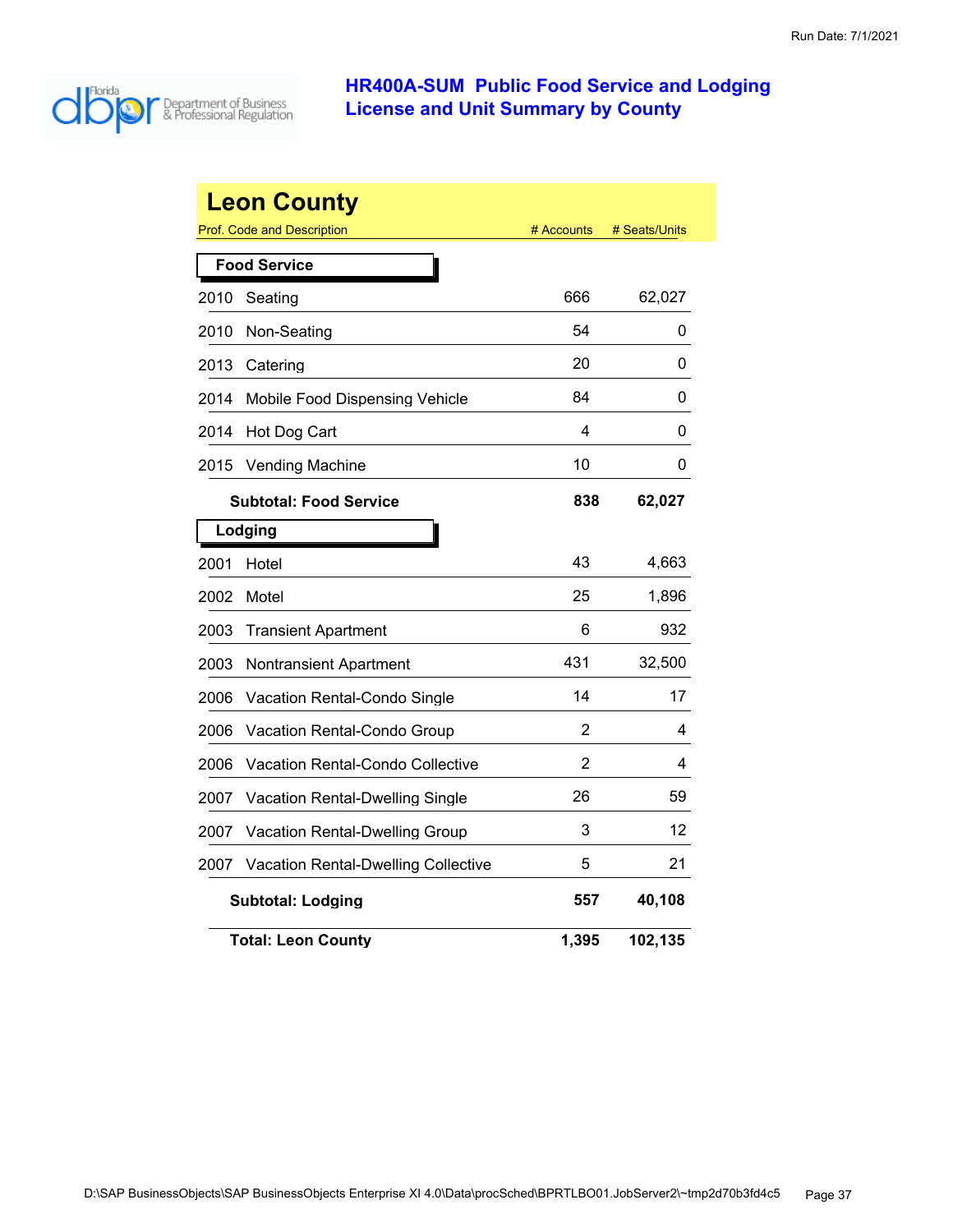# HR400A-SUM Public Food Service and Lodging License and Unit Summary by County

## Leon County

| Prof. Code and Description | # Accounts | # Seats/Units |
|---|---|---|
| **Food Service** | | |
| 2010 Seating | 666 | 62,027 |
| 2010 Non-Seating | 54 | 0 |
| 2013 Catering | 20 | 0 |
| 2014 Mobile Food Dispensing Vehicle | 84 | 0 |
| 2014 Hot Dog Cart | 4 | 0 |
| 2015 Vending Machine | 10 | 0 |
| **Subtotal: Food Service** | **838** | **62,027** |
| **Lodging** | | |
| 2001 Hotel | 43 | 4,663 |
| 2002 Motel | 25 | 1,896 |
| 2003 Transient Apartment | 6 | 932 |
| 2003 Nontransient Apartment | 431 | 32,500 |
| 2006 Vacation Rental-Condo Single | 14 | 17 |
| 2006 Vacation Rental-Condo Group | 2 | 4 |
| 2006 Vacation Rental-Condo Collective | 2 | 4 |
| 2007 Vacation Rental-Dwelling Single | 26 | 59 |
| 2007 Vacation Rental-Dwelling Group | 3 | 12 |
| 2007 Vacation Rental-Dwelling Collective | 5 | 21 |
| **Subtotal: Lodging** | **557** | **40,108** |
| **Total: Leon County** | **1,395** | **102,135** |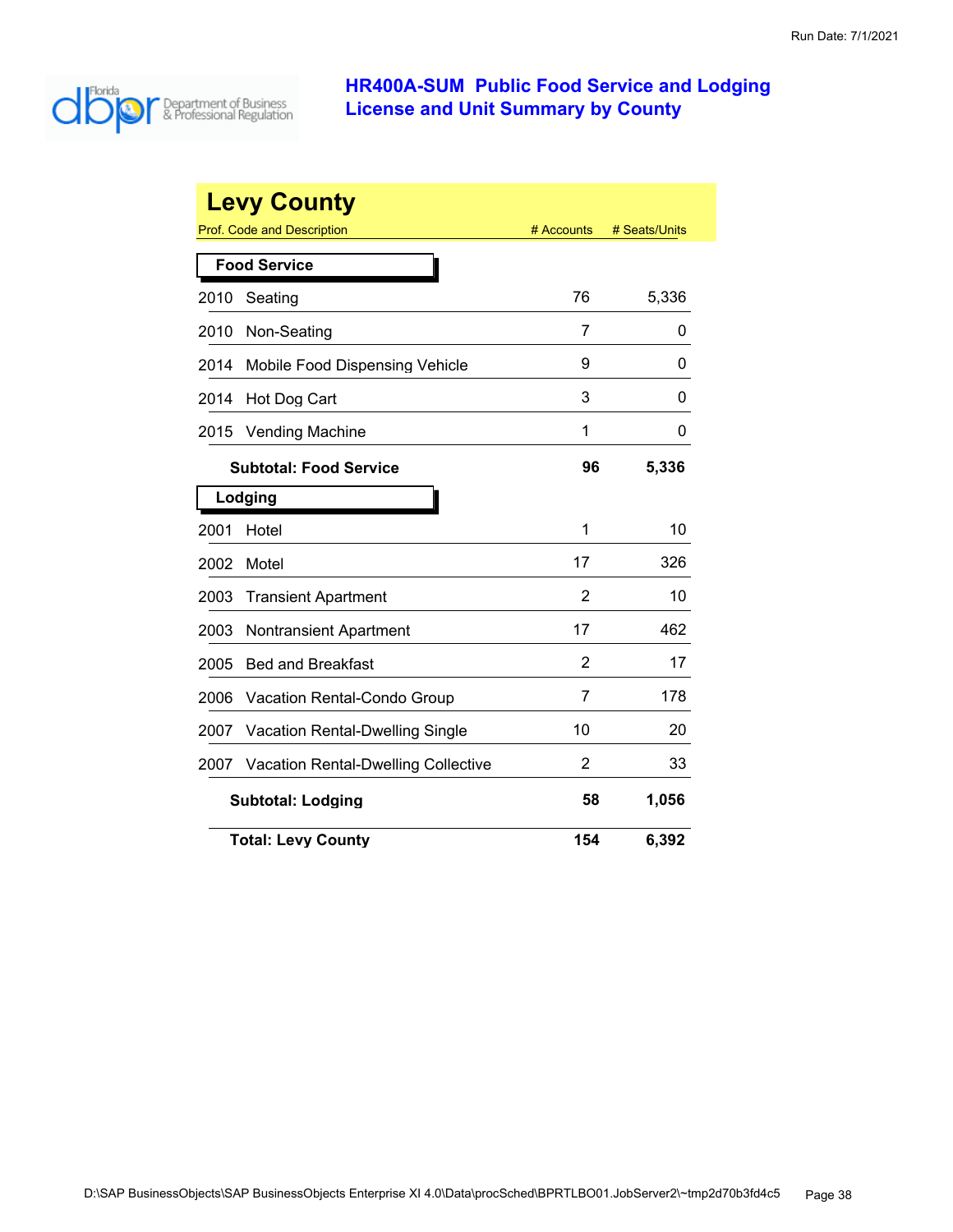Run Date: 7/1/2021

# HR400A-SUM Public Food Service and Lodging License and Unit Summary by County

## Levy County

| Prof. Code and Description | | # Accounts | # Seats/Units |
|---|---|---|---|
| **Food Service** | | | |
| 2010 | Seating | 76 | 5,336 |
| 2010 | Non-Seating | 7 | 0 |
| 2014 | Mobile Food Dispensing Vehicle | 9 | 0 |
| 2014 | Hot Dog Cart | 3 | 0 |
| 2015 | Vending Machine | 1 | 0 |
| | **Subtotal: Food Service** | **96** | **5,336** |
| **Lodging** | | | |
| 2001 | Hotel | 1 | 10 |
| 2002 | Motel | 17 | 326 |
| 2003 | Transient Apartment | 2 | 10 |
| 2003 | Nontransient Apartment | 17 | 462 |
| 2005 | Bed and Breakfast | 2 | 17 |
| 2006 | Vacation Rental-Condo Group | 7 | 178 |
| 2007 | Vacation Rental-Dwelling Single | 10 | 20 |
| 2007 | Vacation Rental-Dwelling Collective | 2 | 33 |
| | **Subtotal: Lodging** | **58** | **1,056** |
| | **Total: Levy County** | **154** | **6,392** |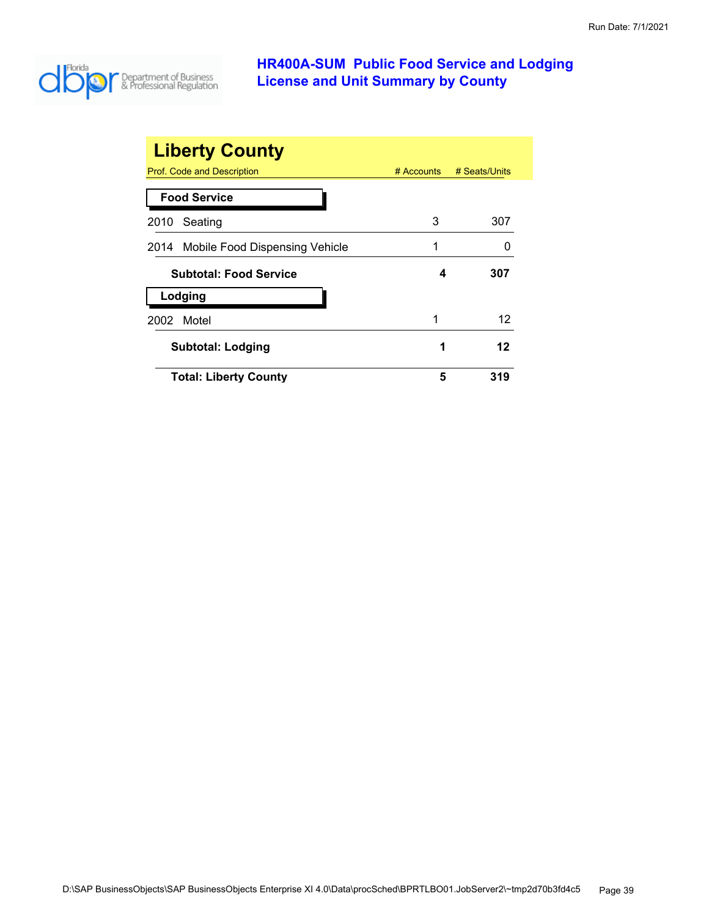# HR400A-SUM Public Food Service and Lodging License and Unit Summary by County

## Liberty County

| Prof. Code and Description | # Accounts | # Seats/Units |
|---|---|---|
| **Food Service** | | |
| 2010 Seating | 3 | 307 |
| 2014 Mobile Food Dispensing Vehicle | 1 | 0 |
| **Subtotal: Food Service** | **4** | **307** |
| **Lodging** | | |
| 2002 Motel | 1 | 12 |
| **Subtotal: Lodging** | **1** | **12** |
| **Total: Liberty County** | **5** | **319** |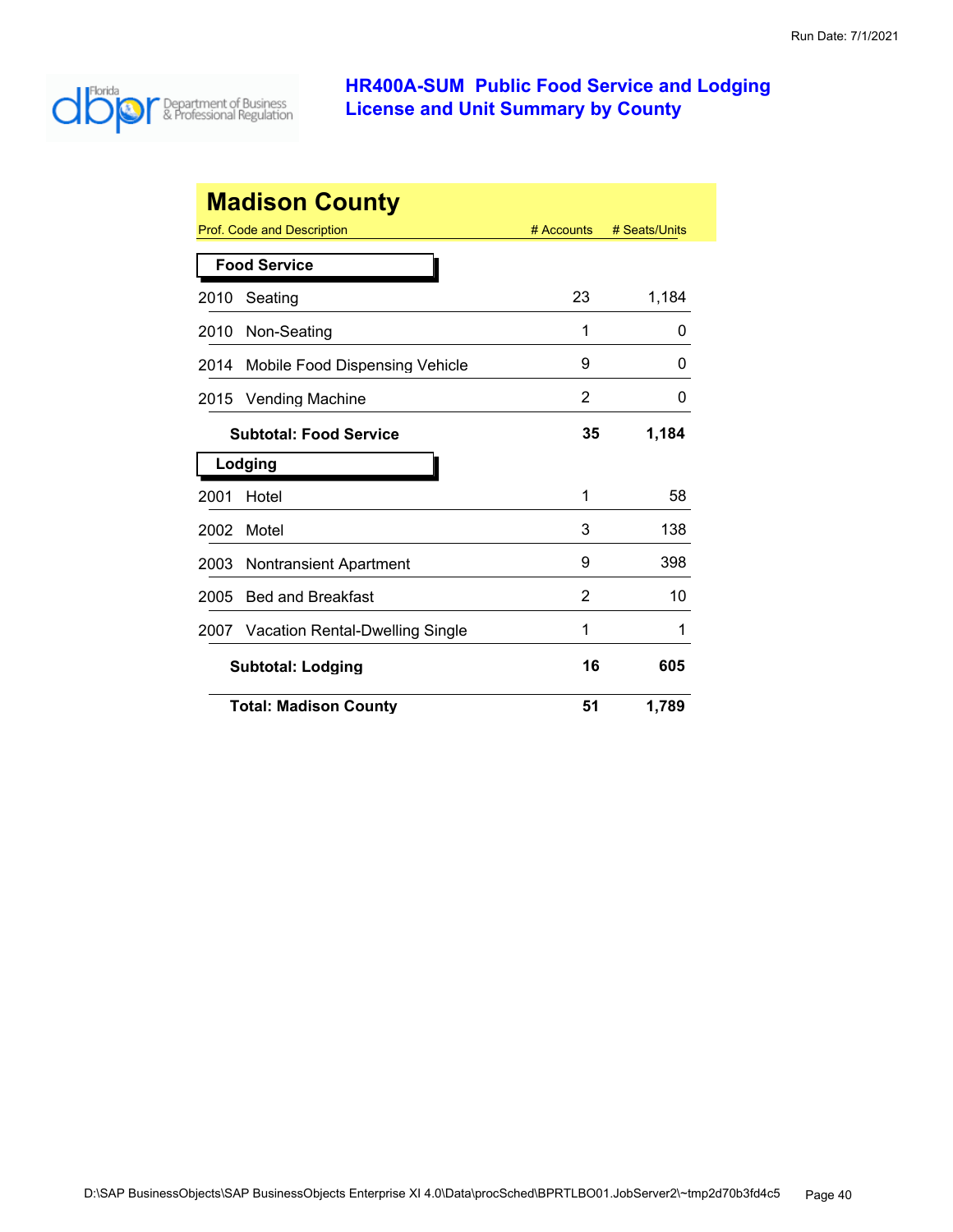# HR400A-SUM Public Food Service and Lodging License and Unit Summary by County

## Madison County

| Prof. Code and Description | | # Accounts | # Seats/Units |
|---|---|---|---|
| **Food Service** | | | |
| 2010 | Seating | 23 | 1,184 |
| 2010 | Non-Seating | 1 | 0 |
| 2014 | Mobile Food Dispensing Vehicle | 9 | 0 |
| 2015 | Vending Machine | 2 | 0 |
| | **Subtotal: Food Service** | **35** | **1,184** |
| **Lodging** | | | |
| 2001 | Hotel | 1 | 58 |
| 2002 | Motel | 3 | 138 |
| 2003 | Nontransient Apartment | 9 | 398 |
| 2005 | Bed and Breakfast | 2 | 10 |
| 2007 | Vacation Rental-Dwelling Single | 1 | 1 |
| | **Subtotal: Lodging** | **16** | **605** |
| | **Total: Madison County** | **51** | **1,789** |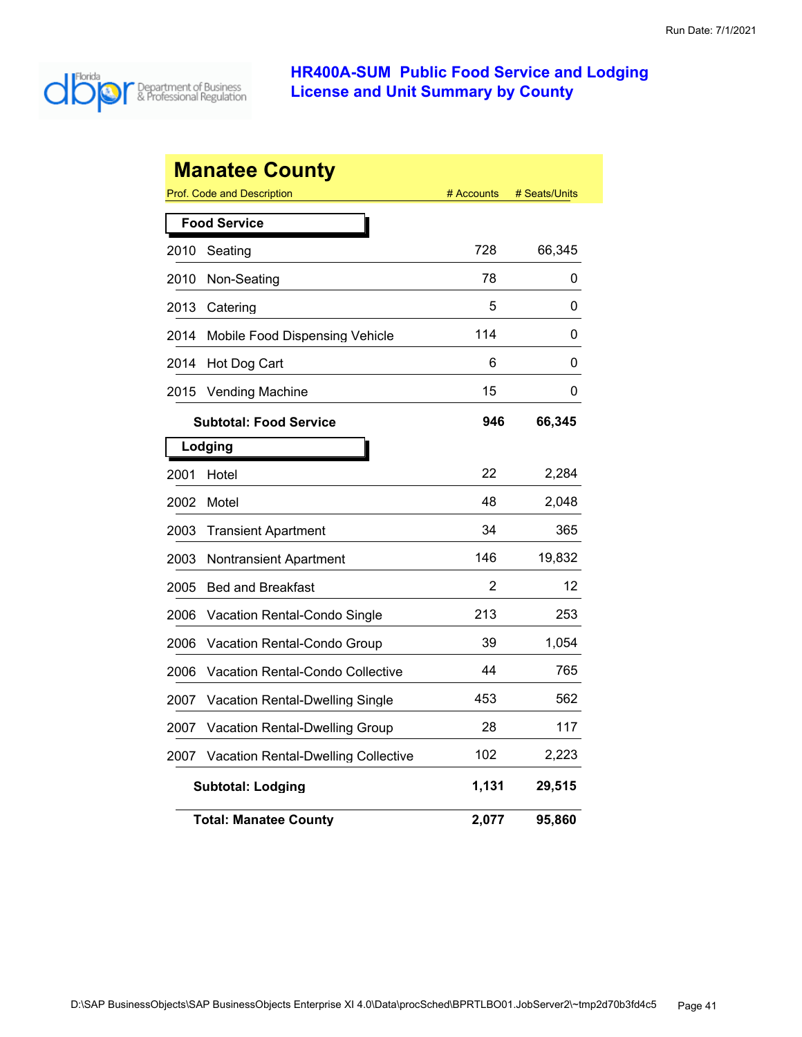# HR400A-SUM Public Food Service and Lodging License and Unit Summary by County

## Manatee County

| Prof. Code and Description | | # Accounts | # Seats/Units |
|---|---|---|---|
| **Food Service** | | | |
| 2010 | Seating | 728 | 66,345 |
| 2010 | Non-Seating | 78 | 0 |
| 2013 | Catering | 5 | 0 |
| 2014 | Mobile Food Dispensing Vehicle | 114 | 0 |
| 2014 | Hot Dog Cart | 6 | 0 |
| 2015 | Vending Machine | 15 | 0 |
| | **Subtotal: Food Service** | **946** | **66,345** |
| **Lodging** | | | |
| 2001 | Hotel | 22 | 2,284 |
| 2002 | Motel | 48 | 2,048 |
| 2003 | Transient Apartment | 34 | 365 |
| 2003 | Nontransient Apartment | 146 | 19,832 |
| 2005 | Bed and Breakfast | 2 | 12 |
| 2006 | Vacation Rental-Condo Single | 213 | 253 |
| 2006 | Vacation Rental-Condo Group | 39 | 1,054 |
| 2006 | Vacation Rental-Condo Collective | 44 | 765 |
| 2007 | Vacation Rental-Dwelling Single | 453 | 562 |
| 2007 | Vacation Rental-Dwelling Group | 28 | 117 |
| 2007 | Vacation Rental-Dwelling Collective | 102 | 2,223 |
| | **Subtotal: Lodging** | **1,131** | **29,515** |
| | **Total: Manatee County** | **2,077** | **95,860** |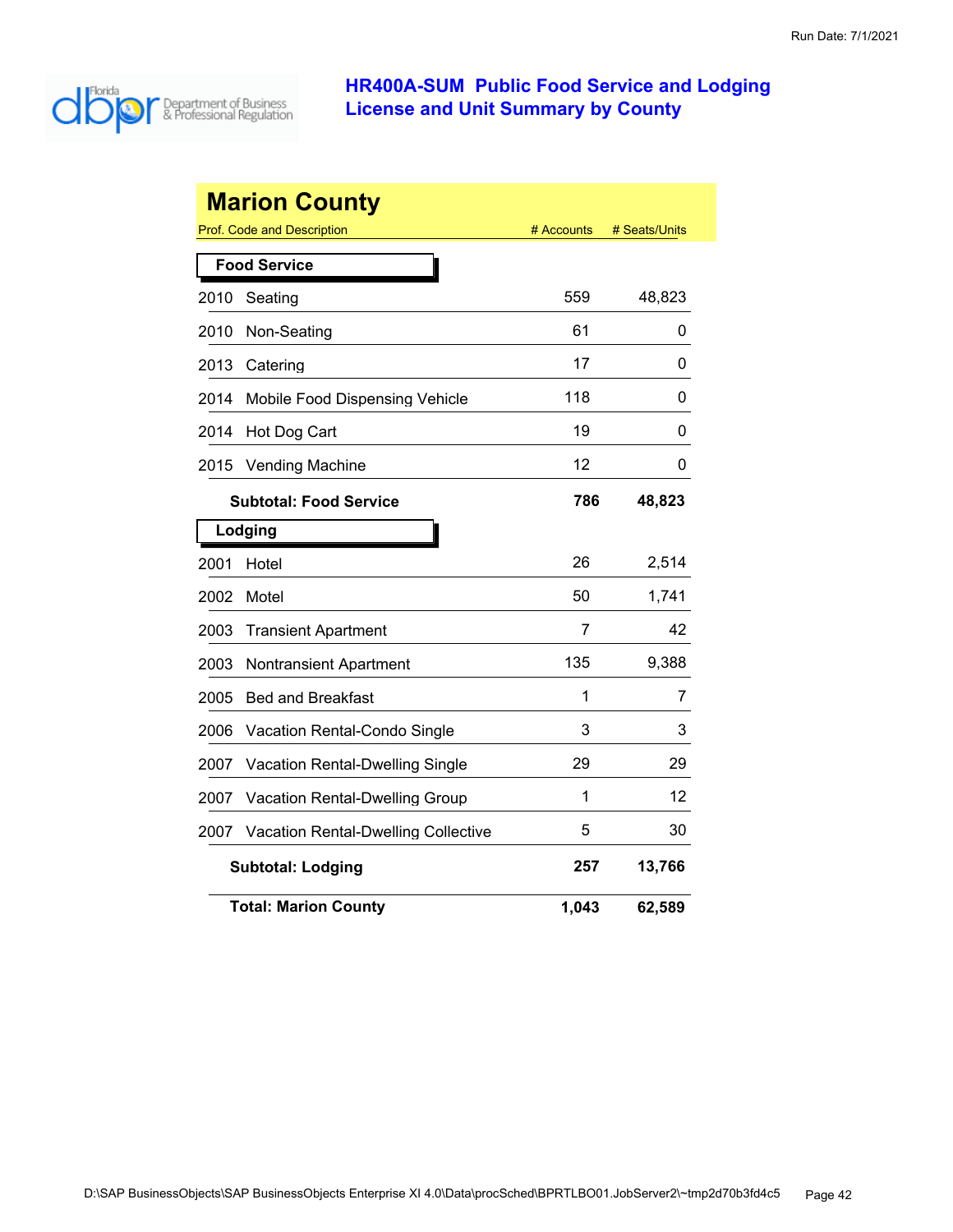# HR400A-SUM Public Food Service and Lodging License and Unit Summary by County

Run Date: 7/1/2021

## Marion County

| Prof. Code and Description | # Accounts | # Seats/Units |
|---|---|---|
| **Food Service** | | |
| 2010 Seating | 559 | 48,823 |
| 2010 Non-Seating | 61 | 0 |
| 2013 Catering | 17 | 0 |
| 2014 Mobile Food Dispensing Vehicle | 118 | 0 |
| 2014 Hot Dog Cart | 19 | 0 |
| 2015 Vending Machine | 12 | 0 |
| **Subtotal: Food Service** | **786** | **48,823** |
| **Lodging** | | |
| 2001 Hotel | 26 | 2,514 |
| 2002 Motel | 50 | 1,741 |
| 2003 Transient Apartment | 7 | 42 |
| 2003 Nontransient Apartment | 135 | 9,388 |
| 2005 Bed and Breakfast | 1 | 7 |
| 2006 Vacation Rental-Condo Single | 3 | 3 |
| 2007 Vacation Rental-Dwelling Single | 29 | 29 |
| 2007 Vacation Rental-Dwelling Group | 1 | 12 |
| 2007 Vacation Rental-Dwelling Collective | 5 | 30 |
| **Subtotal: Lodging** | **257** | **13,766** |
| **Total: Marion County** | **1,043** | **62,589** |

D:\SAP BusinessObjects\SAP BusinessObjects Enterprise XI 4.0\Data\procSched\BPRTLBO01.JobServer2\~tmp2d70b3fd4c5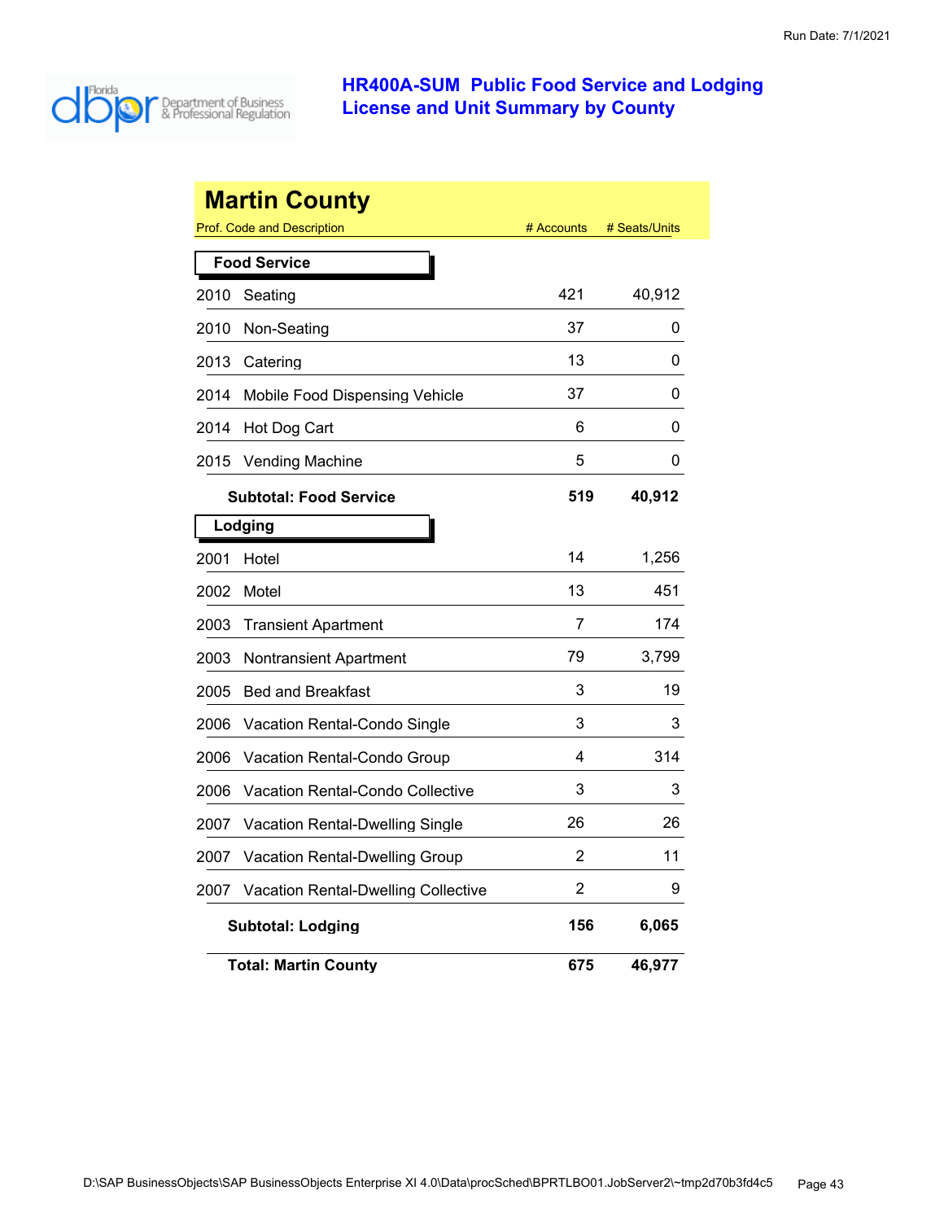Run Date: 7/1/2021

# HR400A-SUM Public Food Service and Lodging License and Unit Summary by County

## Martin County

| Prof. Code and Description | | # Accounts | # Seats/Units |
|---|---|---|---|
| **Food Service** | | | |
| 2010 | Seating | 421 | 40,912 |
| 2010 | Non-Seating | 37 | 0 |
| 2013 | Catering | 13 | 0 |
| 2014 | Mobile Food Dispensing Vehicle | 37 | 0 |
| 2014 | Hot Dog Cart | 6 | 0 |
| 2015 | Vending Machine | 5 | 0 |
| | **Subtotal: Food Service** | **519** | **40,912** |
| **Lodging** | | | |
| 2001 | Hotel | 14 | 1,256 |
| 2002 | Motel | 13 | 451 |
| 2003 | Transient Apartment | 7 | 174 |
| 2003 | Nontransient Apartment | 79 | 3,799 |
| 2005 | Bed and Breakfast | 3 | 19 |
| 2006 | Vacation Rental-Condo Single | 3 | 3 |
| 2006 | Vacation Rental-Condo Group | 4 | 314 |
| 2006 | Vacation Rental-Condo Collective | 3 | 3 |
| 2007 | Vacation Rental-Dwelling Single | 26 | 26 |
| 2007 | Vacation Rental-Dwelling Group | 2 | 11 |
| 2007 | Vacation Rental-Dwelling Collective | 2 | 9 |
| | **Subtotal: Lodging** | **156** | **6,065** |
| | **Total: Martin County** | **675** | **46,977** |

D:\SAP BusinessObjects\SAP BusinessObjects Enterprise XI 4.0\Data\procSched\BPRTLBO01.JobServer2\~tmp2d70b3fd4c5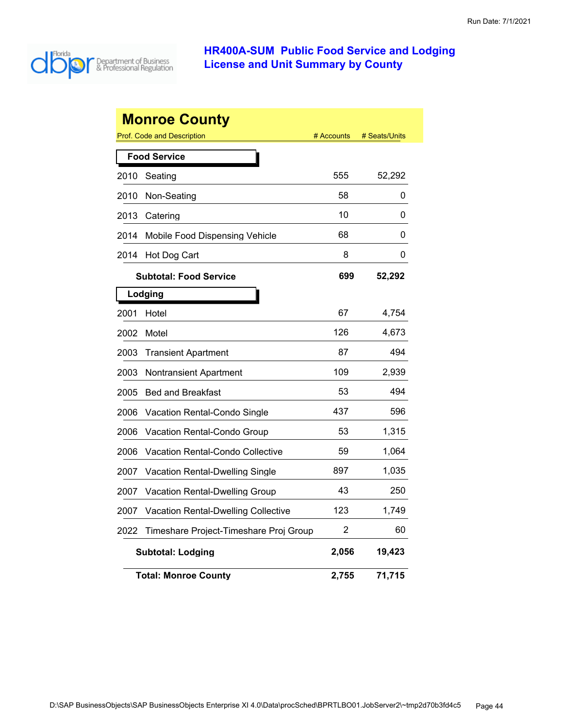# HR400A-SUM Public Food Service and Lodging License and Unit Summary by County

## Monroe County

| Prof. Code and Description | | # Accounts | # Seats/Units |
|---|---|---|---|
| **Food Service** | | | |
| 2010 | Seating | 555 | 52,292 |
| 2010 | Non-Seating | 58 | 0 |
| 2013 | Catering | 10 | 0 |
| 2014 | Mobile Food Dispensing Vehicle | 68 | 0 |
| 2014 | Hot Dog Cart | 8 | 0 |
| | **Subtotal: Food Service** | **699** | **52,292** |
| **Lodging** | | | |
| 2001 | Hotel | 67 | 4,754 |
| 2002 | Motel | 126 | 4,673 |
| 2003 | Transient Apartment | 87 | 494 |
| 2003 | Nontransient Apartment | 109 | 2,939 |
| 2005 | Bed and Breakfast | 53 | 494 |
| 2006 | Vacation Rental-Condo Single | 437 | 596 |
| 2006 | Vacation Rental-Condo Group | 53 | 1,315 |
| 2006 | Vacation Rental-Condo Collective | 59 | 1,064 |
| 2007 | Vacation Rental-Dwelling Single | 897 | 1,035 |
| 2007 | Vacation Rental-Dwelling Group | 43 | 250 |
| 2007 | Vacation Rental-Dwelling Collective | 123 | 1,749 |
| 2022 | Timeshare Project-Timeshare Proj Group | 2 | 60 |
| | **Subtotal: Lodging** | **2,056** | **19,423** |
| | **Total: Monroe County** | **2,755** | **71,715** |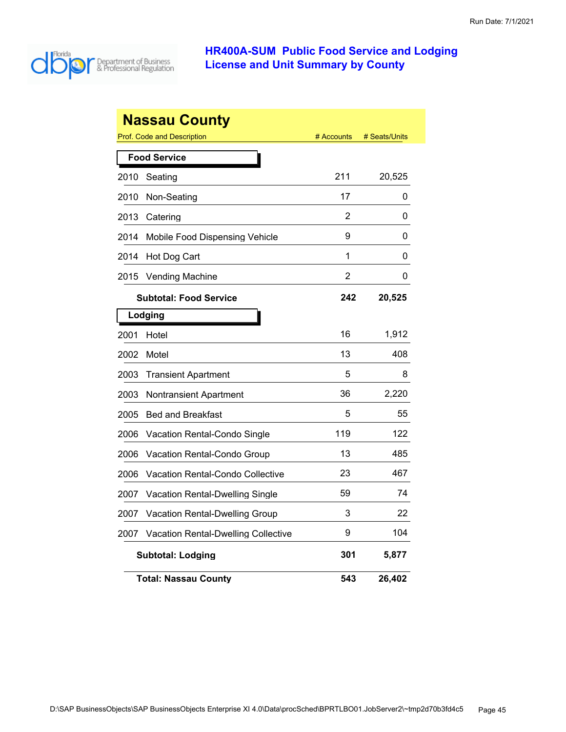Run Date: 7/1/2021

# HR400A-SUM Public Food Service and Lodging License and Unit Summary by County

## Nassau County

| Prof. Code and Description | | # Accounts | # Seats/Units |
|---|---|---|---|
| **Food Service** | | | |
| 2010 | Seating | 211 | 20,525 |
| 2010 | Non-Seating | 17 | 0 |
| 2013 | Catering | 2 | 0 |
| 2014 | Mobile Food Dispensing Vehicle | 9 | 0 |
| 2014 | Hot Dog Cart | 1 | 0 |
| 2015 | Vending Machine | 2 | 0 |
| | **Subtotal: Food Service** | **242** | **20,525** |
| **Lodging** | | | |
| 2001 | Hotel | 16 | 1,912 |
| 2002 | Motel | 13 | 408 |
| 2003 | Transient Apartment | 5 | 8 |
| 2003 | Nontransient Apartment | 36 | 2,220 |
| 2005 | Bed and Breakfast | 5 | 55 |
| 2006 | Vacation Rental-Condo Single | 119 | 122 |
| 2006 | Vacation Rental-Condo Group | 13 | 485 |
| 2006 | Vacation Rental-Condo Collective | 23 | 467 |
| 2007 | Vacation Rental-Dwelling Single | 59 | 74 |
| 2007 | Vacation Rental-Dwelling Group | 3 | 22 |
| 2007 | Vacation Rental-Dwelling Collective | 9 | 104 |
| | **Subtotal: Lodging** | **301** | **5,877** |
| | **Total: Nassau County** | **543** | **26,402** |

D:\SAP BusinessObjects\SAP BusinessObjects Enterprise XI 4.0\Data\procSched\BPRTLBO01.JobServer2\~tmp2d70b3fd4c5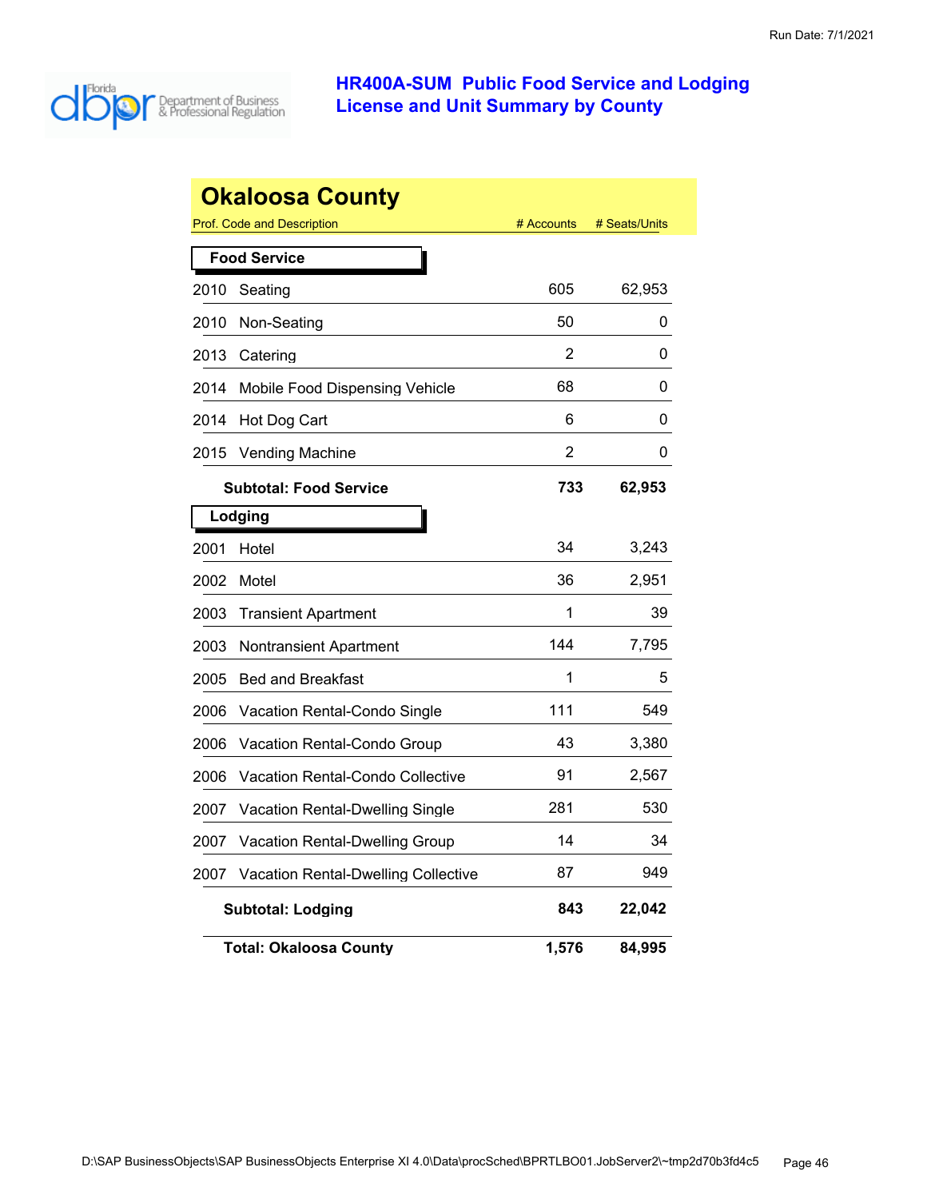Run Date: 7/1/2021

# HR400A-SUM Public Food Service and Lodging License and Unit Summary by County

## Okaloosa County

| Prof. Code and Description | | # Accounts | # Seats/Units |
|---|---|---|---|
| **Food Service** | | | |
| 2010 | Seating | 605 | 62,953 |
| 2010 | Non-Seating | 50 | 0 |
| 2013 | Catering | 2 | 0 |
| 2014 | Mobile Food Dispensing Vehicle | 68 | 0 |
| 2014 | Hot Dog Cart | 6 | 0 |
| 2015 | Vending Machine | 2 | 0 |
| | **Subtotal: Food Service** | **733** | **62,953** |
| **Lodging** | | | |
| 2001 | Hotel | 34 | 3,243 |
| 2002 | Motel | 36 | 2,951 |
| 2003 | Transient Apartment | 1 | 39 |
| 2003 | Nontransient Apartment | 144 | 7,795 |
| 2005 | Bed and Breakfast | 1 | 5 |
| 2006 | Vacation Rental-Condo Single | 111 | 549 |
| 2006 | Vacation Rental-Condo Group | 43 | 3,380 |
| 2006 | Vacation Rental-Condo Collective | 91 | 2,567 |
| 2007 | Vacation Rental-Dwelling Single | 281 | 530 |
| 2007 | Vacation Rental-Dwelling Group | 14 | 34 |
| 2007 | Vacation Rental-Dwelling Collective | 87 | 949 |
| | **Subtotal: Lodging** | **843** | **22,042** |
| | **Total: Okaloosa County** | **1,576** | **84,995** |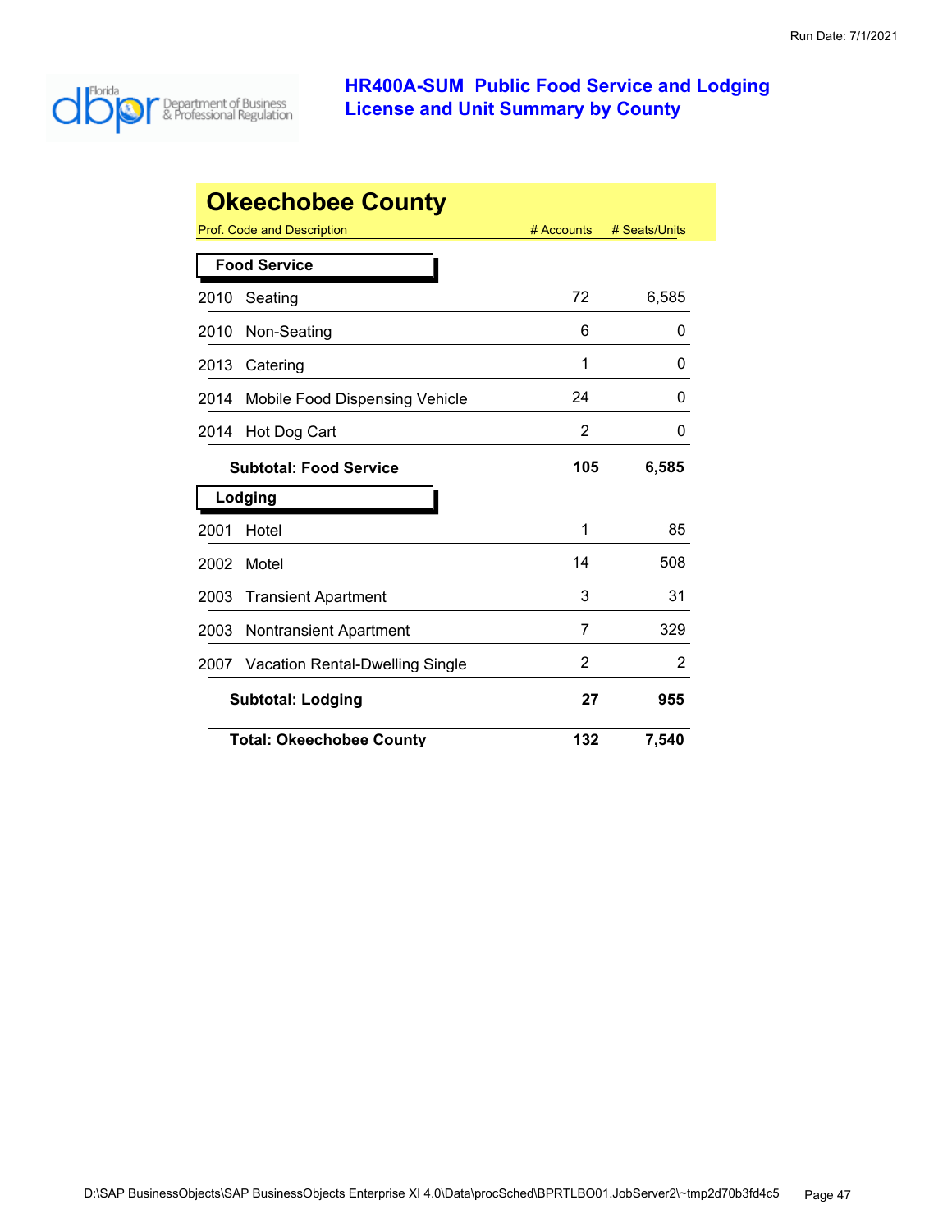# HR400A-SUM Public Food Service and Lodging License and Unit Summary by County

Run Date: 7/1/2021

## Okeechobee County

| Prof. Code and Description | # Accounts | # Seats/Units |
|---|---|---|
| **Food Service** | | |
| 2010 Seating | 72 | 6,585 |
| 2010 Non-Seating | 6 | 0 |
| 2013 Catering | 1 | 0 |
| 2014 Mobile Food Dispensing Vehicle | 24 | 0 |
| 2014 Hot Dog Cart | 2 | 0 |
| **Subtotal: Food Service** | **105** | **6,585** |
| **Lodging** | | |
| 2001 Hotel | 1 | 85 |
| 2002 Motel | 14 | 508 |
| 2003 Transient Apartment | 3 | 31 |
| 2003 Nontransient Apartment | 7 | 329 |
| 2007 Vacation Rental-Dwelling Single | 2 | 2 |
| **Subtotal: Lodging** | **27** | **955** |
| **Total: Okeechobee County** | **132** | **7,540** |

D:\SAP BusinessObjects\SAP BusinessObjects Enterprise XI 4.0\Data\procSched\BPRTLBO01.JobServer2\~tmp2d70b3fd4c5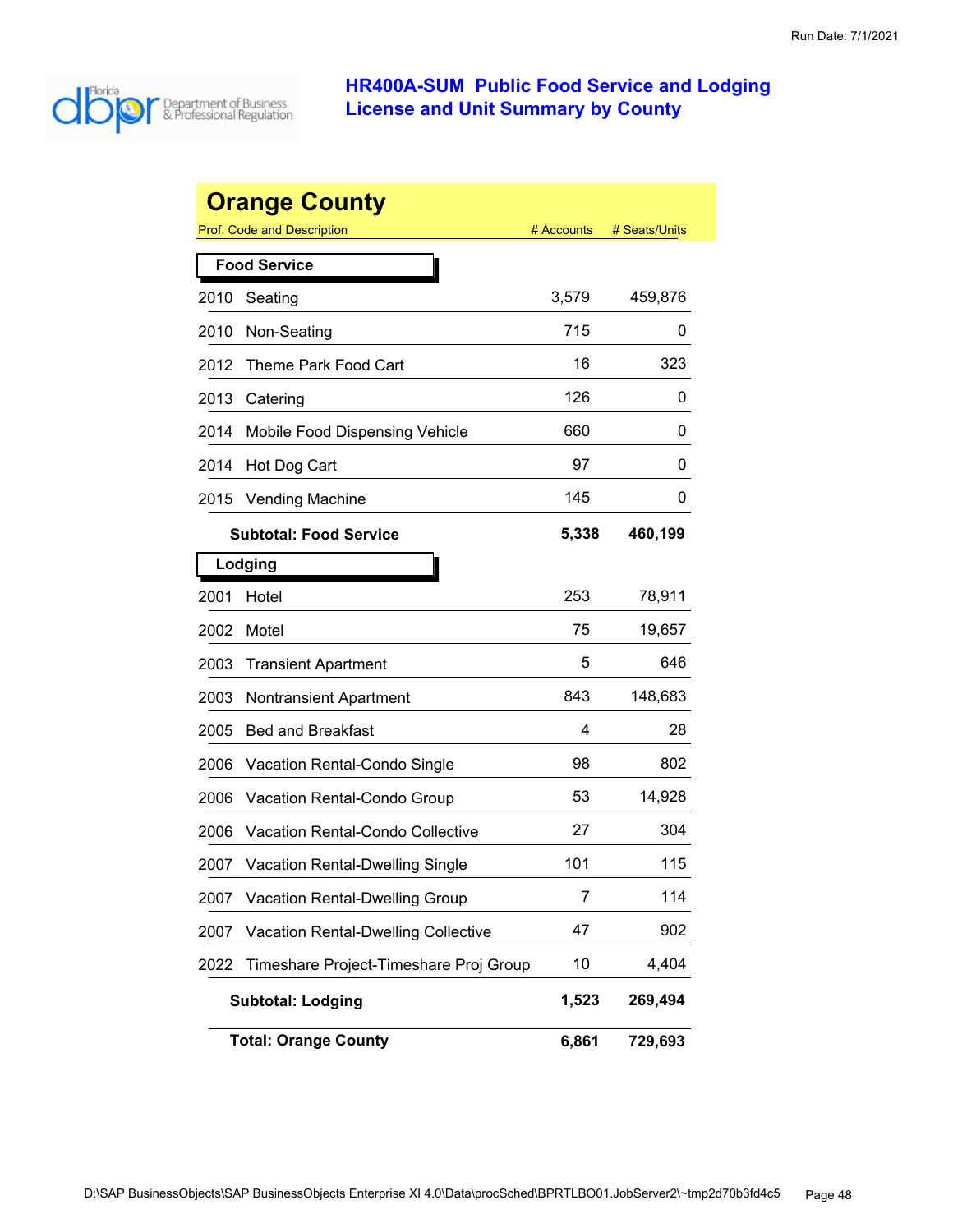# HR400A-SUM Public Food Service and Lodging License and Unit Summary by County

## Orange County

| Prof. Code and Description | | # Accounts | # Seats/Units |
|---|---|---|---|
| **Food Service** | | | |
| 2010 | Seating | 3,579 | 459,876 |
| 2010 | Non-Seating | 715 | 0 |
| 2012 | Theme Park Food Cart | 16 | 323 |
| 2013 | Catering | 126 | 0 |
| 2014 | Mobile Food Dispensing Vehicle | 660 | 0 |
| 2014 | Hot Dog Cart | 97 | 0 |
| 2015 | Vending Machine | 145 | 0 |
| | **Subtotal: Food Service** | **5,338** | **460,199** |
| **Lodging** | | | |
| 2001 | Hotel | 253 | 78,911 |
| 2002 | Motel | 75 | 19,657 |
| 2003 | Transient Apartment | 5 | 646 |
| 2003 | Nontransient Apartment | 843 | 148,683 |
| 2005 | Bed and Breakfast | 4 | 28 |
| 2006 | Vacation Rental-Condo Single | 98 | 802 |
| 2006 | Vacation Rental-Condo Group | 53 | 14,928 |
| 2006 | Vacation Rental-Condo Collective | 27 | 304 |
| 2007 | Vacation Rental-Dwelling Single | 101 | 115 |
| 2007 | Vacation Rental-Dwelling Group | 7 | 114 |
| 2007 | Vacation Rental-Dwelling Collective | 47 | 902 |
| 2022 | Timeshare Project-Timeshare Proj Group | 10 | 4,404 |
| | **Subtotal: Lodging** | **1,523** | **269,494** |
| | **Total: Orange County** | **6,861** | **729,693** |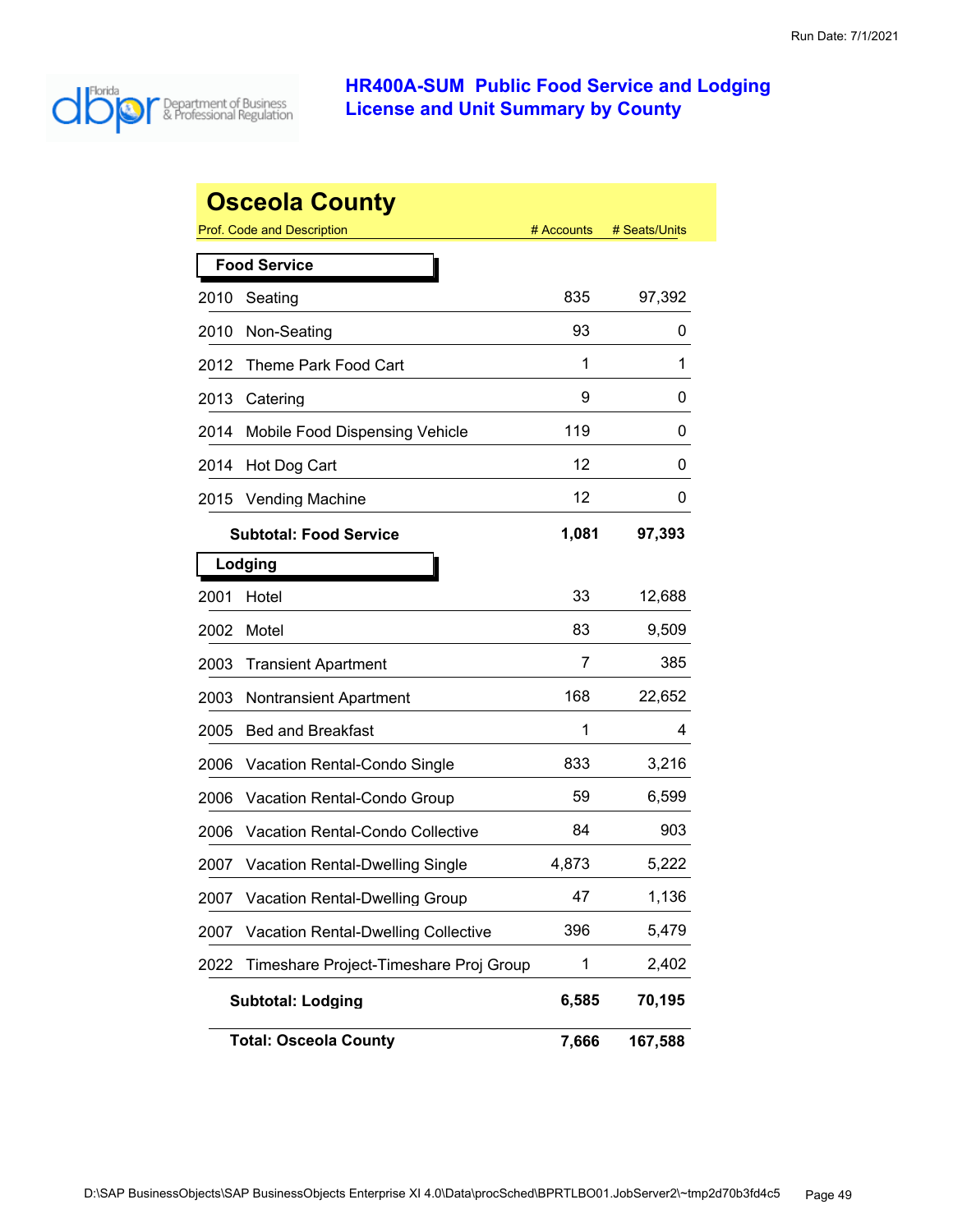Run Date: 7/1/2021

# HR400A-SUM Public Food Service and Lodging License and Unit Summary by County

## Osceola County

| Prof. Code and Description | | # Accounts | # Seats/Units |
|---|---|---|---|
| **Food Service** | | | |
| 2010 | Seating | 835 | 97,392 |
| 2010 | Non-Seating | 93 | 0 |
| 2012 | Theme Park Food Cart | 1 | 1 |
| 2013 | Catering | 9 | 0 |
| 2014 | Mobile Food Dispensing Vehicle | 119 | 0 |
| 2014 | Hot Dog Cart | 12 | 0 |
| 2015 | Vending Machine | 12 | 0 |
| | **Subtotal: Food Service** | **1,081** | **97,393** |
| **Lodging** | | | |
| 2001 | Hotel | 33 | 12,688 |
| 2002 | Motel | 83 | 9,509 |
| 2003 | Transient Apartment | 7 | 385 |
| 2003 | Nontransient Apartment | 168 | 22,652 |
| 2005 | Bed and Breakfast | 1 | 4 |
| 2006 | Vacation Rental-Condo Single | 833 | 3,216 |
| 2006 | Vacation Rental-Condo Group | 59 | 6,599 |
| 2006 | Vacation Rental-Condo Collective | 84 | 903 |
| 2007 | Vacation Rental-Dwelling Single | 4,873 | 5,222 |
| 2007 | Vacation Rental-Dwelling Group | 47 | 1,136 |
| 2007 | Vacation Rental-Dwelling Collective | 396 | 5,479 |
| 2022 | Timeshare Project-Timeshare Proj Group | 1 | 2,402 |
| | **Subtotal: Lodging** | **6,585** | **70,195** |
| | **Total: Osceola County** | **7,666** | **167,588** |

D:\SAP BusinessObjects\SAP BusinessObjects Enterprise XI 4.0\Data\procSched\BPRTLBO01.JobServer2\~tmp2d70b3fd4c5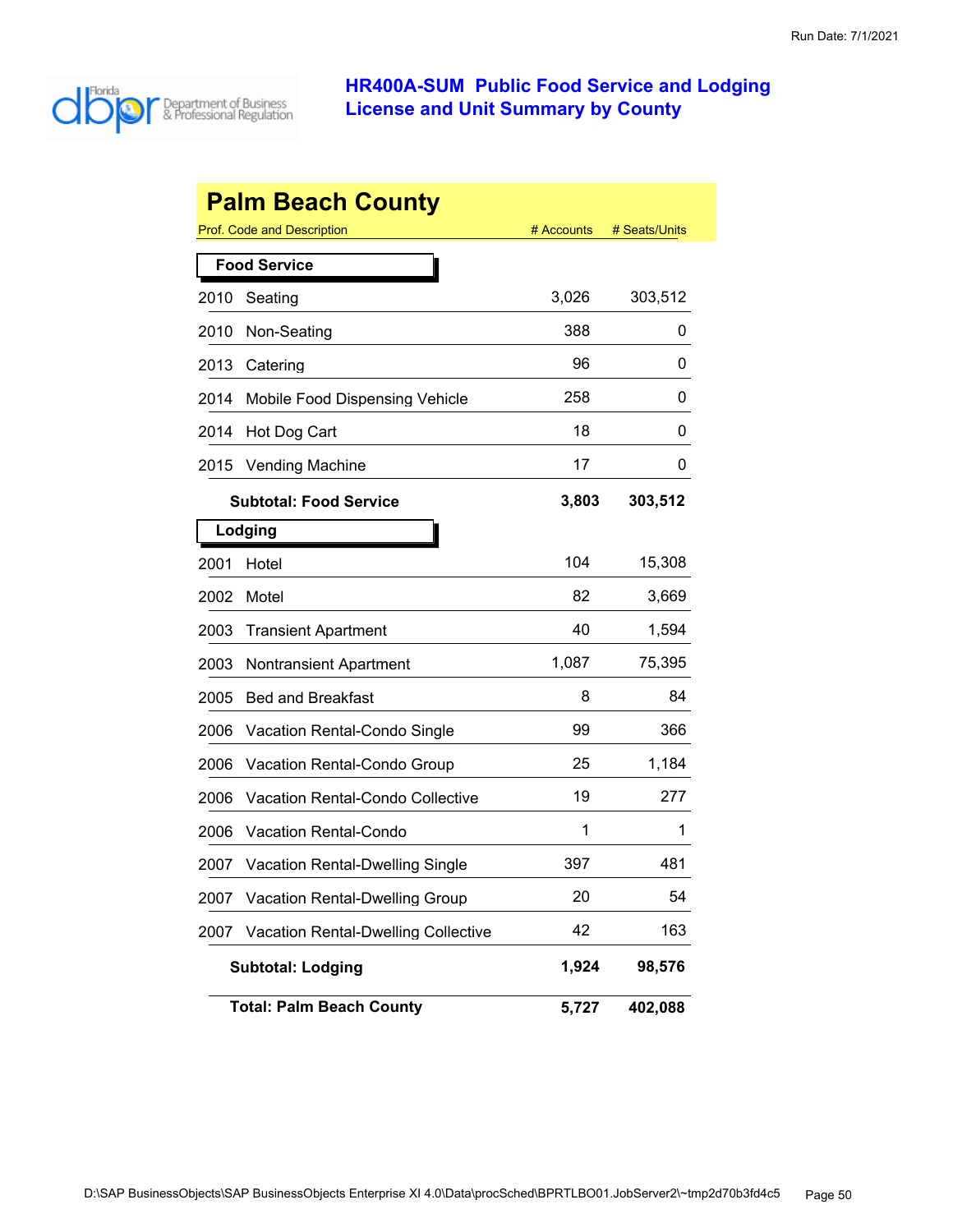# HR400A-SUM Public Food Service and Lodging License and Unit Summary by County

## Palm Beach County

| Prof. Code and Description | # Accounts | # Seats/Units |
|---|---|---|
| **Food Service** | | |
| 2010 Seating | 3,026 | 303,512 |
| 2010 Non-Seating | 388 | 0 |
| 2013 Catering | 96 | 0 |
| 2014 Mobile Food Dispensing Vehicle | 258 | 0 |
| 2014 Hot Dog Cart | 18 | 0 |
| 2015 Vending Machine | 17 | 0 |
| **Subtotal: Food Service** | **3,803** | **303,512** |
| **Lodging** | | |
| 2001 Hotel | 104 | 15,308 |
| 2002 Motel | 82 | 3,669 |
| 2003 Transient Apartment | 40 | 1,594 |
| 2003 Nontransient Apartment | 1,087 | 75,395 |
| 2005 Bed and Breakfast | 8 | 84 |
| 2006 Vacation Rental-Condo Single | 99 | 366 |
| 2006 Vacation Rental-Condo Group | 25 | 1,184 |
| 2006 Vacation Rental-Condo Collective | 19 | 277 |
| 2006 Vacation Rental-Condo | 1 | 1 |
| 2007 Vacation Rental-Dwelling Single | 397 | 481 |
| 2007 Vacation Rental-Dwelling Group | 20 | 54 |
| 2007 Vacation Rental-Dwelling Collective | 42 | 163 |
| **Subtotal: Lodging** | **1,924** | **98,576** |
| **Total: Palm Beach County** | **5,727** | **402,088** |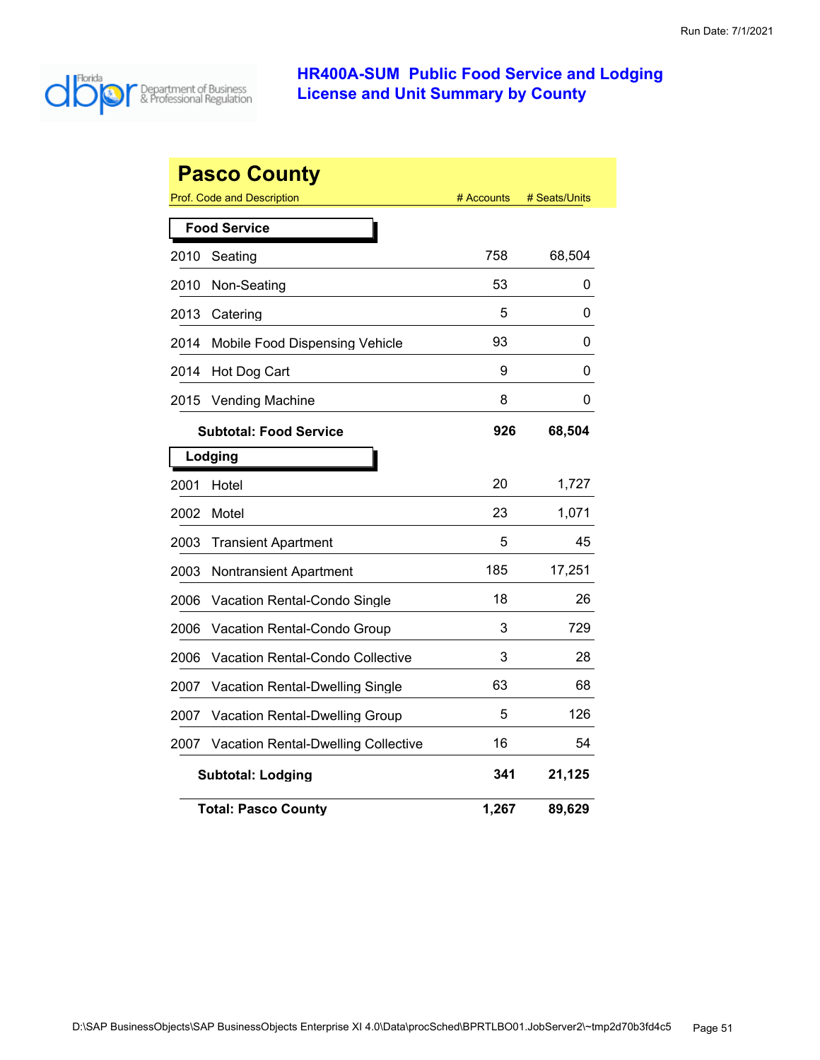# HR400A-SUM Public Food Service and Lodging License and Unit Summary by County

Run Date: 7/1/2021

## Pasco County

| Prof. Code and Description | # Accounts | # Seats/Units |
|---|---|---|
| **Food Service** | | |
| 2010 Seating | 758 | 68,504 |
| 2010 Non-Seating | 53 | 0 |
| 2013 Catering | 5 | 0 |
| 2014 Mobile Food Dispensing Vehicle | 93 | 0 |
| 2014 Hot Dog Cart | 9 | 0 |
| 2015 Vending Machine | 8 | 0 |
| **Subtotal: Food Service** | **926** | **68,504** |
| **Lodging** | | |
| 2001 Hotel | 20 | 1,727 |
| 2002 Motel | 23 | 1,071 |
| 2003 Transient Apartment | 5 | 45 |
| 2003 Nontransient Apartment | 185 | 17,251 |
| 2006 Vacation Rental-Condo Single | 18 | 26 |
| 2006 Vacation Rental-Condo Group | 3 | 729 |
| 2006 Vacation Rental-Condo Collective | 3 | 28 |
| 2007 Vacation Rental-Dwelling Single | 63 | 68 |
| 2007 Vacation Rental-Dwelling Group | 5 | 126 |
| 2007 Vacation Rental-Dwelling Collective | 16 | 54 |
| **Subtotal: Lodging** | **341** | **21,125** |
| **Total: Pasco County** | **1,267** | **89,629** |

D:\SAP BusinessObjects\SAP BusinessObjects Enterprise XI 4.0\Data\procSched\BPRTLBO01.JobServer2\~tmp2d70b3fd4c5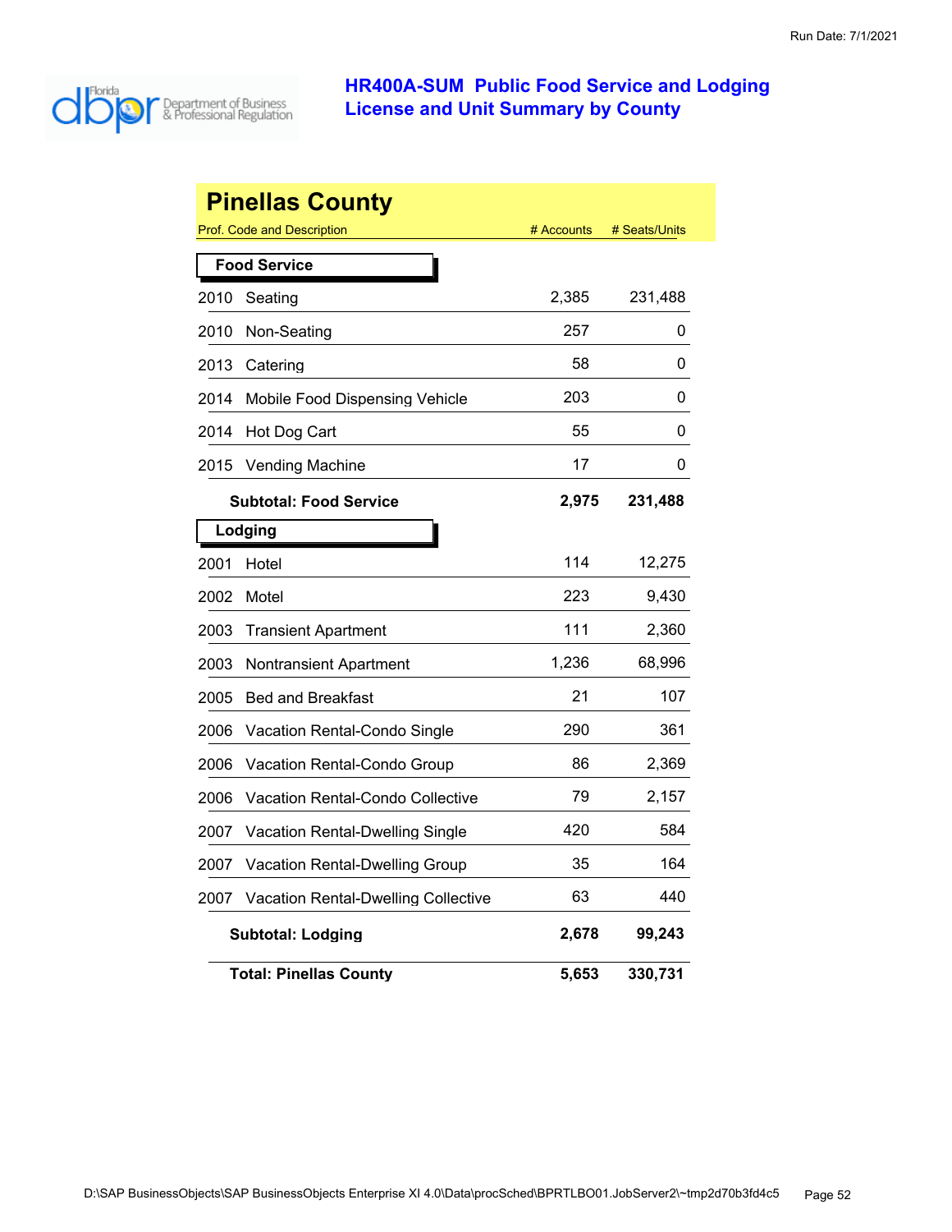# HR400A-SUM Public Food Service and Lodging License and Unit Summary by County

## Pinellas County

| Prof. Code and Description | # Accounts | # Seats/Units |
|---|---|---|
| **Food Service** | | |
| 2010 Seating | 2,385 | 231,488 |
| 2010 Non-Seating | 257 | 0 |
| 2013 Catering | 58 | 0 |
| 2014 Mobile Food Dispensing Vehicle | 203 | 0 |
| 2014 Hot Dog Cart | 55 | 0 |
| 2015 Vending Machine | 17 | 0 |
| **Subtotal: Food Service** | **2,975** | **231,488** |
| **Lodging** | | |
| 2001 Hotel | 114 | 12,275 |
| 2002 Motel | 223 | 9,430 |
| 2003 Transient Apartment | 111 | 2,360 |
| 2003 Nontransient Apartment | 1,236 | 68,996 |
| 2005 Bed and Breakfast | 21 | 107 |
| 2006 Vacation Rental-Condo Single | 290 | 361 |
| 2006 Vacation Rental-Condo Group | 86 | 2,369 |
| 2006 Vacation Rental-Condo Collective | 79 | 2,157 |
| 2007 Vacation Rental-Dwelling Single | 420 | 584 |
| 2007 Vacation Rental-Dwelling Group | 35 | 164 |
| 2007 Vacation Rental-Dwelling Collective | 63 | 440 |
| **Subtotal: Lodging** | **2,678** | **99,243** |
| **Total: Pinellas County** | **5,653** | **330,731** |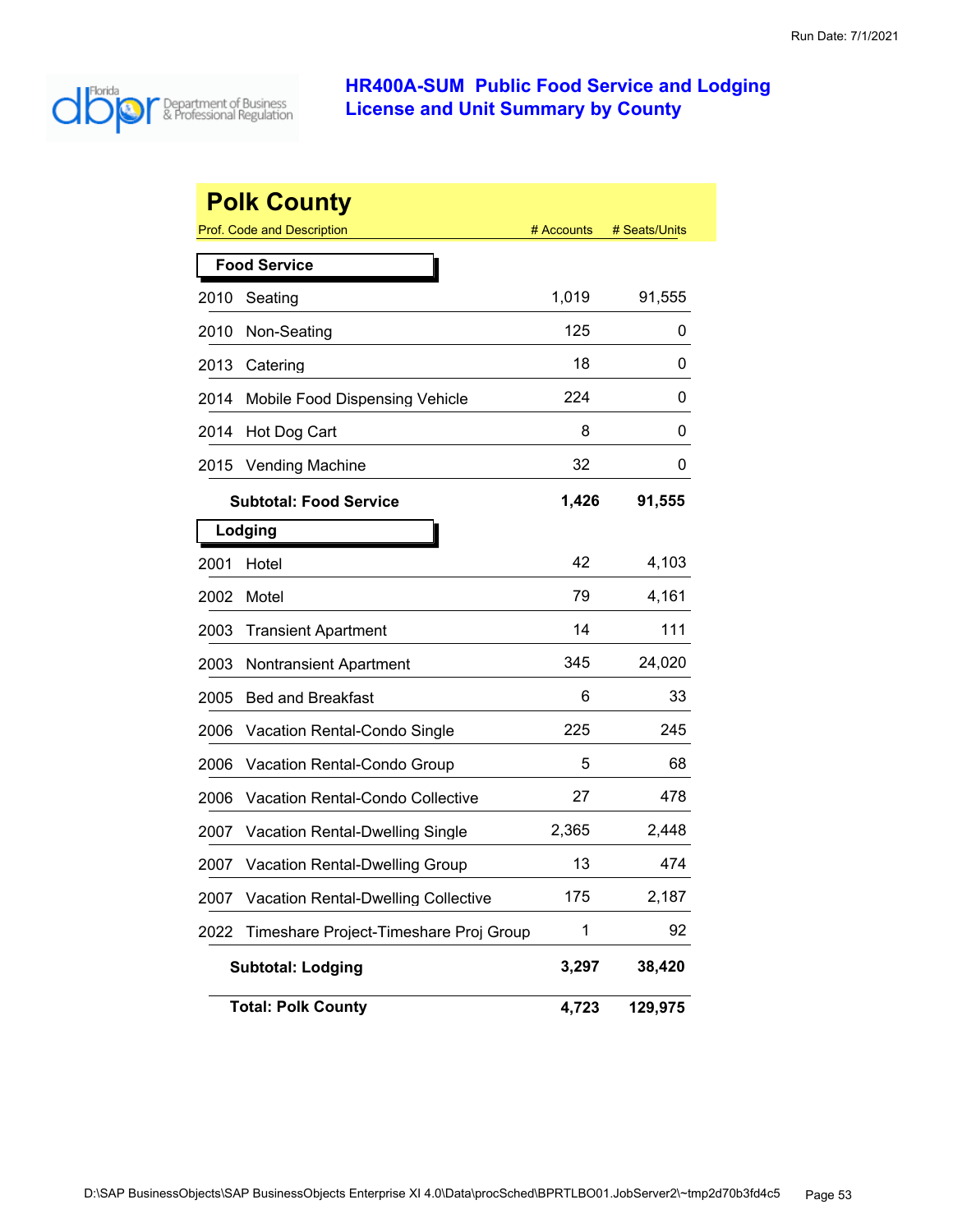# HR400A-SUM Public Food Service and Lodging License and Unit Summary by County

Run Date: 7/1/2021

## Polk County

| Prof. Code and Description | | # Accounts | # Seats/Units |
|---|---|---|---|
| **Food Service** | | | |
| 2010 | Seating | 1,019 | 91,555 |
| 2010 | Non-Seating | 125 | 0 |
| 2013 | Catering | 18 | 0 |
| 2014 | Mobile Food Dispensing Vehicle | 224 | 0 |
| 2014 | Hot Dog Cart | 8 | 0 |
| 2015 | Vending Machine | 32 | 0 |
| | **Subtotal: Food Service** | **1,426** | **91,555** |
| **Lodging** | | | |
| 2001 | Hotel | 42 | 4,103 |
| 2002 | Motel | 79 | 4,161 |
| 2003 | Transient Apartment | 14 | 111 |
| 2003 | Nontransient Apartment | 345 | 24,020 |
| 2005 | Bed and Breakfast | 6 | 33 |
| 2006 | Vacation Rental-Condo Single | 225 | 245 |
| 2006 | Vacation Rental-Condo Group | 5 | 68 |
| 2006 | Vacation Rental-Condo Collective | 27 | 478 |
| 2007 | Vacation Rental-Dwelling Single | 2,365 | 2,448 |
| 2007 | Vacation Rental-Dwelling Group | 13 | 474 |
| 2007 | Vacation Rental-Dwelling Collective | 175 | 2,187 |
| 2022 | Timeshare Project-Timeshare Proj Group | 1 | 92 |
| | **Subtotal: Lodging** | **3,297** | **38,420** |
| | **Total: Polk County** | **4,723** | **129,975** |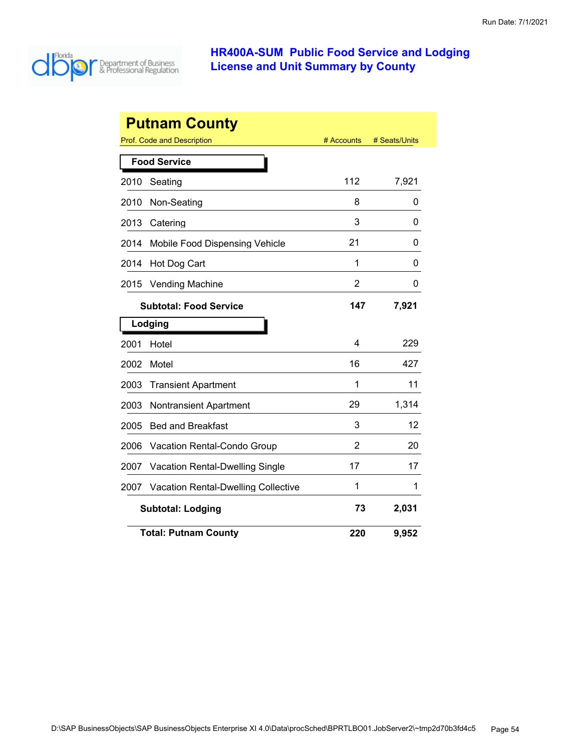# HR400A-SUM Public Food Service and Lodging License and Unit Summary by County

Run Date: 7/1/2021

## Putnam County

| Prof. Code and Description | # Accounts | # Seats/Units |
|---|---|---|
| **Food Service** | | |
| 2010 Seating | 112 | 7,921 |
| 2010 Non-Seating | 8 | 0 |
| 2013 Catering | 3 | 0 |
| 2014 Mobile Food Dispensing Vehicle | 21 | 0 |
| 2014 Hot Dog Cart | 1 | 0 |
| 2015 Vending Machine | 2 | 0 |
| **Subtotal: Food Service** | **147** | **7,921** |
| **Lodging** | | |
| 2001 Hotel | 4 | 229 |
| 2002 Motel | 16 | 427 |
| 2003 Transient Apartment | 1 | 11 |
| 2003 Nontransient Apartment | 29 | 1,314 |
| 2005 Bed and Breakfast | 3 | 12 |
| 2006 Vacation Rental-Condo Group | 2 | 20 |
| 2007 Vacation Rental-Dwelling Single | 17 | 17 |
| 2007 Vacation Rental-Dwelling Collective | 1 | 1 |
| **Subtotal: Lodging** | **73** | **2,031** |
| **Total: Putnam County** | **220** | **9,952** |

D:\SAP BusinessObjects\SAP BusinessObjects Enterprise XI 4.0\Data\procSched\BPRTLBO01.JobServer2\~tmp2d70b3fd4c5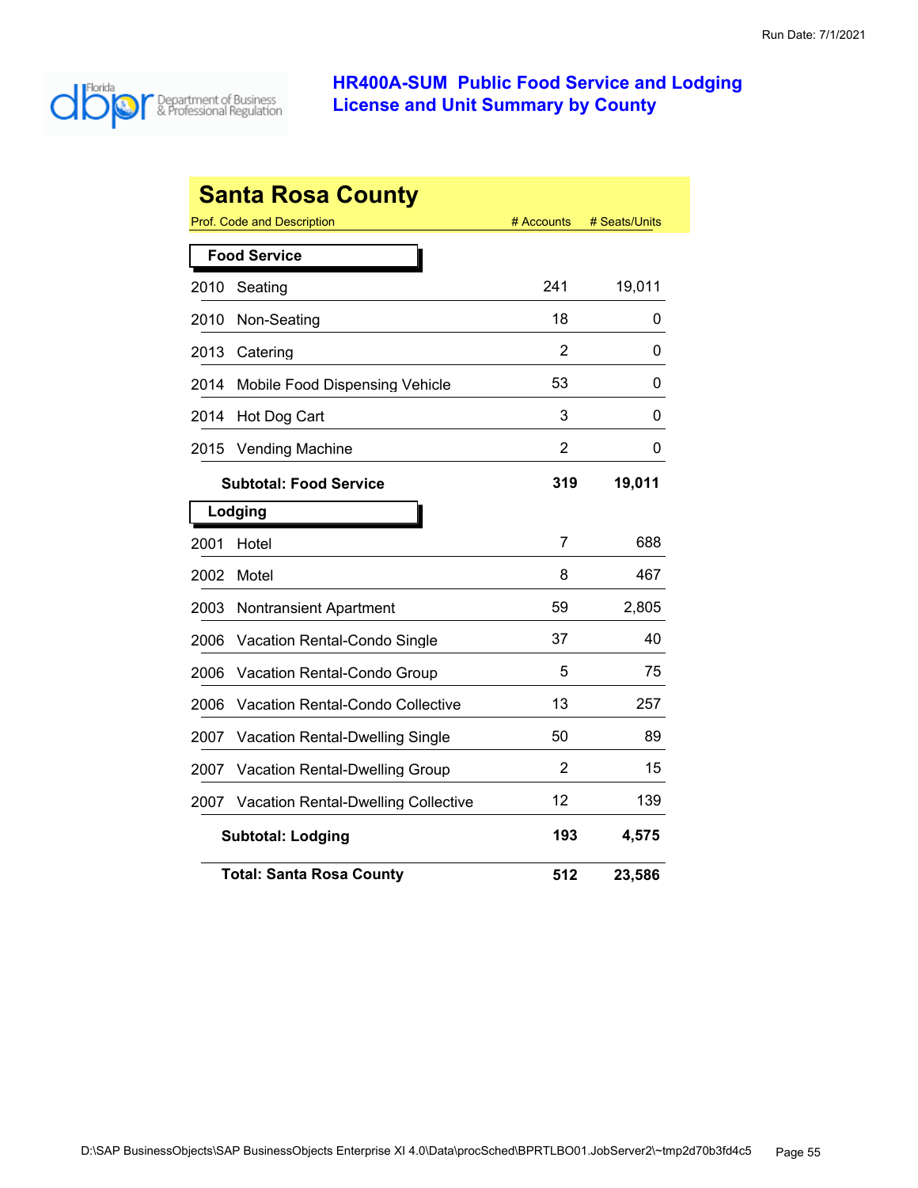# HR400A-SUM Public Food Service and Lodging License and Unit Summary by County

## Santa Rosa County

| Prof. Code and Description | # Accounts | # Seats/Units |
|---|---|---|
| **Food Service** | | |
| 2010 Seating | 241 | 19,011 |
| 2010 Non-Seating | 18 | 0 |
| 2013 Catering | 2 | 0 |
| 2014 Mobile Food Dispensing Vehicle | 53 | 0 |
| 2014 Hot Dog Cart | 3 | 0 |
| 2015 Vending Machine | 2 | 0 |
| **Subtotal: Food Service** | **319** | **19,011** |
| **Lodging** | | |
| 2001 Hotel | 7 | 688 |
| 2002 Motel | 8 | 467 |
| 2003 Nontransient Apartment | 59 | 2,805 |
| 2006 Vacation Rental-Condo Single | 37 | 40 |
| 2006 Vacation Rental-Condo Group | 5 | 75 |
| 2006 Vacation Rental-Condo Collective | 13 | 257 |
| 2007 Vacation Rental-Dwelling Single | 50 | 89 |
| 2007 Vacation Rental-Dwelling Group | 2 | 15 |
| 2007 Vacation Rental-Dwelling Collective | 12 | 139 |
| **Subtotal: Lodging** | **193** | **4,575** |
| **Total: Santa Rosa County** | **512** | **23,586** |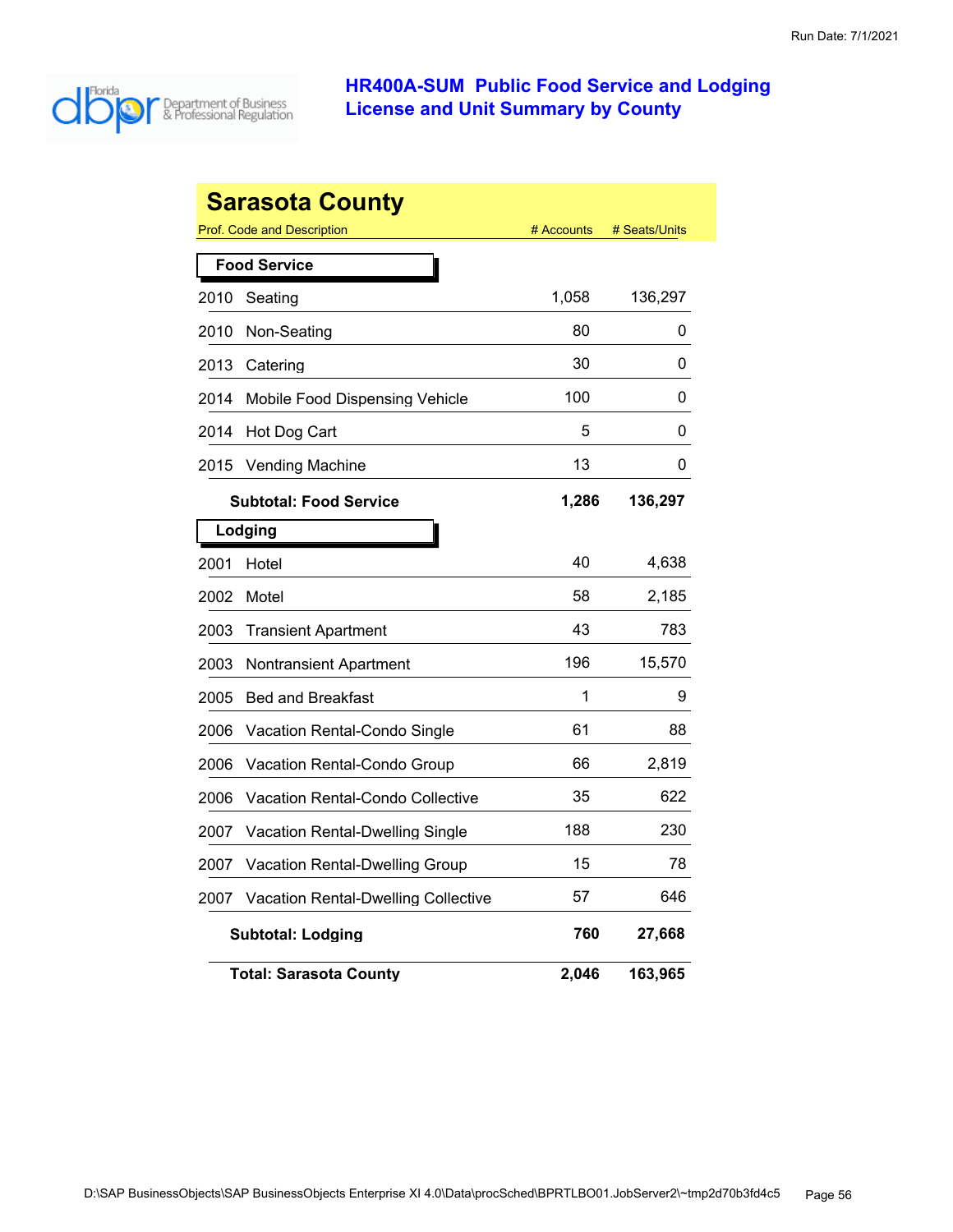Run Date: 7/1/2021

# HR400A-SUM Public Food Service and Lodging License and Unit Summary by County

## Sarasota County

| Prof. Code and Description | # Accounts | # Seats/Units |
|---|---|---|
| **Food Service** | | |
| 2010 Seating | 1,058 | 136,297 |
| 2010 Non-Seating | 80 | 0 |
| 2013 Catering | 30 | 0 |
| 2014 Mobile Food Dispensing Vehicle | 100 | 0 |
| 2014 Hot Dog Cart | 5 | 0 |
| 2015 Vending Machine | 13 | 0 |
| **Subtotal: Food Service** | **1,286** | **136,297** |
| **Lodging** | | |
| 2001 Hotel | 40 | 4,638 |
| 2002 Motel | 58 | 2,185 |
| 2003 Transient Apartment | 43 | 783 |
| 2003 Nontransient Apartment | 196 | 15,570 |
| 2005 Bed and Breakfast | 1 | 9 |
| 2006 Vacation Rental-Condo Single | 61 | 88 |
| 2006 Vacation Rental-Condo Group | 66 | 2,819 |
| 2006 Vacation Rental-Condo Collective | 35 | 622 |
| 2007 Vacation Rental-Dwelling Single | 188 | 230 |
| 2007 Vacation Rental-Dwelling Group | 15 | 78 |
| 2007 Vacation Rental-Dwelling Collective | 57 | 646 |
| **Subtotal: Lodging** | **760** | **27,668** |
| **Total: Sarasota County** | **2,046** | **163,965** |

D:\SAP BusinessObjects\SAP BusinessObjects Enterprise XI 4.0\Data\procSched\BPRTLBO01.JobServer2\~tmp2d70b3fd4c5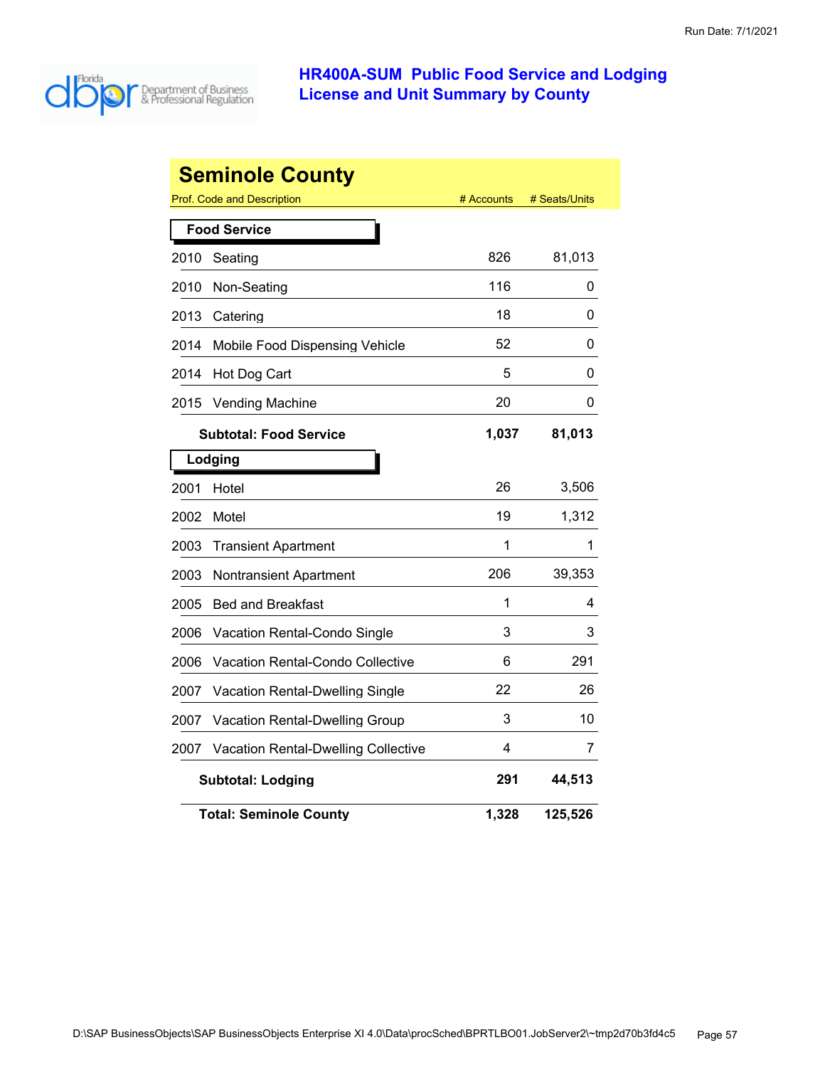## HR400A-SUM Public Food Service and Lodging License and Unit Summary by County

# Seminole County

| Prof. Code and Description | | # Accounts | # Seats/Units |
|---|---|---|---|
| **Food Service** | | | |
| 2010 | Seating | 826 | 81,013 |
| 2010 | Non-Seating | 116 | 0 |
| 2013 | Catering | 18 | 0 |
| 2014 | Mobile Food Dispensing Vehicle | 52 | 0 |
| 2014 | Hot Dog Cart | 5 | 0 |
| 2015 | Vending Machine | 20 | 0 |
| | **Subtotal: Food Service** | **1,037** | **81,013** |
| **Lodging** | | | |
| 2001 | Hotel | 26 | 3,506 |
| 2002 | Motel | 19 | 1,312 |
| 2003 | Transient Apartment | 1 | 1 |
| 2003 | Nontransient Apartment | 206 | 39,353 |
| 2005 | Bed and Breakfast | 1 | 4 |
| 2006 | Vacation Rental-Condo Single | 3 | 3 |
| 2006 | Vacation Rental-Condo Collective | 6 | 291 |
| 2007 | Vacation Rental-Dwelling Single | 22 | 26 |
| 2007 | Vacation Rental-Dwelling Group | 3 | 10 |
| 2007 | Vacation Rental-Dwelling Collective | 4 | 7 |
| | **Subtotal: Lodging** | **291** | **44,513** |
| | **Total: Seminole County** | **1,328** | **125,526** |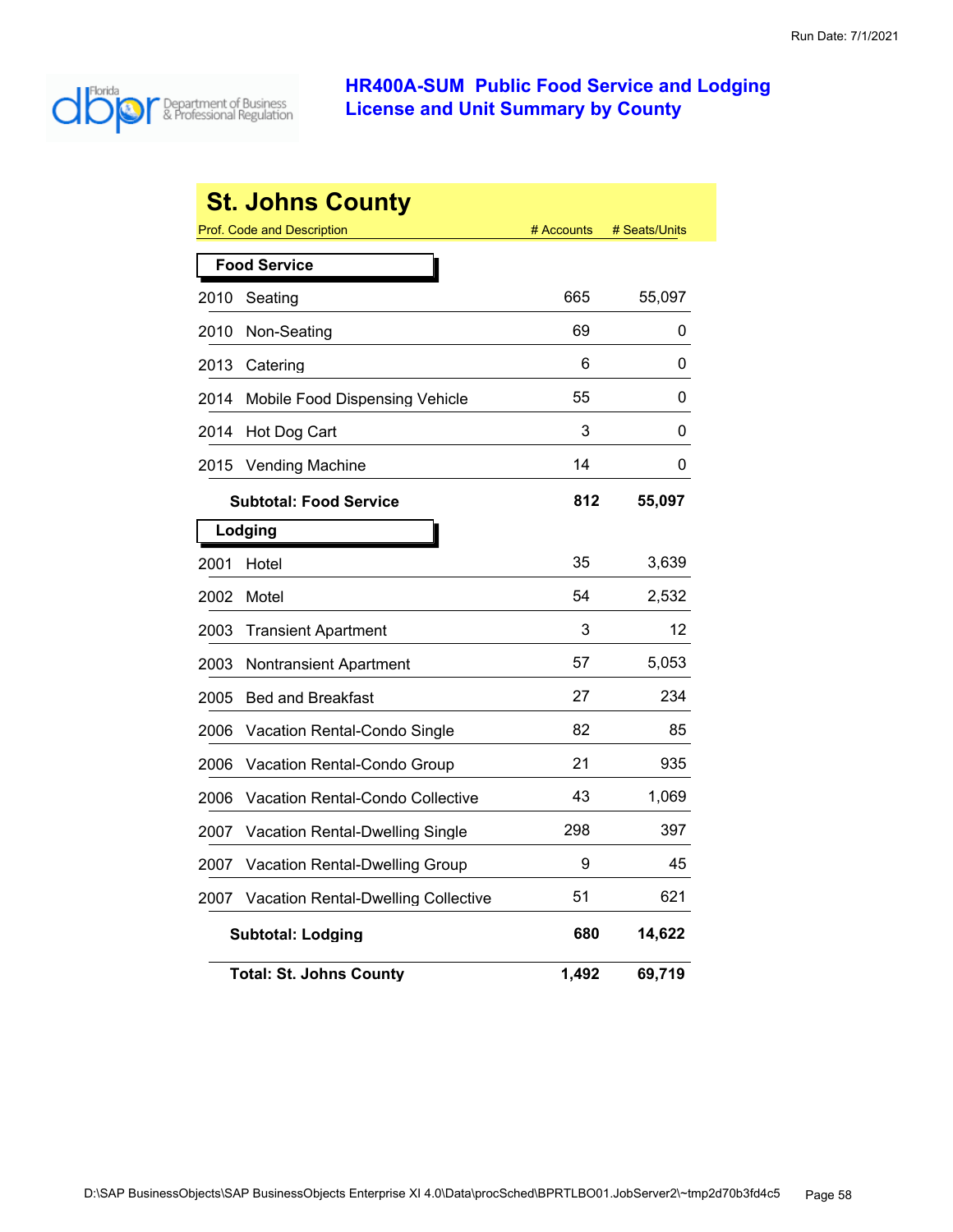# HR400A-SUM Public Food Service and Lodging License and Unit Summary by County

## St. Johns County

| Prof. Code and Description | # Accounts | # Seats/Units |
|---|---|---|
| **Food Service** | | |
| 2010 Seating | 665 | 55,097 |
| 2010 Non-Seating | 69 | 0 |
| 2013 Catering | 6 | 0 |
| 2014 Mobile Food Dispensing Vehicle | 55 | 0 |
| 2014 Hot Dog Cart | 3 | 0 |
| 2015 Vending Machine | 14 | 0 |
| **Subtotal: Food Service** | **812** | **55,097** |
| **Lodging** | | |
| 2001 Hotel | 35 | 3,639 |
| 2002 Motel | 54 | 2,532 |
| 2003 Transient Apartment | 3 | 12 |
| 2003 Nontransient Apartment | 57 | 5,053 |
| 2005 Bed and Breakfast | 27 | 234 |
| 2006 Vacation Rental-Condo Single | 82 | 85 |
| 2006 Vacation Rental-Condo Group | 21 | 935 |
| 2006 Vacation Rental-Condo Collective | 43 | 1,069 |
| 2007 Vacation Rental-Dwelling Single | 298 | 397 |
| 2007 Vacation Rental-Dwelling Group | 9 | 45 |
| 2007 Vacation Rental-Dwelling Collective | 51 | 621 |
| **Subtotal: Lodging** | **680** | **14,622** |
| **Total: St. Johns County** | **1,492** | **69,719** |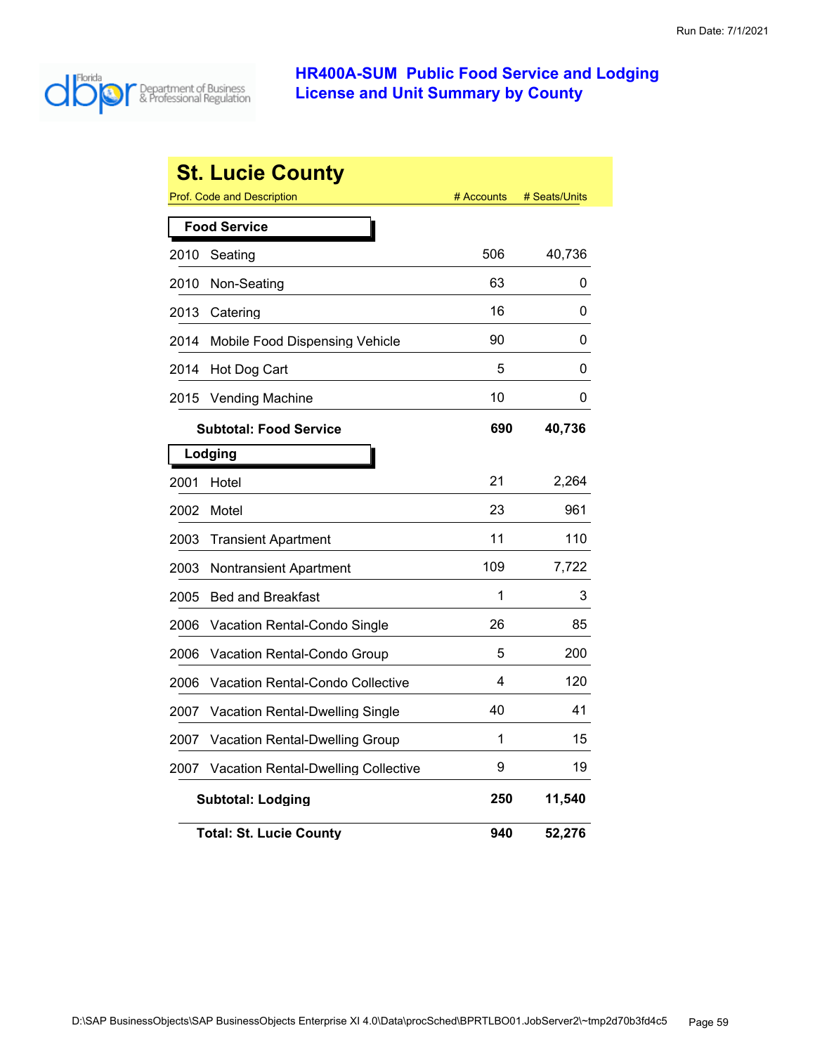Run Date: 7/1/2021

# HR400A-SUM Public Food Service and Lodging License and Unit Summary by County

## St. Lucie County

| Prof. Code and Description | # Accounts | # Seats/Units |
|---|---|---|
| **Food Service** | | |
| 2010 Seating | 506 | 40,736 |
| 2010 Non-Seating | 63 | 0 |
| 2013 Catering | 16 | 0 |
| 2014 Mobile Food Dispensing Vehicle | 90 | 0 |
| 2014 Hot Dog Cart | 5 | 0 |
| 2015 Vending Machine | 10 | 0 |
| **Subtotal: Food Service** | **690** | **40,736** |
| **Lodging** | | |
| 2001 Hotel | 21 | 2,264 |
| 2002 Motel | 23 | 961 |
| 2003 Transient Apartment | 11 | 110 |
| 2003 Nontransient Apartment | 109 | 7,722 |
| 2005 Bed and Breakfast | 1 | 3 |
| 2006 Vacation Rental-Condo Single | 26 | 85 |
| 2006 Vacation Rental-Condo Group | 5 | 200 |
| 2006 Vacation Rental-Condo Collective | 4 | 120 |
| 2007 Vacation Rental-Dwelling Single | 40 | 41 |
| 2007 Vacation Rental-Dwelling Group | 1 | 15 |
| 2007 Vacation Rental-Dwelling Collective | 9 | 19 |
| **Subtotal: Lodging** | **250** | **11,540** |
| **Total: St. Lucie County** | **940** | **52,276** |

D:\SAP BusinessObjects\SAP BusinessObjects Enterprise XI 4.0\Data\procSched\BPRTLBO01.JobServer2\~tmp2d70b3fd4c5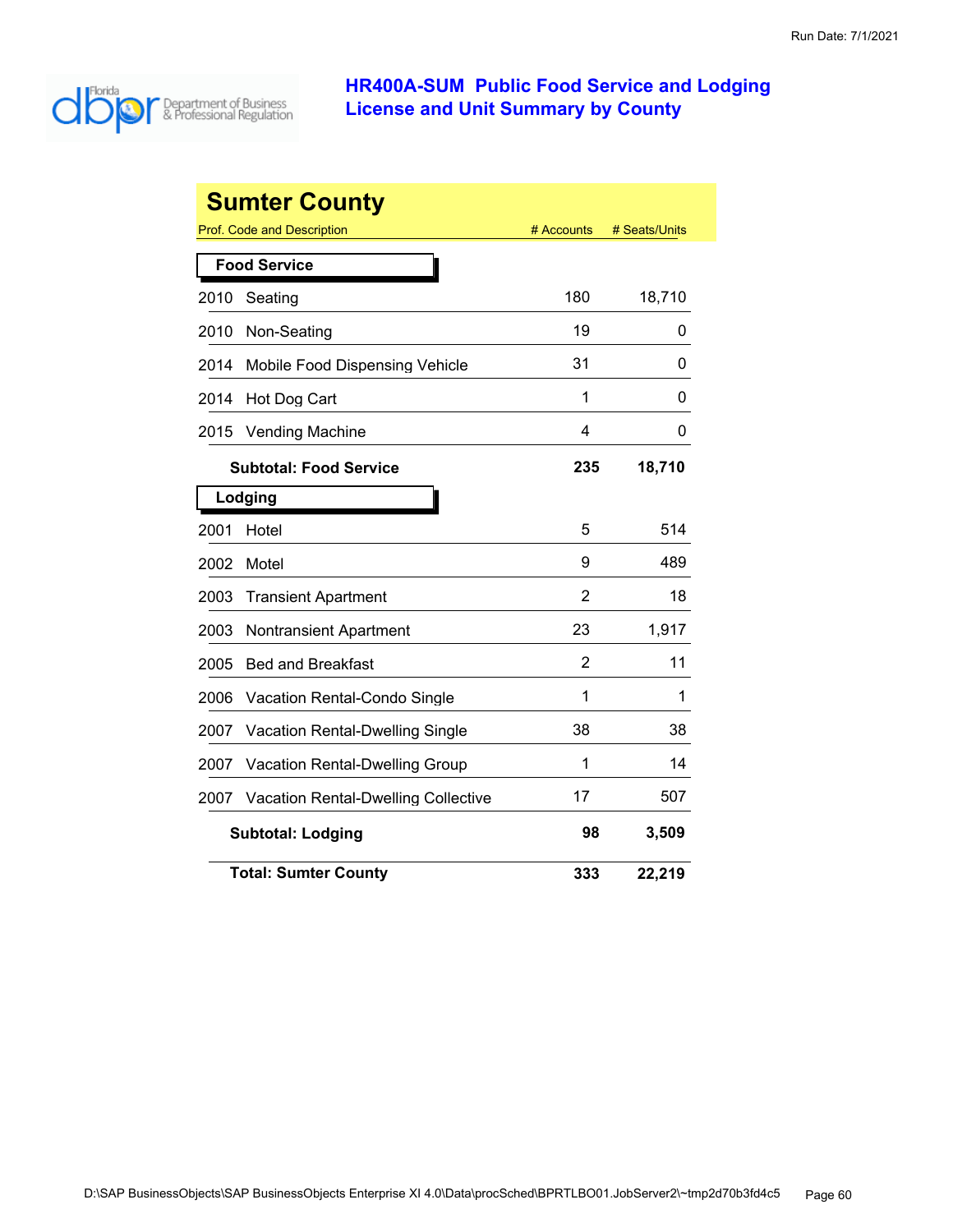Run Date: 7/1/2021

# HR400A-SUM Public Food Service and Lodging License and Unit Summary by County

## Sumter County

| Prof. Code and Description | # Accounts | # Seats/Units |
|---|---|---|
| **Food Service** | | |
| 2010 Seating | 180 | 18,710 |
| 2010 Non-Seating | 19 | 0 |
| 2014 Mobile Food Dispensing Vehicle | 31 | 0 |
| 2014 Hot Dog Cart | 1 | 0 |
| 2015 Vending Machine | 4 | 0 |
| **Subtotal: Food Service** | **235** | **18,710** |
| **Lodging** | | |
| 2001 Hotel | 5 | 514 |
| 2002 Motel | 9 | 489 |
| 2003 Transient Apartment | 2 | 18 |
| 2003 Nontransient Apartment | 23 | 1,917 |
| 2005 Bed and Breakfast | 2 | 11 |
| 2006 Vacation Rental-Condo Single | 1 | 1 |
| 2007 Vacation Rental-Dwelling Single | 38 | 38 |
| 2007 Vacation Rental-Dwelling Group | 1 | 14 |
| 2007 Vacation Rental-Dwelling Collective | 17 | 507 |
| **Subtotal: Lodging** | **98** | **3,509** |
| **Total: Sumter County** | **333** | **22,219** |

D:\SAP BusinessObjects\SAP BusinessObjects Enterprise XI 4.0\Data\procSched\BPRTLBO01.JobServer2\~tmp2d70b3fd4c5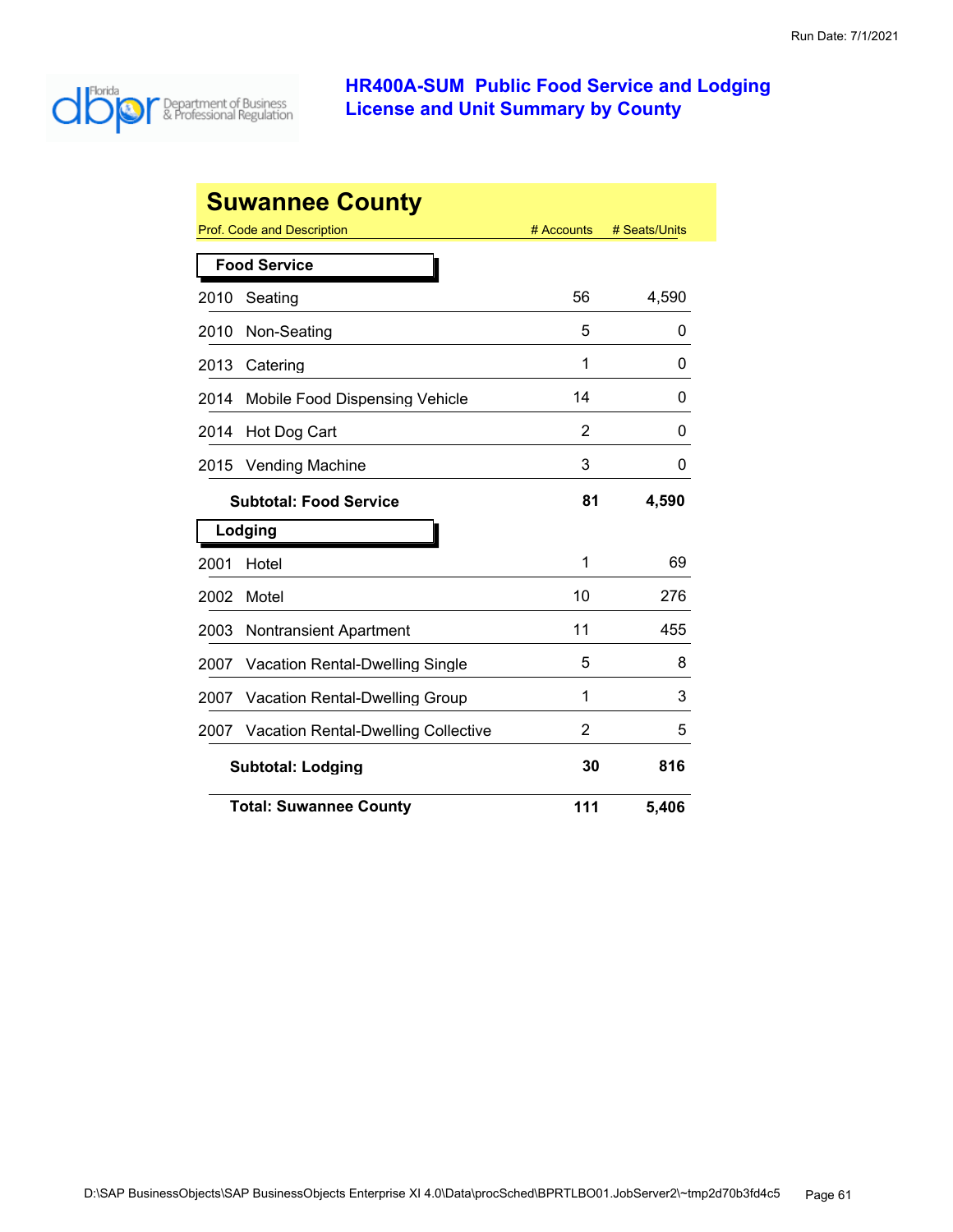# HR400A-SUM Public Food Service and Lodging License and Unit Summary by County

Run Date: 7/1/2021

## Suwannee County

| Prof. Code and Description | | # Accounts | # Seats/Units |
|---|---|---|---|
| **Food Service** | | | |
| 2010 | Seating | 56 | 4,590 |
| 2010 | Non-Seating | 5 | 0 |
| 2013 | Catering | 1 | 0 |
| 2014 | Mobile Food Dispensing Vehicle | 14 | 0 |
| 2014 | Hot Dog Cart | 2 | 0 |
| 2015 | Vending Machine | 3 | 0 |
| | **Subtotal: Food Service** | **81** | **4,590** |
| **Lodging** | | | |
| 2001 | Hotel | 1 | 69 |
| 2002 | Motel | 10 | 276 |
| 2003 | Nontransient Apartment | 11 | 455 |
| 2007 | Vacation Rental-Dwelling Single | 5 | 8 |
| 2007 | Vacation Rental-Dwelling Group | 1 | 3 |
| 2007 | Vacation Rental-Dwelling Collective | 2 | 5 |
| | **Subtotal: Lodging** | **30** | **816** |
| | **Total: Suwannee County** | **111** | **5,406** |

D:\SAP BusinessObjects\SAP BusinessObjects Enterprise XI 4.0\Data\procSched\BPRTLBO01.JobServer2\~tmp2d70b3fd4c5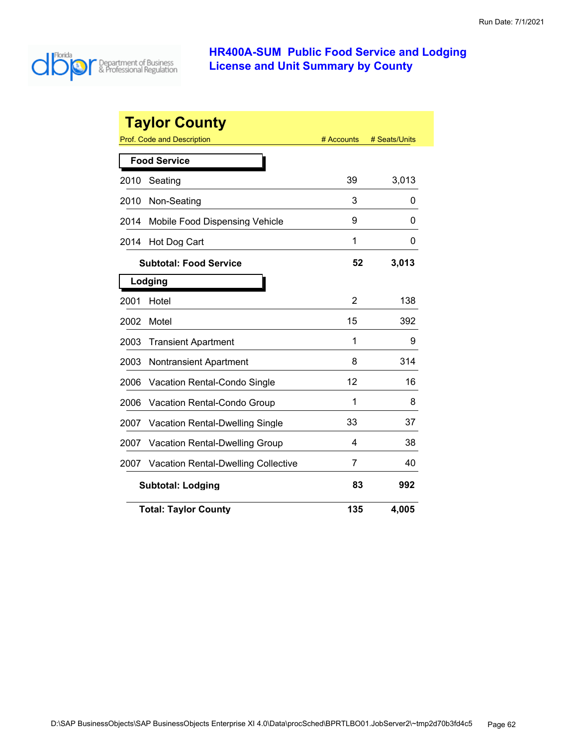# HR400A-SUM Public Food Service and Lodging License and Unit Summary by County

## Taylor County

| Prof. Code and Description | # Accounts | # Seats/Units |
|---|---|---|
| **Food Service** | | |
| 2010 Seating | 39 | 3,013 |
| 2010 Non-Seating | 3 | 0 |
| 2014 Mobile Food Dispensing Vehicle | 9 | 0 |
| 2014 Hot Dog Cart | 1 | 0 |
| **Subtotal: Food Service** | **52** | **3,013** |
| **Lodging** | | |
| 2001 Hotel | 2 | 138 |
| 2002 Motel | 15 | 392 |
| 2003 Transient Apartment | 1 | 9 |
| 2003 Nontransient Apartment | 8 | 314 |
| 2006 Vacation Rental-Condo Single | 12 | 16 |
| 2006 Vacation Rental-Condo Group | 1 | 8 |
| 2007 Vacation Rental-Dwelling Single | 33 | 37 |
| 2007 Vacation Rental-Dwelling Group | 4 | 38 |
| 2007 Vacation Rental-Dwelling Collective | 7 | 40 |
| **Subtotal: Lodging** | **83** | **992** |
| **Total: Taylor County** | **135** | **4,005** |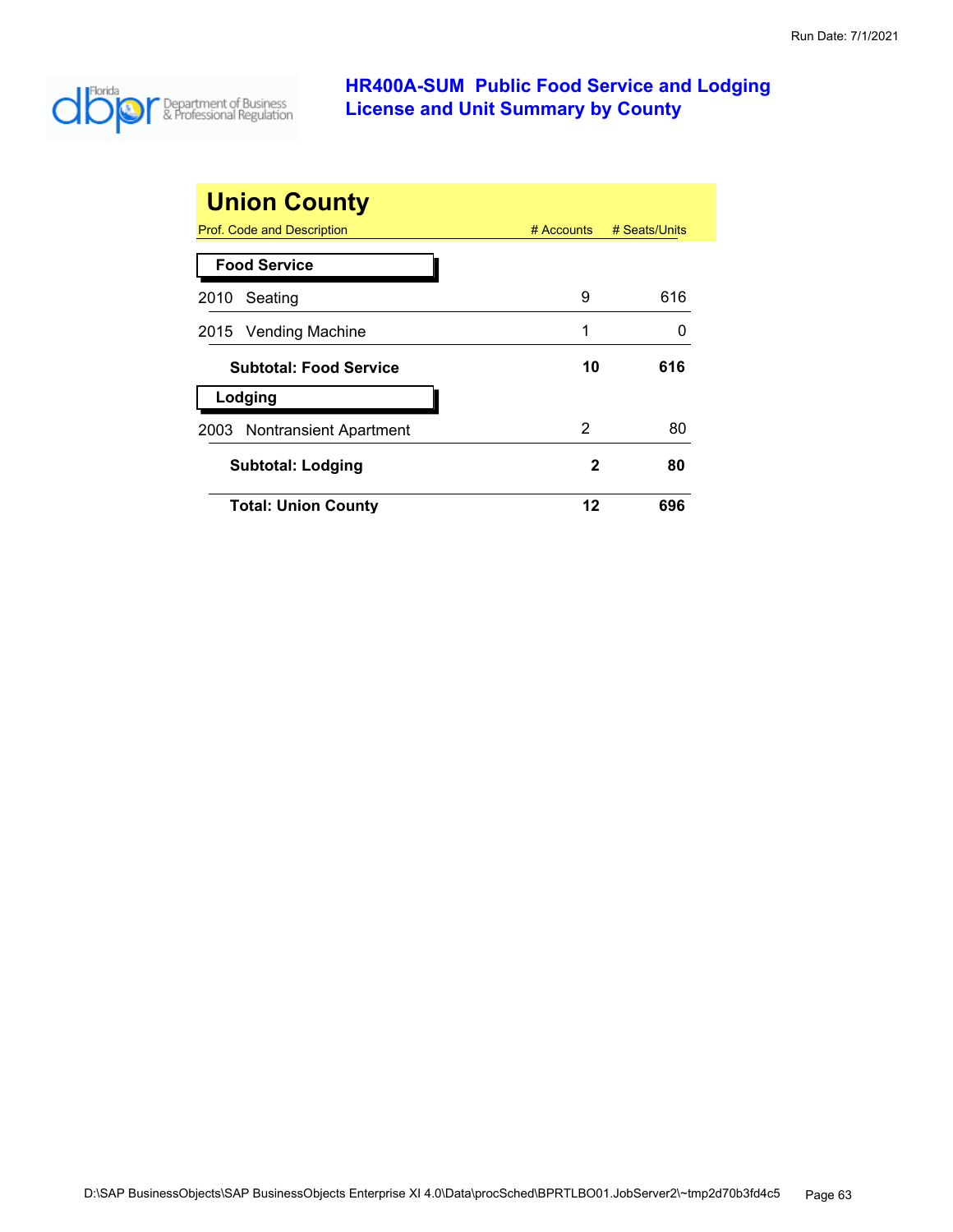# HR400A-SUM Public Food Service and Lodging License and Unit Summary by County

Run Date: 7/1/2021

## Union County

| Prof. Code and Description | # Accounts | # Seats/Units |
|---|---|---|
| **Food Service** | | |
| 2010 Seating | 9 | 616 |
| 2015 Vending Machine | 1 | 0 |
| **Subtotal: Food Service** | **10** | **616** |
| **Lodging** | | |
| 2003 Nontransient Apartment | 2 | 80 |
| **Subtotal: Lodging** | **2** | **80** |
| **Total: Union County** | **12** | **696** |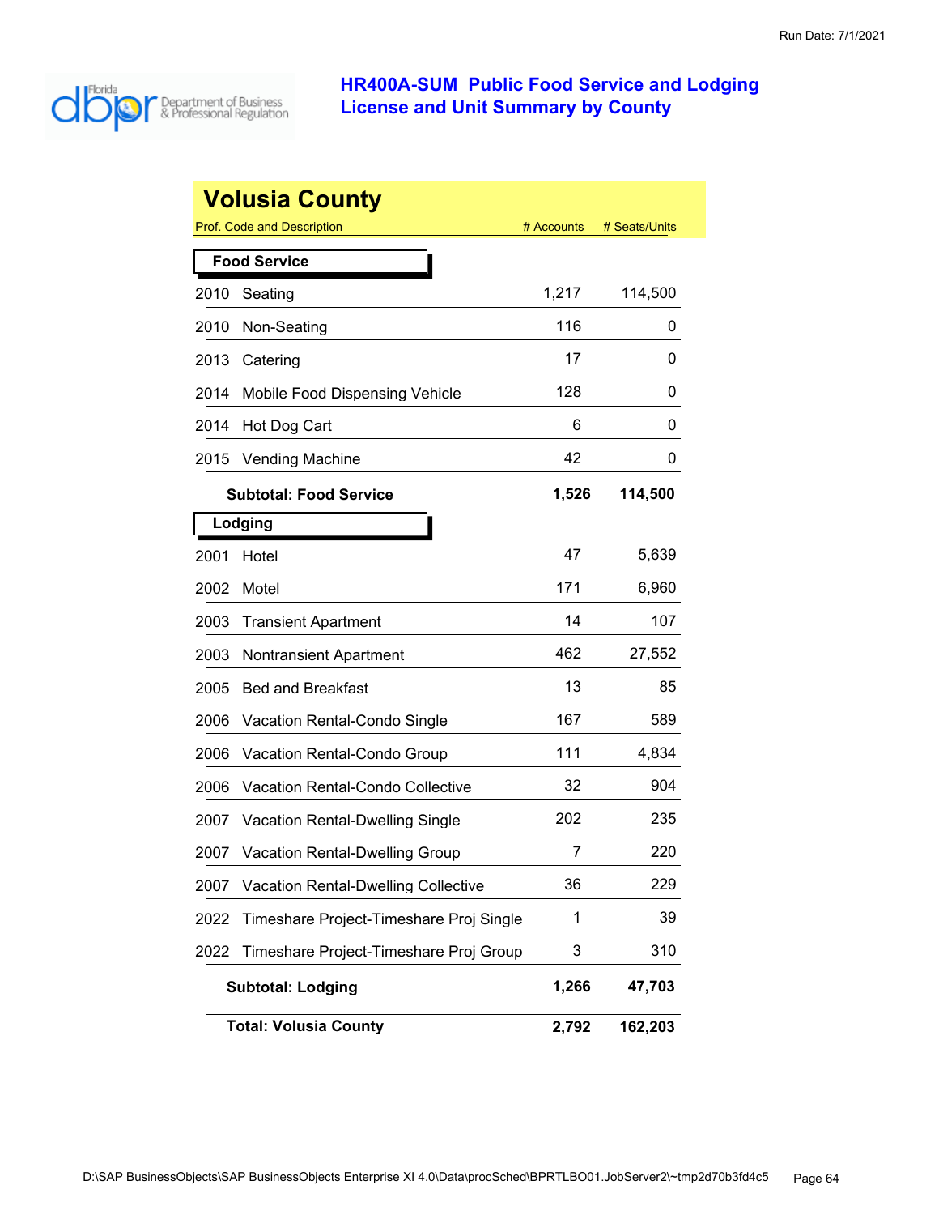# HR400A-SUM Public Food Service and Lodging License and Unit Summary by County

## Volusia County

| Prof. Code and Description | | # Accounts | # Seats/Units |
|---|---|---|---|
| **Food Service** | | | |
| 2010 | Seating | 1,217 | 114,500 |
| 2010 | Non-Seating | 116 | 0 |
| 2013 | Catering | 17 | 0 |
| 2014 | Mobile Food Dispensing Vehicle | 128 | 0 |
| 2014 | Hot Dog Cart | 6 | 0 |
| 2015 | Vending Machine | 42 | 0 |
| | **Subtotal: Food Service** | **1,526** | **114,500** |
| **Lodging** | | | |
| 2001 | Hotel | 47 | 5,639 |
| 2002 | Motel | 171 | 6,960 |
| 2003 | Transient Apartment | 14 | 107 |
| 2003 | Nontransient Apartment | 462 | 27,552 |
| 2005 | Bed and Breakfast | 13 | 85 |
| 2006 | Vacation Rental-Condo Single | 167 | 589 |
| 2006 | Vacation Rental-Condo Group | 111 | 4,834 |
| 2006 | Vacation Rental-Condo Collective | 32 | 904 |
| 2007 | Vacation Rental-Dwelling Single | 202 | 235 |
| 2007 | Vacation Rental-Dwelling Group | 7 | 220 |
| 2007 | Vacation Rental-Dwelling Collective | 36 | 229 |
| 2022 | Timeshare Project-Timeshare Proj Single | 1 | 39 |
| 2022 | Timeshare Project-Timeshare Proj Group | 3 | 310 |
| | **Subtotal: Lodging** | **1,266** | **47,703** |
| | **Total: Volusia County** | **2,792** | **162,203** |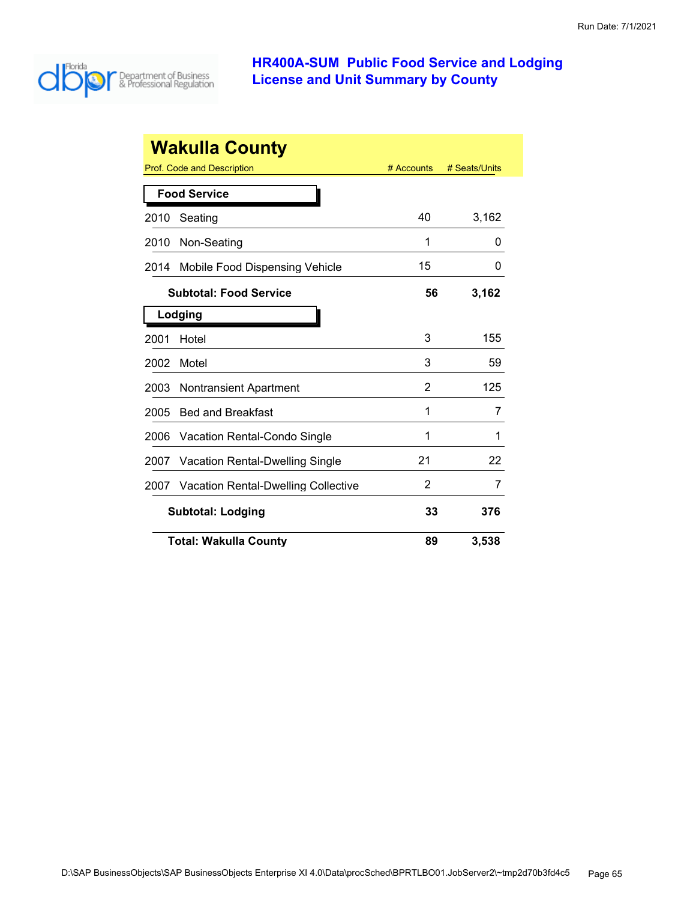# HR400A-SUM Public Food Service and Lodging License and Unit Summary by County

## Wakulla County

| Prof. Code and Description | # Accounts | # Seats/Units |
|---|---|---|
| **Food Service** | | |
| 2010 Seating | 40 | 3,162 |
| 2010 Non-Seating | 1 | 0 |
| 2014 Mobile Food Dispensing Vehicle | 15 | 0 |
| **Subtotal: Food Service** | **56** | **3,162** |
| **Lodging** | | |
| 2001 Hotel | 3 | 155 |
| 2002 Motel | 3 | 59 |
| 2003 Nontransient Apartment | 2 | 125 |
| 2005 Bed and Breakfast | 1 | 7 |
| 2006 Vacation Rental-Condo Single | 1 | 1 |
| 2007 Vacation Rental-Dwelling Single | 21 | 22 |
| 2007 Vacation Rental-Dwelling Collective | 2 | 7 |
| **Subtotal: Lodging** | **33** | **376** |
| **Total: Wakulla County** | **89** | **3,538** |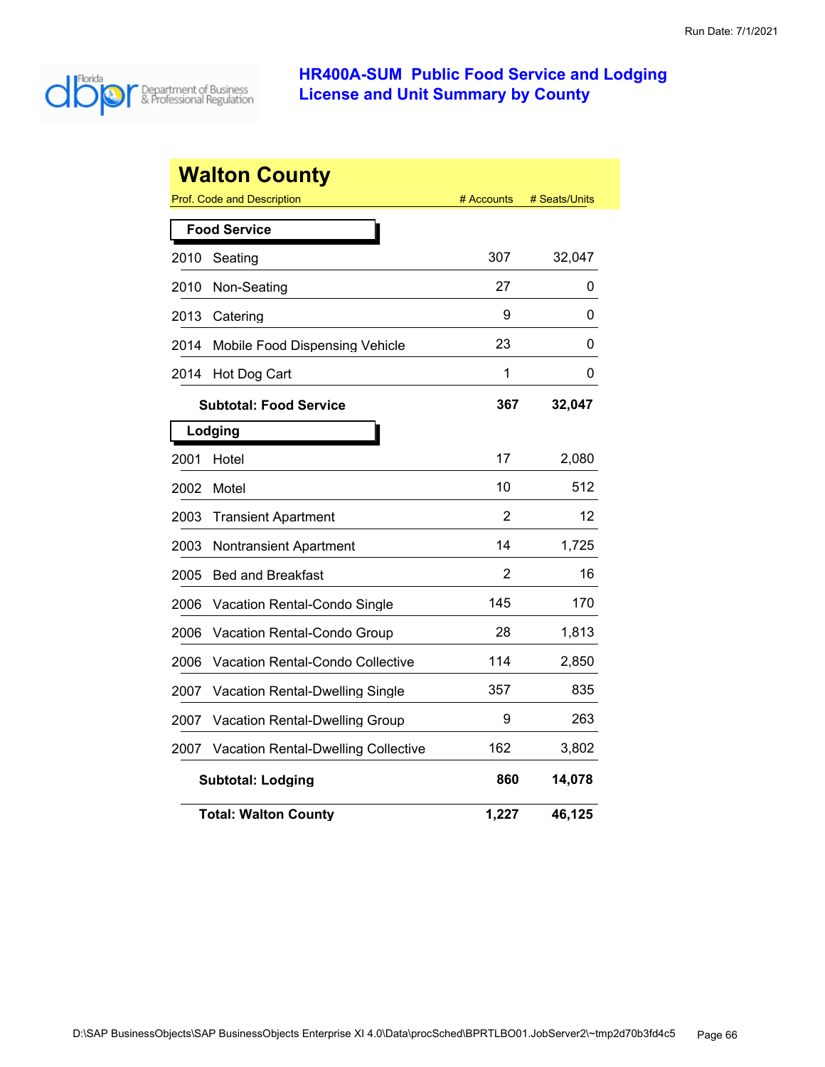# HR400A-SUM Public Food Service and Lodging License and Unit Summary by County

## Walton County

| Prof. Code and Description | | # Accounts | # Seats/Units |
|---|---|---|---|
| **Food Service** | | | |
| 2010 | Seating | 307 | 32,047 |
| 2010 | Non-Seating | 27 | 0 |
| 2013 | Catering | 9 | 0 |
| 2014 | Mobile Food Dispensing Vehicle | 23 | 0 |
| 2014 | Hot Dog Cart | 1 | 0 |
| | **Subtotal: Food Service** | **367** | **32,047** |
| **Lodging** | | | |
| 2001 | Hotel | 17 | 2,080 |
| 2002 | Motel | 10 | 512 |
| 2003 | Transient Apartment | 2 | 12 |
| 2003 | Nontransient Apartment | 14 | 1,725 |
| 2005 | Bed and Breakfast | 2 | 16 |
| 2006 | Vacation Rental-Condo Single | 145 | 170 |
| 2006 | Vacation Rental-Condo Group | 28 | 1,813 |
| 2006 | Vacation Rental-Condo Collective | 114 | 2,850 |
| 2007 | Vacation Rental-Dwelling Single | 357 | 835 |
| 2007 | Vacation Rental-Dwelling Group | 9 | 263 |
| 2007 | Vacation Rental-Dwelling Collective | 162 | 3,802 |
| | **Subtotal: Lodging** | **860** | **14,078** |
| | **Total: Walton County** | **1,227** | **46,125** |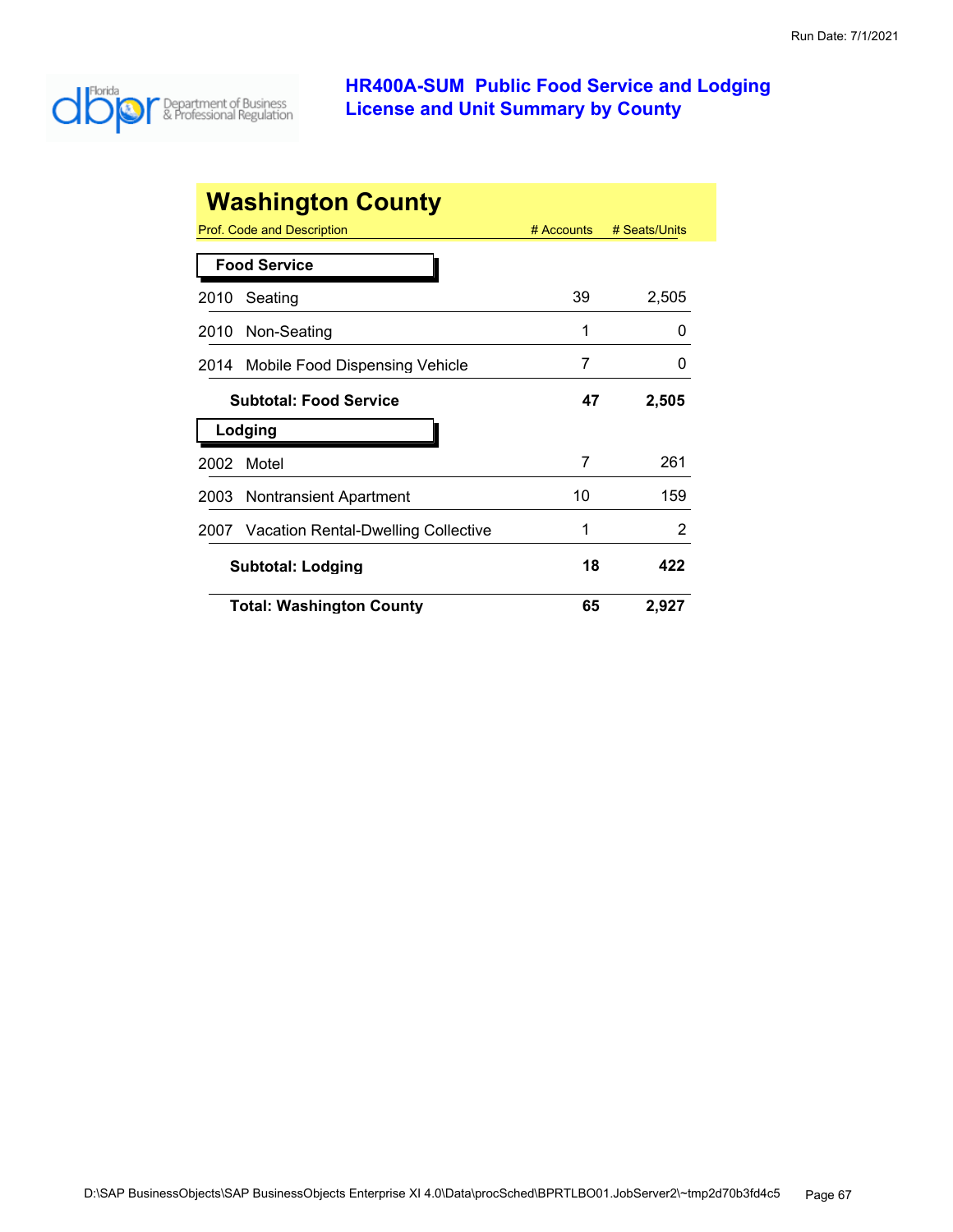# HR400A-SUM Public Food Service and Lodging License and Unit Summary by County

## Washington County

| Prof. Code and Description | # Accounts | # Seats/Units |
|---|---|---|
| **Food Service** | | |
| 2010 Seating | 39 | 2,505 |
| 2010 Non-Seating | 1 | 0 |
| 2014 Mobile Food Dispensing Vehicle | 7 | 0 |
| **Subtotal: Food Service** | **47** | **2,505** |
| **Lodging** | | |
| 2002 Motel | 7 | 261 |
| 2003 Nontransient Apartment | 10 | 159 |
| 2007 Vacation Rental-Dwelling Collective | 1 | 2 |
| **Subtotal: Lodging** | **18** | **422** |
| **Total: Washington County** | **65** | **2,927** |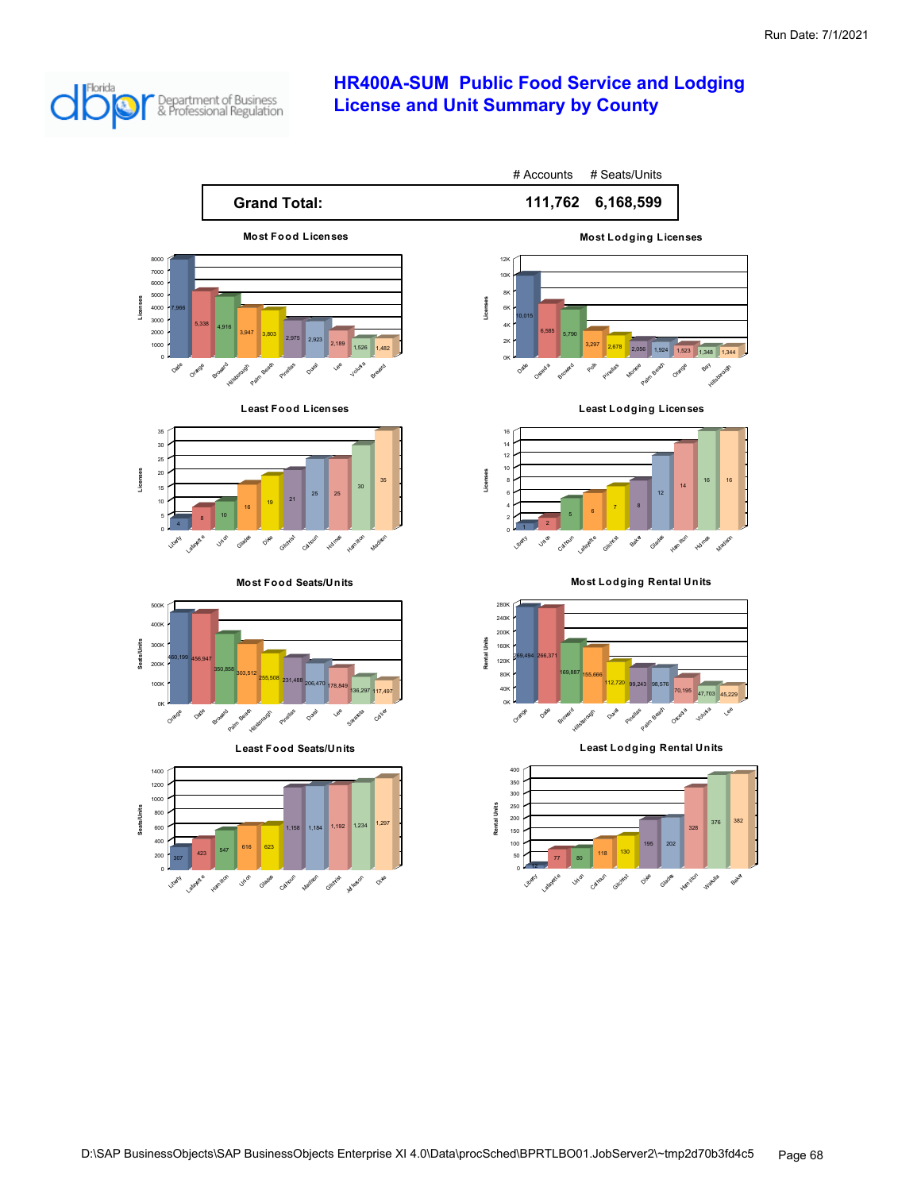Run Date: 7/1/2021

Florida Department of Business & Professional Regulation

# HR400A-SUM Public Food Service and Lodging License and Unit Summary by County

| | # Accounts | # Seats/Units |
|---|---|---|
| **Grand Total:** | **111,762** | **6,168,599** |

### Most Food Licenses

Licenses

Dade 7,966
Orange 5,338
Broward 4,916
Hillsborough 3,947
Palm Beach 3,803
Pinellas 2,975
Duval 2,923
Lee 2,189
Volusia 1,526
Brevard 1,482

### Most Lodging Licenses

Licenses

Dade 10,015
Osceola 6,585
Broward 5,790
Polk 3,297
Pinellas 2,678
Monroe 2,056
Palm Beach 1,924
Orange 1,523
Bay 1,348
Hillsborough 1,344

### Least Food Licenses

Licenses

Liberty 4
Lafayette 8
Union 10
Glades 16
Dixie 19
Gilchrist 21
Calhoun 25
Holmes 25
Hamilton 30
Madison 35

### Least Lodging Licenses

Licenses

Liberty 1
Union 2
Calhoun 5
Lafayette 6
Gilchrist 7
Baker 8
Glades 12
Hamilton 14
Holmes 16
Madison 16

### Most Food Seats/Units

Seats/Units

Orange 460,199
Dade 456,947
Broward 350,858
Palm Beach 303,512
Hillsborough 255,508
Pinellas 231,488
Duval 206,470
Lee 178,849
Sarasota 136,297
Collier 117,497

### Most Lodging Rental Units

Rental Units

Orange 269,494
Dade 266,371
Broward 169,887
Hillsborough 155,666
Duval 112,720
Pinellas 99,243
Palm Beach 98,576
Osceola 70,195
Volusia 47,703
Lee 45,229

### Least Food Seats/Units

Seats/Units

Liberty 307
Lafayette 423
Hamilton 547
Union 616
Glades 623
Calhoun 1,158
Madison 1,184
Gilchrist 1,192
Jefferson 1,234
Dixie 1,297

### Least Lodging Rental Units

Rental Units

Liberty 12
Lafayette 77
Union 80
Calhoun 118
Gilchrist 130
Dixie 195
Glades 202
Hamilton 328
Wakulla 376
Baker 382

D:\SAP BusinessObjects\SAP BusinessObjects Enterprise XI 4.0\Data\procSched\BPRTLBO01.JobServer2\~tmp2d70b3fd4c5